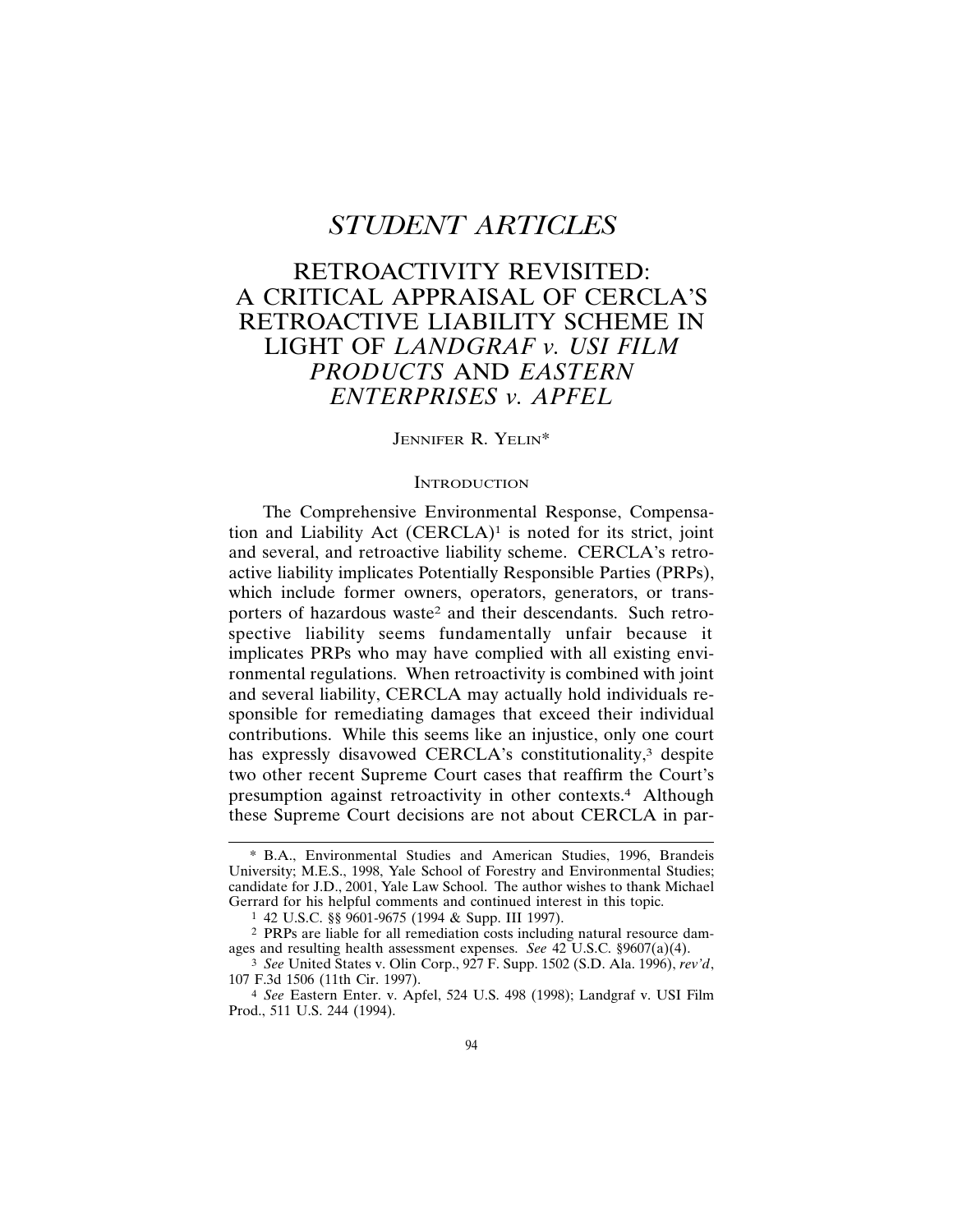# STUDENT ARTICLES

## RETROACTIVITY REVISITED: A CRITICAL APPRAISAL OF CERCLA'S RETROACTIVE LIABILITY SCHEME IN LIGHT OF *LANDGRAF v. USI FILM PRODUCTS* AND *EASTERN ENTERPRISES v. APFEL*

JENNIFER R. YELIN*

### INTRODUCTION

The Comprehensive Environmental Response, Compensation and Liability Act (CERCLA)[1] is noted for its strict, joint and several, and retroactive liability scheme. CERCLA's retroactive liability implicates Potentially Responsible Parties (PRPs), which include former owners, operators, generators, or transporters of hazardous waste[2] and their descendants. Such retrospective liability seems fundamentally unfair because it implicates PRPs who may have complied with all existing environmental regulations. When retroactivity is combined with joint and several liability, CERCLA may actually hold individuals responsible for remediating damages that exceed their individual contributions. While this seems like an injustice, only one court has expressly disavowed CERCLA's constitutionality,[3] despite two other recent Supreme Court cases that reaffirm the Court's presumption against retroactivity in other contexts.[4] Although these Supreme Court decisions are not about CERCLA in par-

---

\* B.A., Environmental Studies and American Studies, 1996, Brandeis University; M.E.S., 1998, Yale School of Forestry and Environmental Studies; candidate for J.D., 2001, Yale Law School. The author wishes to thank Michael Gerrard for his helpful comments and continued interest in this topic.

1 42 U.S.C. §§ 9601-9675 (1994 & Supp. III 1997).

2 PRPs are liable for all remediation costs including natural resource damages and resulting health assessment expenses. *See* 42 U.S.C. §9607(a)(4).

3 *See* United States v. Olin Corp., 927 F. Supp. 1502 (S.D. Ala. 1996), *rev'd*, 107 F.3d 1506 (11th Cir. 1997).

4 *See* Eastern Enter. v. Apfel, 524 U.S. 498 (1998); Landgraf v. USI Film Prod., 511 U.S. 244 (1994).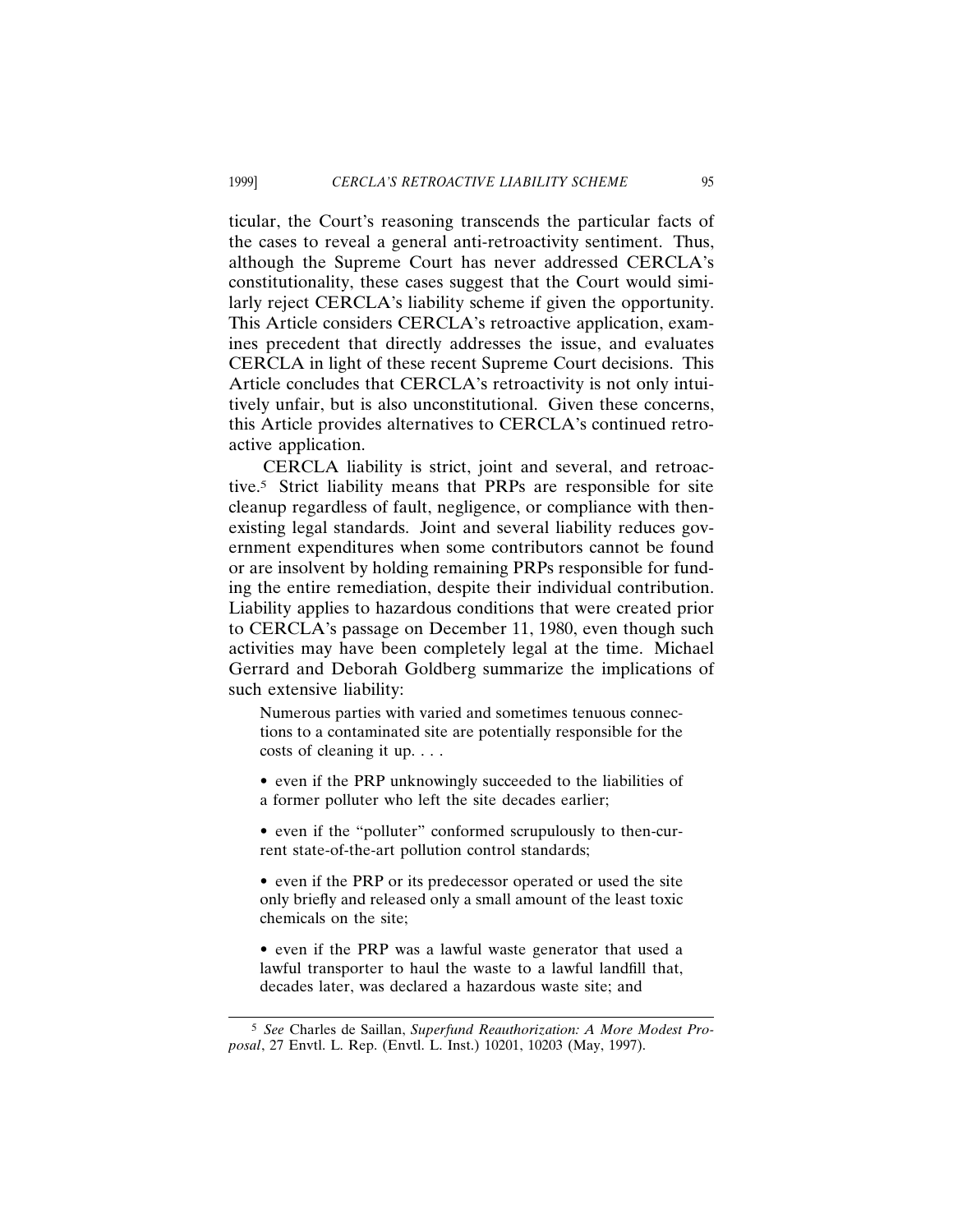ticular, the Court's reasoning transcends the particular facts of the cases to reveal a general anti-retroactivity sentiment. Thus, although the Supreme Court has never addressed CERCLA's constitutionality, these cases suggest that the Court would similarly reject CERCLA's liability scheme if given the opportunity. This Article considers CERCLA's retroactive application, examines precedent that directly addresses the issue, and evaluates CERCLA in light of these recent Supreme Court decisions. This Article concludes that CERCLA's retroactivity is not only intuitively unfair, but is also unconstitutional. Given these concerns, this Article provides alternatives to CERCLA's continued retroactive application.

CERCLA liability is strict, joint and several, and retroactive.[5] Strict liability means that PRPs are responsible for site cleanup regardless of fault, negligence, or compliance with then-existing legal standards. Joint and several liability reduces government expenditures when some contributors cannot be found or are insolvent by holding remaining PRPs responsible for funding the entire remediation, despite their individual contribution. Liability applies to hazardous conditions that were created prior to CERCLA's passage on December 11, 1980, even though such activities may have been completely legal at the time. Michael Gerrard and Deborah Goldberg summarize the implications of such extensive liability:

> Numerous parties with varied and sometimes tenuous connections to a contaminated site are potentially responsible for the costs of cleaning it up. . . .
>
> • even if the PRP unknowingly succeeded to the liabilities of a former polluter who left the site decades earlier;
>
> • even if the "polluter" conformed scrupulously to then-current state-of-the-art pollution control standards;
>
> • even if the PRP or its predecessor operated or used the site only briefly and released only a small amount of the least toxic chemicals on the site;
>
> • even if the PRP was a lawful waste generator that used a lawful transporter to haul the waste to a lawful landfill that, decades later, was declared a hazardous waste site; and

---

[5] *See* Charles de Saillan, *Superfund Reauthorization: A More Modest Proposal*, 27 Envtl. L. Rep. (Envtl. L. Inst.) 10201, 10203 (May, 1997).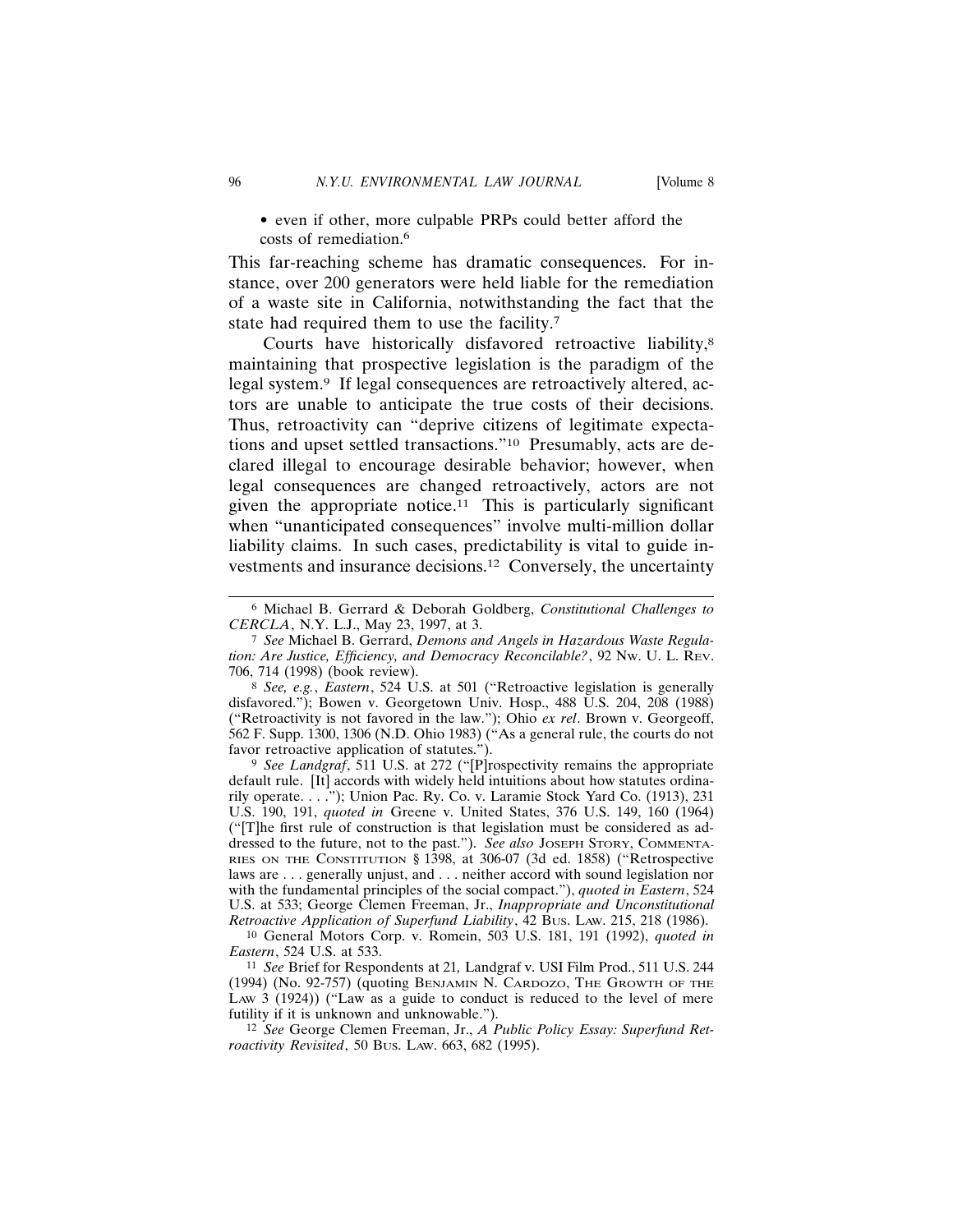- even if other, more culpable PRPs could better afford the costs of remediation.[6]

This far-reaching scheme has dramatic consequences. For instance, over 200 generators were held liable for the remediation of a waste site in California, notwithstanding the fact that the state had required them to use the facility.[7]

Courts have historically disfavored retroactive liability,[8] maintaining that prospective legislation is the paradigm of the legal system.[9] If legal consequences are retroactively altered, actors are unable to anticipate the true costs of their decisions. Thus, retroactivity can "deprive citizens of legitimate expectations and upset settled transactions."[10] Presumably, acts are declared illegal to encourage desirable behavior; however, when legal consequences are changed retroactively, actors are not given the appropriate notice.[11] This is particularly significant when "unanticipated consequences" involve multi-million dollar liability claims. In such cases, predictability is vital to guide investments and insurance decisions.[12] Conversely, the uncertainty

---

[6] Michael B. Gerrard & Deborah Goldberg, *Constitutional Challenges to CERCLA*, N.Y. L.J., May 23, 1997, at 3.

[7] *See* Michael B. Gerrard, *Demons and Angels in Hazardous Waste Regulation: Are Justice, Efficiency, and Democracy Reconcilable?*, 92 Nw. U. L. Rev. 706, 714 (1998) (book review).

[8] *See, e.g.*, *Eastern*, 524 U.S. at 501 ("Retroactive legislation is generally disfavored."); Bowen v. Georgetown Univ. Hosp., 488 U.S. 204, 208 (1988) ("Retroactivity is not favored in the law."); Ohio *ex rel*. Brown v. Georgeoff, 562 F. Supp. 1300, 1306 (N.D. Ohio 1983) ("As a general rule, the courts do not favor retroactive application of statutes.").

[9] *See Landgraf*, 511 U.S. at 272 ("[P]rospectivity remains the appropriate default rule. [It] accords with widely held intuitions about how statutes ordinarily operate. . . ."); Union Pac. Ry. Co. v. Laramie Stock Yard Co. (1913), 231 U.S. 190, 191, *quoted in* Greene v. United States, 376 U.S. 149, 160 (1964) ("[T]he first rule of construction is that legislation must be considered as addressed to the future, not to the past."). *See also* Joseph Story, Commentaries on the Constitution § 1398, at 306-07 (3d ed. 1858) ("Retrospective laws are . . . generally unjust, and . . . neither accord with sound legislation nor with the fundamental principles of the social compact."), *quoted in Eastern*, 524 U.S. at 533; George Clemen Freeman, Jr., *Inappropriate and Unconstitutional Retroactive Application of Superfund Liability*, 42 Bus. Law. 215, 218 (1986).

[10] General Motors Corp. v. Romein, 503 U.S. 181, 191 (1992), *quoted in Eastern*, 524 U.S. at 533.

[11] *See* Brief for Respondents at 21, Landgraf v. USI Film Prod., 511 U.S. 244 (1994) (No. 92-757) (quoting Benjamin N. Cardozo, The Growth of the Law 3 (1924)) ("Law as a guide to conduct is reduced to the level of mere futility if it is unknown and unknowable.").

[12] *See* George Clemen Freeman, Jr., *A Public Policy Essay: Superfund Retroactivity Revisited*, 50 Bus. Law. 663, 682 (1995).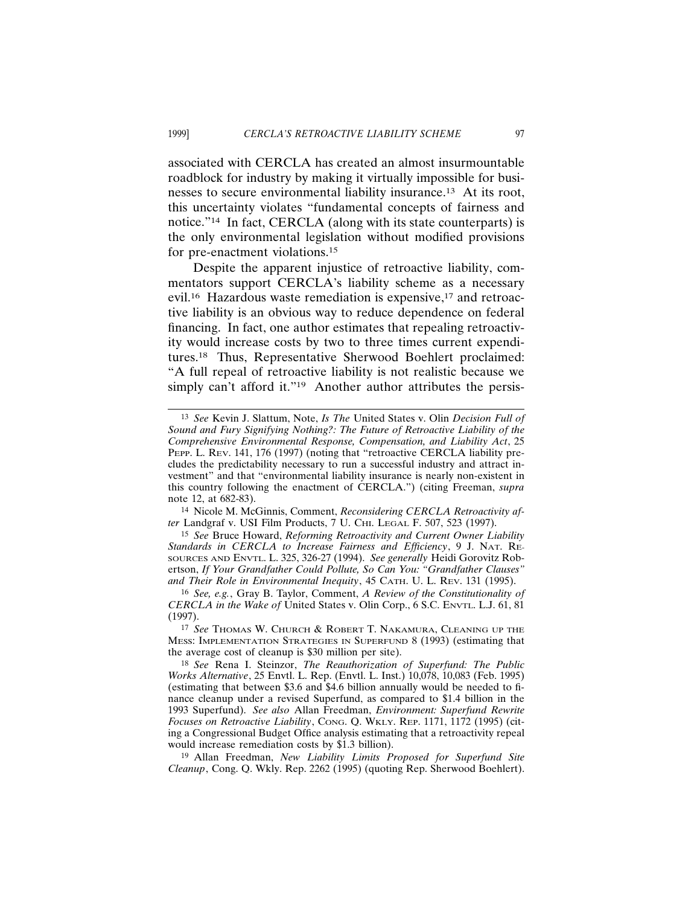associated with CERCLA has created an almost insurmountable roadblock for industry by making it virtually impossible for businesses to secure environmental liability insurance.[13] At its root, this uncertainty violates "fundamental concepts of fairness and notice."[14] In fact, CERCLA (along with its state counterparts) is the only environmental legislation without modified provisions for pre-enactment violations.[15]

Despite the apparent injustice of retroactive liability, commentators support CERCLA's liability scheme as a necessary evil.[16] Hazardous waste remediation is expensive,[17] and retroactive liability is an obvious way to reduce dependence on federal financing. In fact, one author estimates that repealing retroactivity would increase costs by two to three times current expenditures.[18] Thus, Representative Sherwood Boehlert proclaimed: "A full repeal of retroactive liability is not realistic because we simply can't afford it."[19] Another author attributes the persis-

---

[13] *See* Kevin J. Slattum, Note, *Is The* United States v. Olin *Decision Full of Sound and Fury Signifying Nothing?: The Future of Retroactive Liability of the Comprehensive Environmental Response, Compensation, and Liability Act*, 25 PEPP. L. REV. 141, 176 (1997) (noting that "retroactive CERCLA liability precludes the predictability necessary to run a successful industry and attract investment" and that "environmental liability insurance is nearly non-existent in this country following the enactment of CERCLA.") (citing Freeman, *supra* note 12, at 682-83).

[14] Nicole M. McGinnis, Comment, *Reconsidering CERCLA Retroactivity after* Landgraf v. USI Film Products, 7 U. CHI. LEGAL F. 507, 523 (1997).

[15] *See* Bruce Howard, *Reforming Retroactivity and Current Owner Liability Standards in CERCLA to Increase Fairness and Efficiency*, 9 J. NAT. RESOURCES AND ENVTL. L. 325, 326-27 (1994). *See generally* Heidi Gorovitz Robertson, *If Your Grandfather Could Pollute, So Can You: "Grandfather Clauses" and Their Role in Environmental Inequity*, 45 CATH. U. L. REV. 131 (1995).

[16] *See, e.g.*, Gray B. Taylor, Comment, *A Review of the Constitutionality of CERCLA in the Wake of* United States v. Olin Corp., 6 S.C. ENVTL. L.J. 61, 81 (1997).

[17] *See* THOMAS W. CHURCH & ROBERT T. NAKAMURA, CLEANING UP THE MESS: IMPLEMENTATION STRATEGIES IN SUPERFUND 8 (1993) (estimating that the average cost of cleanup is $30 million per site).

[18] *See* Rena I. Steinzor, *The Reauthorization of Superfund: The Public Works Alternative*, 25 Envtl. L. Rep. (Envtl. L. Inst.) 10,078, 10,083 (Feb. 1995) (estimating that between $3.6 and $4.6 billion annually would be needed to finance cleanup under a revised Superfund, as compared to $1.4 billion in the 1993 Superfund). *See also* Allan Freedman, *Environment: Superfund Rewrite Focuses on Retroactive Liability*, CONG. Q. WKLY. REP. 1171, 1172 (1995) (citing a Congressional Budget Office analysis estimating that a retroactivity repeal would increase remediation costs by $1.3 billion).

[19] Allan Freedman, *New Liability Limits Proposed for Superfund Site Cleanup*, Cong. Q. Wkly. Rep. 2262 (1995) (quoting Rep. Sherwood Boehlert).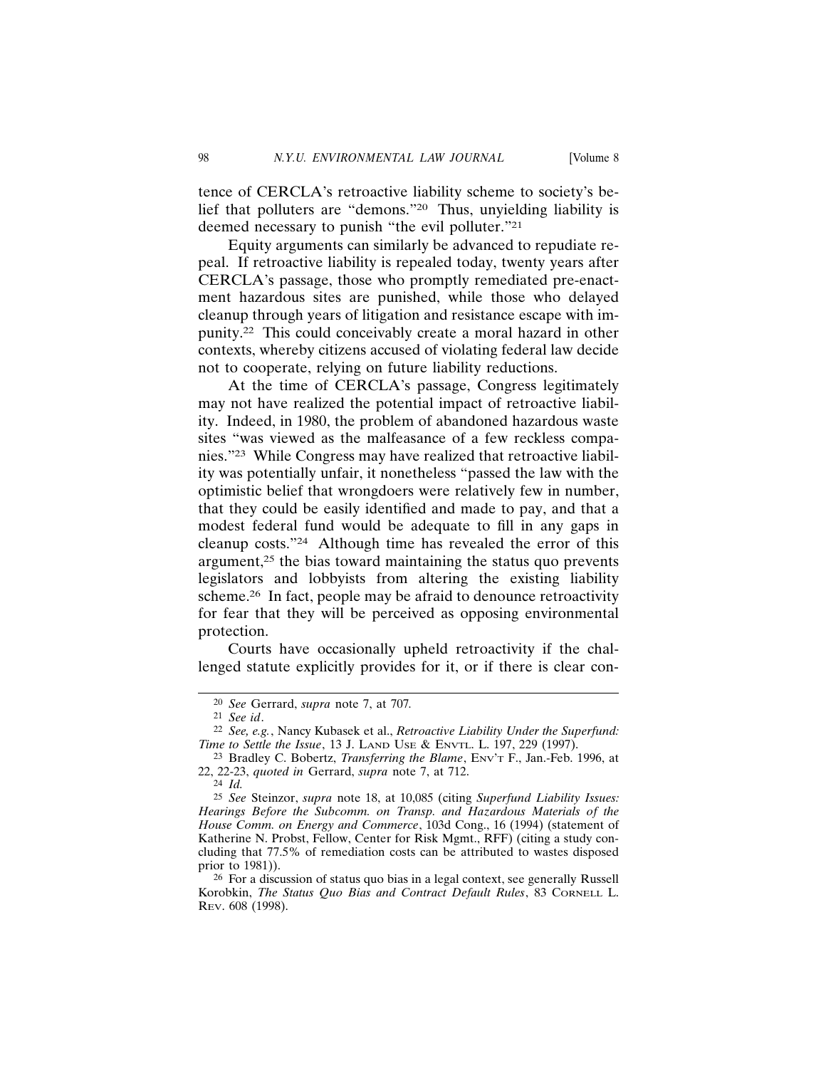tence of CERCLA's retroactive liability scheme to society's belief that polluters are "demons."[20] Thus, unyielding liability is deemed necessary to punish "the evil polluter."[21]

Equity arguments can similarly be advanced to repudiate repeal. If retroactive liability is repealed today, twenty years after CERCLA's passage, those who promptly remediated pre-enactment hazardous sites are punished, while those who delayed cleanup through years of litigation and resistance escape with impunity.[22] This could conceivably create a moral hazard in other contexts, whereby citizens accused of violating federal law decide not to cooperate, relying on future liability reductions.

At the time of CERCLA's passage, Congress legitimately may not have realized the potential impact of retroactive liability. Indeed, in 1980, the problem of abandoned hazardous waste sites "was viewed as the malfeasance of a few reckless companies."[23] While Congress may have realized that retroactive liability was potentially unfair, it nonetheless "passed the law with the optimistic belief that wrongdoers were relatively few in number, that they could be easily identified and made to pay, and that a modest federal fund would be adequate to fill in any gaps in cleanup costs."[24] Although time has revealed the error of this argument,[25] the bias toward maintaining the status quo prevents legislators and lobbyists from altering the existing liability scheme.[26] In fact, people may be afraid to denounce retroactivity for fear that they will be perceived as opposing environmental protection.

Courts have occasionally upheld retroactivity if the challenged statute explicitly provides for it, or if there is clear con-

---

[20] *See* Gerrard, *supra* note 7, at 707.

[21] *See id*.

[22] *See, e.g.*, Nancy Kubasek et al., *Retroactive Liability Under the Superfund: Time to Settle the Issue*, 13 J. LAND USE & ENVTL. L. 197, 229 (1997).

[23] Bradley C. Bobertz, *Transferring the Blame*, ENV'T F., Jan.-Feb. 1996, at 22, 22-23, *quoted in* Gerrard, *supra* note 7, at 712.

[24] *Id.*

[25] *See* Steinzor, *supra* note 18, at 10,085 (citing *Superfund Liability Issues: Hearings Before the Subcomm. on Transp. and Hazardous Materials of the House Comm. on Energy and Commerce*, 103d Cong., 16 (1994) (statement of Katherine N. Probst, Fellow, Center for Risk Mgmt., RFF) (citing a study concluding that 77.5% of remediation costs can be attributed to wastes disposed prior to 1981)).

[26] For a discussion of status quo bias in a legal context, see generally Russell Korobkin, *The Status Quo Bias and Contract Default Rules*, 83 CORNELL L. REV. 608 (1998).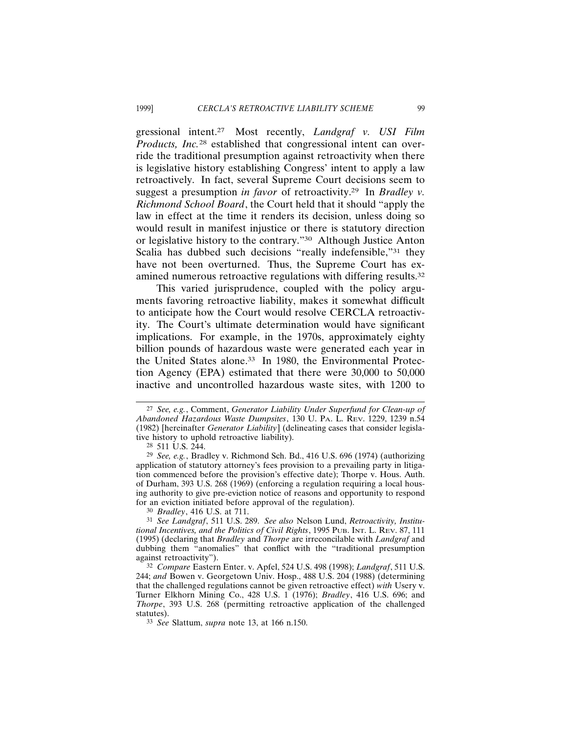gressional intent.[27] Most recently, *Landgraf v. USI Film Products, Inc.*[28] established that congressional intent can override the traditional presumption against retroactivity when there is legislative history establishing Congress' intent to apply a law retroactively. In fact, several Supreme Court decisions seem to suggest a presumption *in favor* of retroactivity.[29] In *Bradley v. Richmond School Board*, the Court held that it should "apply the law in effect at the time it renders its decision, unless doing so would result in manifest injustice or there is statutory direction or legislative history to the contrary."[30] Although Justice Anton Scalia has dubbed such decisions "really indefensible,"[31] they have not been overturned. Thus, the Supreme Court has examined numerous retroactive regulations with differing results.[32]

This varied jurisprudence, coupled with the policy arguments favoring retroactive liability, makes it somewhat difficult to anticipate how the Court would resolve CERCLA retroactivity. The Court's ultimate determination would have significant implications. For example, in the 1970s, approximately eighty billion pounds of hazardous waste were generated each year in the United States alone.[33] In 1980, the Environmental Protection Agency (EPA) estimated that there were 30,000 to 50,000 inactive and uncontrolled hazardous waste sites, with 1200 to

---

[27] *See, e.g.*, Comment, *Generator Liability Under Superfund for Clean-up of Abandoned Hazardous Waste Dumpsites*, 130 U. PA. L. REV. 1229, 1239 n.54 (1982) [hereinafter *Generator Liability*] (delineating cases that consider legislative history to uphold retroactive liability).

[28] 511 U.S. 244.

[29] *See, e.g.*, Bradley v. Richmond Sch. Bd., 416 U.S. 696 (1974) (authorizing application of statutory attorney's fees provision to a prevailing party in litigation commenced before the provision's effective date); Thorpe v. Hous. Auth. of Durham, 393 U.S. 268 (1969) (enforcing a regulation requiring a local housing authority to give pre-eviction notice of reasons and opportunity to respond for an eviction initiated before approval of the regulation).

[30] *Bradley*, 416 U.S. at 711.

[31] *See Landgraf*, 511 U.S. 289. *See also* Nelson Lund, *Retroactivity, Institutional Incentives, and the Politics of Civil Rights*, 1995 PUB. INT. L. REV. 87, 111 (1995) (declaring that *Bradley* and *Thorpe* are irreconcilable with *Landgraf* and dubbing them "anomalies" that conflict with the "traditional presumption against retroactivity").

[32] *Compare* Eastern Enter. v. Apfel, 524 U.S. 498 (1998); *Landgraf*, 511 U.S. 244; *and* Bowen v. Georgetown Univ. Hosp., 488 U.S. 204 (1988) (determining that the challenged regulations cannot be given retroactive effect) *with* Usery v. Turner Elkhorn Mining Co., 428 U.S. 1 (1976); *Bradley*, 416 U.S. 696; and *Thorpe*, 393 U.S. 268 (permitting retroactive application of the challenged statutes).

[33] *See* Slattum, *supra* note 13, at 166 n.150.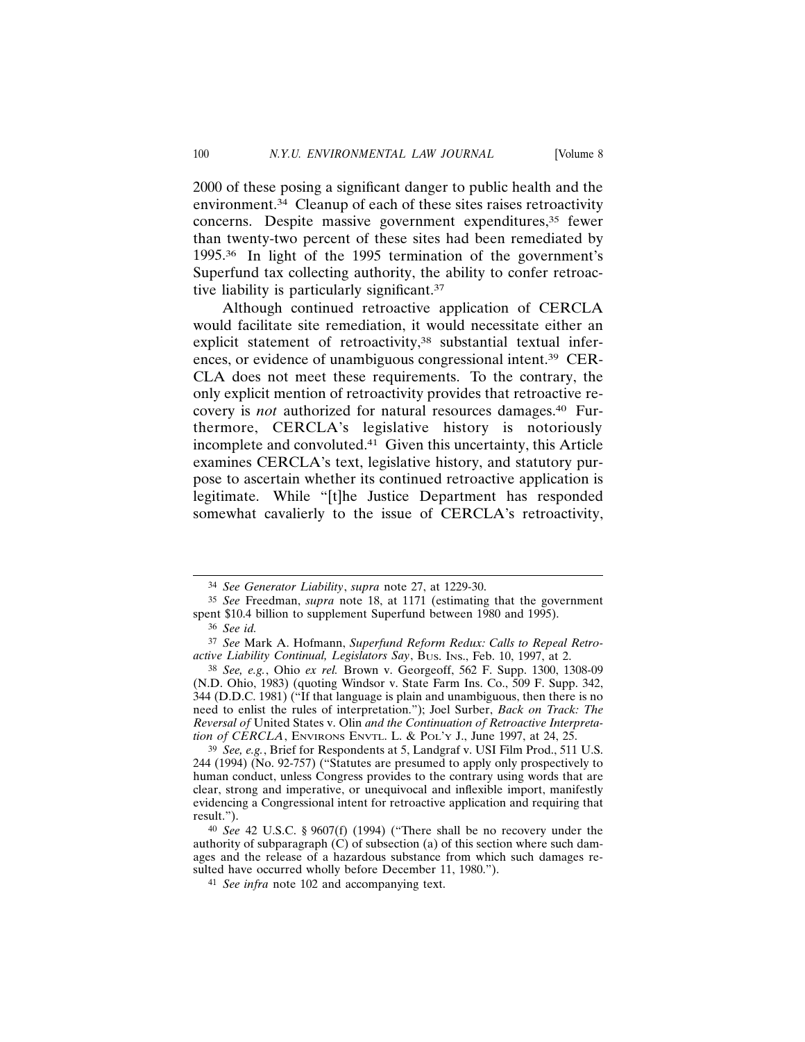2000 of these posing a significant danger to public health and the environment.[34] Cleanup of each of these sites raises retroactivity concerns. Despite massive government expenditures,[35] fewer than twenty-two percent of these sites had been remediated by 1995.[36] In light of the 1995 termination of the government's Superfund tax collecting authority, the ability to confer retroactive liability is particularly significant.[37]

Although continued retroactive application of CERCLA would facilitate site remediation, it would necessitate either an explicit statement of retroactivity,[38] substantial textual inferences, or evidence of unambiguous congressional intent.[39] CERCLA does not meet these requirements. To the contrary, the only explicit mention of retroactivity provides that retroactive recovery is *not* authorized for natural resources damages.[40] Furthermore, CERCLA's legislative history is notoriously incomplete and convoluted.[41] Given this uncertainty, this Article examines CERCLA's text, legislative history, and statutory purpose to ascertain whether its continued retroactive application is legitimate. While "[t]he Justice Department has responded somewhat cavalierly to the issue of CERCLA's retroactivity,

---

[34] *See Generator Liability*, *supra* note 27, at 1229-30.

[35] *See* Freedman, *supra* note 18, at 1171 (estimating that the government spent $10.4 billion to supplement Superfund between 1980 and 1995).

[36] *See id.*

[37] *See* Mark A. Hofmann, *Superfund Reform Redux: Calls to Repeal Retroactive Liability Continual, Legislators Say*, BUS. INS., Feb. 10, 1997, at 2.

[38] *See, e.g.*, Ohio *ex rel.* Brown v. Georgeoff, 562 F. Supp. 1300, 1308-09 (N.D. Ohio, 1983) (quoting Windsor v. State Farm Ins. Co., 509 F. Supp. 342, 344 (D.D.C. 1981) ("If that language is plain and unambiguous, then there is no need to enlist the rules of interpretation."); Joel Surber, *Back on Track: The Reversal of* United States v. Olin *and the Continuation of Retroactive Interpretation of CERCLA*, ENVIRONS ENVTL. L. & POL'Y J., June 1997, at 24, 25.

[39] *See, e.g.*, Brief for Respondents at 5, Landgraf v. USI Film Prod., 511 U.S. 244 (1994) (No. 92-757) ("Statutes are presumed to apply only prospectively to human conduct, unless Congress provides to the contrary using words that are clear, strong and imperative, or unequivocal and inflexible import, manifestly evidencing a Congressional intent for retroactive application and requiring that result.").

[40] *See* 42 U.S.C. § 9607(f) (1994) ("There shall be no recovery under the authority of subparagraph (C) of subsection (a) of this section where such damages and the release of a hazardous substance from which such damages resulted have occurred wholly before December 11, 1980.").

[41] *See infra* note 102 and accompanying text.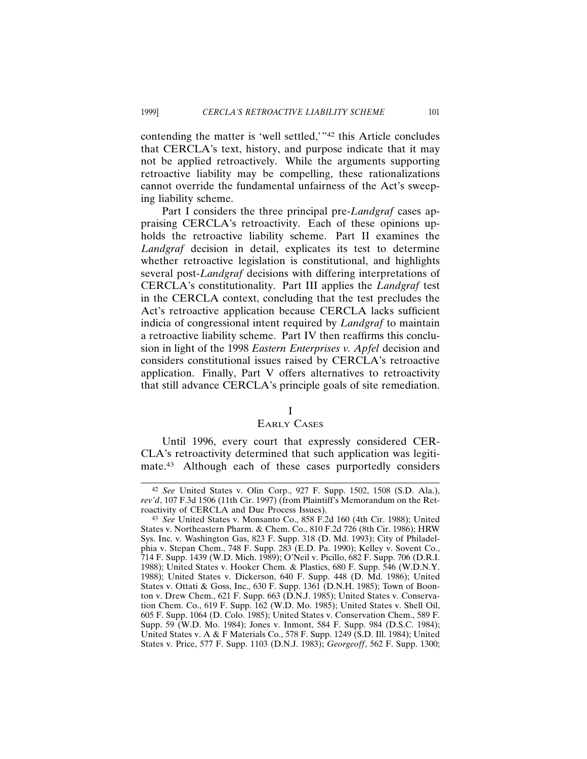contending the matter is 'well settled,'"[42] this Article concludes that CERCLA's text, history, and purpose indicate that it may not be applied retroactively. While the arguments supporting retroactive liability may be compelling, these rationalizations cannot override the fundamental unfairness of the Act's sweeping liability scheme.

Part I considers the three principal pre-*Landgraf* cases appraising CERCLA's retroactivity. Each of these opinions upholds the retroactive liability scheme. Part II examines the *Landgraf* decision in detail, explicates its test to determine whether retroactive legislation is constitutional, and highlights several post-*Landgraf* decisions with differing interpretations of CERCLA's constitutionality. Part III applies the *Landgraf* test in the CERCLA context, concluding that the test precludes the Act's retroactive application because CERCLA lacks sufficient indicia of congressional intent required by *Landgraf* to maintain a retroactive liability scheme. Part IV then reaffirms this conclusion in light of the 1998 *Eastern Enterprises v. Apfel* decision and considers constitutional issues raised by CERCLA's retroactive application. Finally, Part V offers alternatives to retroactivity that still advance CERCLA's principle goals of site remediation.

## I
## Early Cases

Until 1996, every court that expressly considered CERCLA's retroactivity determined that such application was legitimate.[43] Although each of these cases purportedly considers

---

[42] *See* United States v. Olin Corp., 927 F. Supp. 1502, 1508 (S.D. Ala.), *rev'd*, 107 F.3d 1506 (11th Cir. 1997) (from Plaintiff's Memorandum on the Retroactivity of CERCLA and Due Process Issues).

[43] *See* United States v. Monsanto Co., 858 F.2d 160 (4th Cir. 1988); United States v. Northeastern Pharm. & Chem. Co., 810 F.2d 726 (8th Cir. 1986); HRW Sys. Inc. v. Washington Gas, 823 F. Supp. 318 (D. Md. 1993); City of Philadelphia v. Stepan Chem., 748 F. Supp. 283 (E.D. Pa. 1990); Kelley v. Sovent Co., 714 F. Supp. 1439 (W.D. Mich. 1989); O'Neil v. Picillo, 682 F. Supp. 706 (D.R.I. 1988); United States v. Hooker Chem. & Plastics, 680 F. Supp. 546 (W.D.N.Y. 1988); United States v. Dickerson, 640 F. Supp. 448 (D. Md. 1986); United States v. Ottati & Goss, Inc., 630 F. Supp. 1361 (D.N.H. 1985); Town of Boonton v. Drew Chem., 621 F. Supp. 663 (D.N.J. 1985); United States v. Conservation Chem. Co., 619 F. Supp. 162 (W.D. Mo. 1985); United States v. Shell Oil, 605 F. Supp. 1064 (D. Colo. 1985); United States v. Conservation Chem., 589 F. Supp. 59 (W.D. Mo. 1984); Jones v. Inmont, 584 F. Supp. 984 (D.S.C. 1984); United States v. A & F Materials Co., 578 F. Supp. 1249 (S.D. Ill. 1984); United States v. Price, 577 F. Supp. 1103 (D.N.J. 1983); *Georgeoff*, 562 F. Supp. 1300;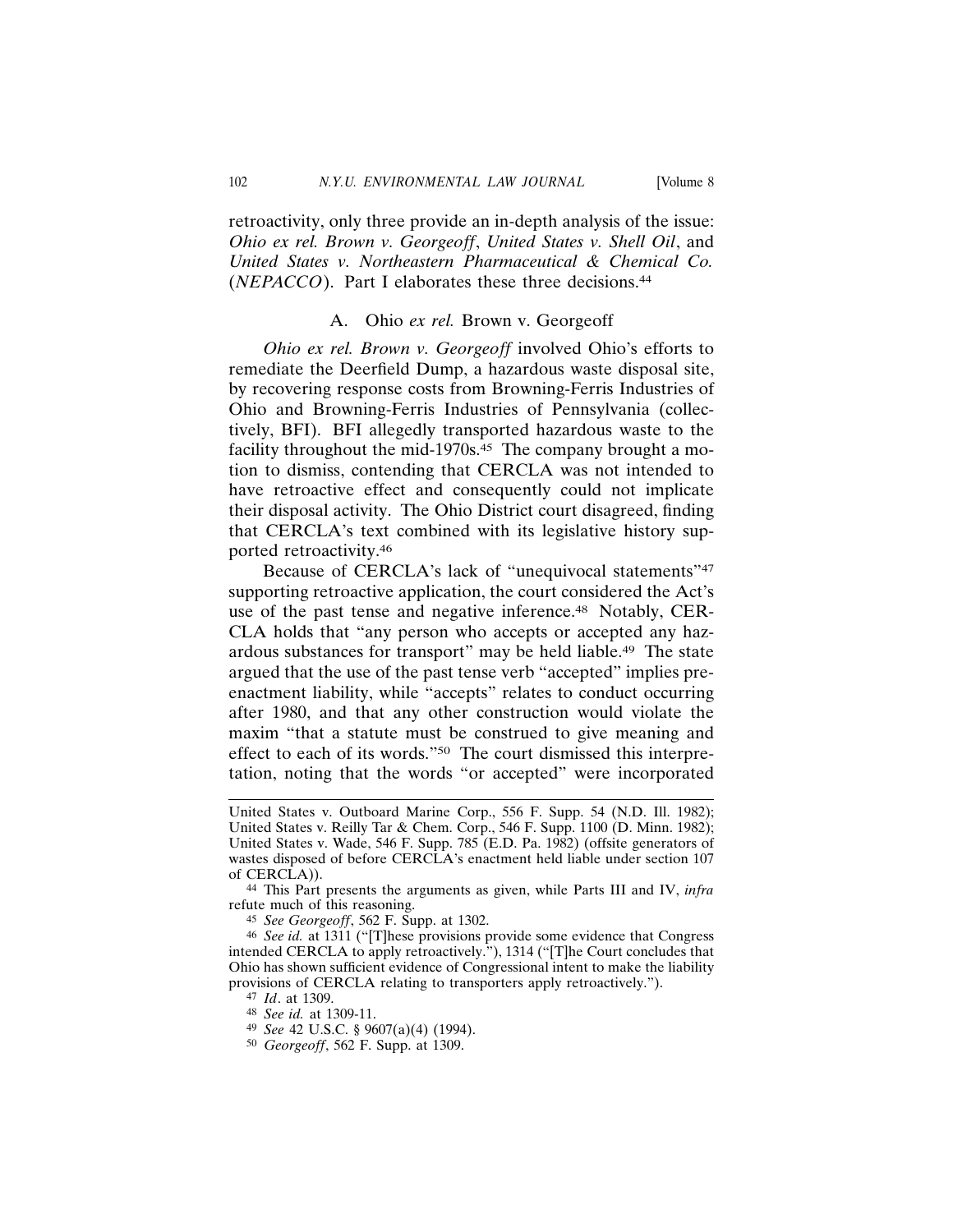retroactivity, only three provide an in-depth analysis of the issue: *Ohio ex rel. Brown v. Georgeoff*, *United States v. Shell Oil*, and *United States v. Northeastern Pharmaceutical & Chemical Co.* (*NEPACCO*). Part I elaborates these three decisions.[44]

### A. Ohio *ex rel.* Brown v. Georgeoff

*Ohio ex rel. Brown v. Georgeoff* involved Ohio's efforts to remediate the Deerfield Dump, a hazardous waste disposal site, by recovering response costs from Browning-Ferris Industries of Ohio and Browning-Ferris Industries of Pennsylvania (collectively, BFI). BFI allegedly transported hazardous waste to the facility throughout the mid-1970s.[45] The company brought a motion to dismiss, contending that CERCLA was not intended to have retroactive effect and consequently could not implicate their disposal activity. The Ohio District court disagreed, finding that CERCLA's text combined with its legislative history supported retroactivity.[46]

Because of CERCLA's lack of "unequivocal statements"[47] supporting retroactive application, the court considered the Act's use of the past tense and negative inference.[48] Notably, CERCLA holds that "any person who accepts or accepted any hazardous substances for transport" may be held liable.[49] The state argued that the use of the past tense verb "accepted" implies pre-enactment liability, while "accepts" relates to conduct occurring after 1980, and that any other construction would violate the maxim "that a statute must be construed to give meaning and effect to each of its words."[50] The court dismissed this interpretation, noting that the words "or accepted" were incorporated

---

United States v. Outboard Marine Corp., 556 F. Supp. 54 (N.D. Ill. 1982); United States v. Reilly Tar & Chem. Corp., 546 F. Supp. 1100 (D. Minn. 1982); United States v. Wade, 546 F. Supp. 785 (E.D. Pa. 1982) (offsite generators of wastes disposed of before CERCLA's enactment held liable under section 107 of CERCLA)).

[44] This Part presents the arguments as given, while Parts III and IV, *infra* refute much of this reasoning.

[45] *See Georgeoff*, 562 F. Supp. at 1302.

[46] *See id.* at 1311 ("[T]hese provisions provide some evidence that Congress intended CERCLA to apply retroactively."), 1314 ("[T]he Court concludes that Ohio has shown sufficient evidence of Congressional intent to make the liability provisions of CERCLA relating to transporters apply retroactively.").

[47] *Id*. at 1309.

[48] *See id.* at 1309-11.

[49] *See* 42 U.S.C. § 9607(a)(4) (1994).

[50] *Georgeoff*, 562 F. Supp. at 1309.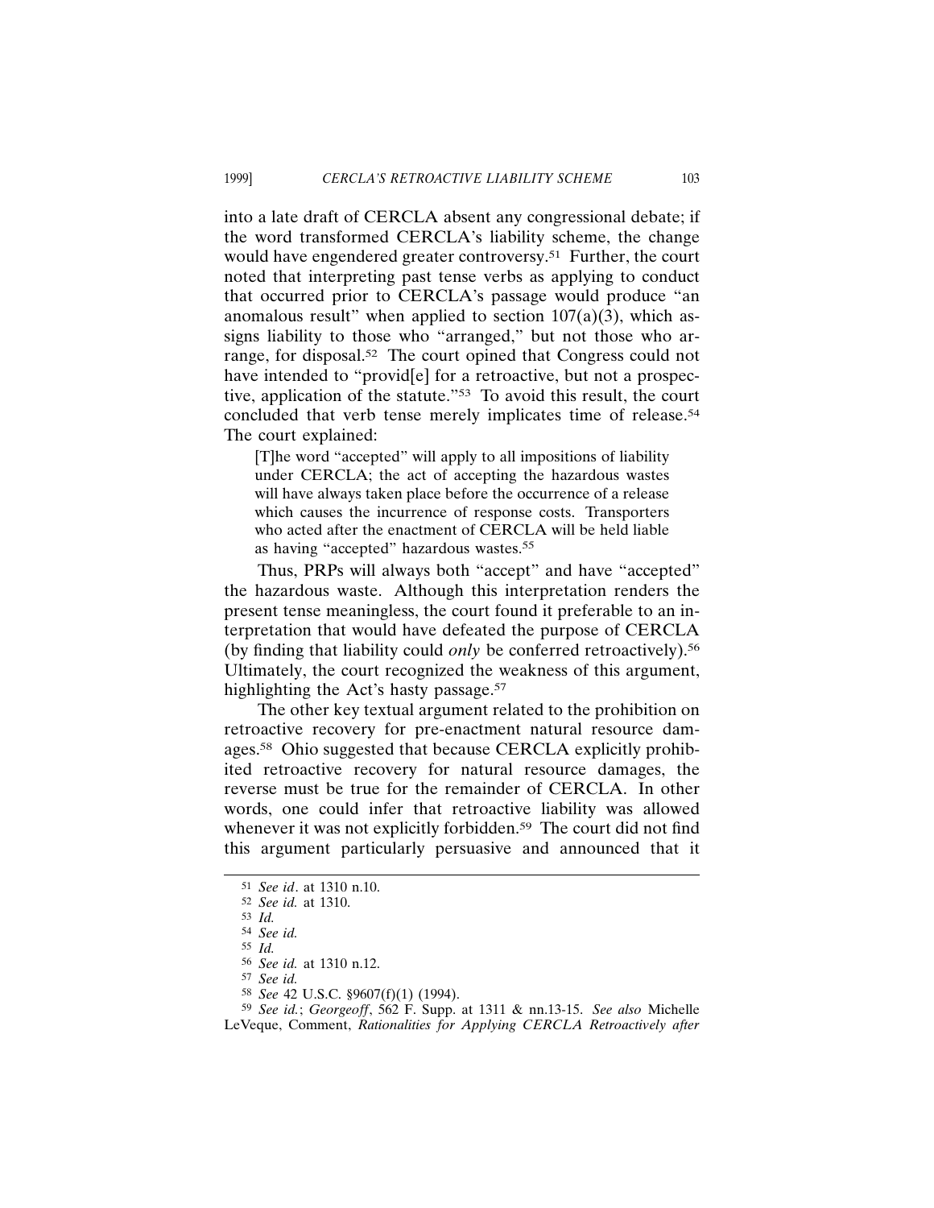into a late draft of CERCLA absent any congressional debate; if the word transformed CERCLA's liability scheme, the change would have engendered greater controversy.[51] Further, the court noted that interpreting past tense verbs as applying to conduct that occurred prior to CERCLA's passage would produce "an anomalous result" when applied to section 107(a)(3), which assigns liability to those who "arranged," but not those who arrange, for disposal.[52] The court opined that Congress could not have intended to "provid[e] for a retroactive, but not a prospective, application of the statute."[53] To avoid this result, the court concluded that verb tense merely implicates time of release.[54] The court explained:

> [T]he word "accepted" will apply to all impositions of liability under CERCLA; the act of accepting the hazardous wastes will have always taken place before the occurrence of a release which causes the incurrence of response costs. Transporters who acted after the enactment of CERCLA will be held liable as having "accepted" hazardous wastes.[55]

Thus, PRPs will always both "accept" and have "accepted" the hazardous waste. Although this interpretation renders the present tense meaningless, the court found it preferable to an interpretation that would have defeated the purpose of CERCLA (by finding that liability could *only* be conferred retroactively).[56] Ultimately, the court recognized the weakness of this argument, highlighting the Act's hasty passage.[57]

The other key textual argument related to the prohibition on retroactive recovery for pre-enactment natural resource damages.[58] Ohio suggested that because CERCLA explicitly prohibited retroactive recovery for natural resource damages, the reverse must be true for the remainder of CERCLA. In other words, one could infer that retroactive liability was allowed whenever it was not explicitly forbidden.[59] The court did not find this argument particularly persuasive and announced that it

---

[51] *See id*. at 1310 n.10.

[52] *See id.* at 1310.

[53] *Id.*

[54] *See id.*

[55] *Id.*

[56] *See id.* at 1310 n.12.

[57] *See id.*

[58] *See* 42 U.S.C. §9607(f)(1) (1994).

[59] *See id.*; *Georgeoff*, 562 F. Supp. at 1311 & nn.13-15. *See also* Michelle LeVeque, Comment, *Rationalities for Applying CERCLA Retroactively after*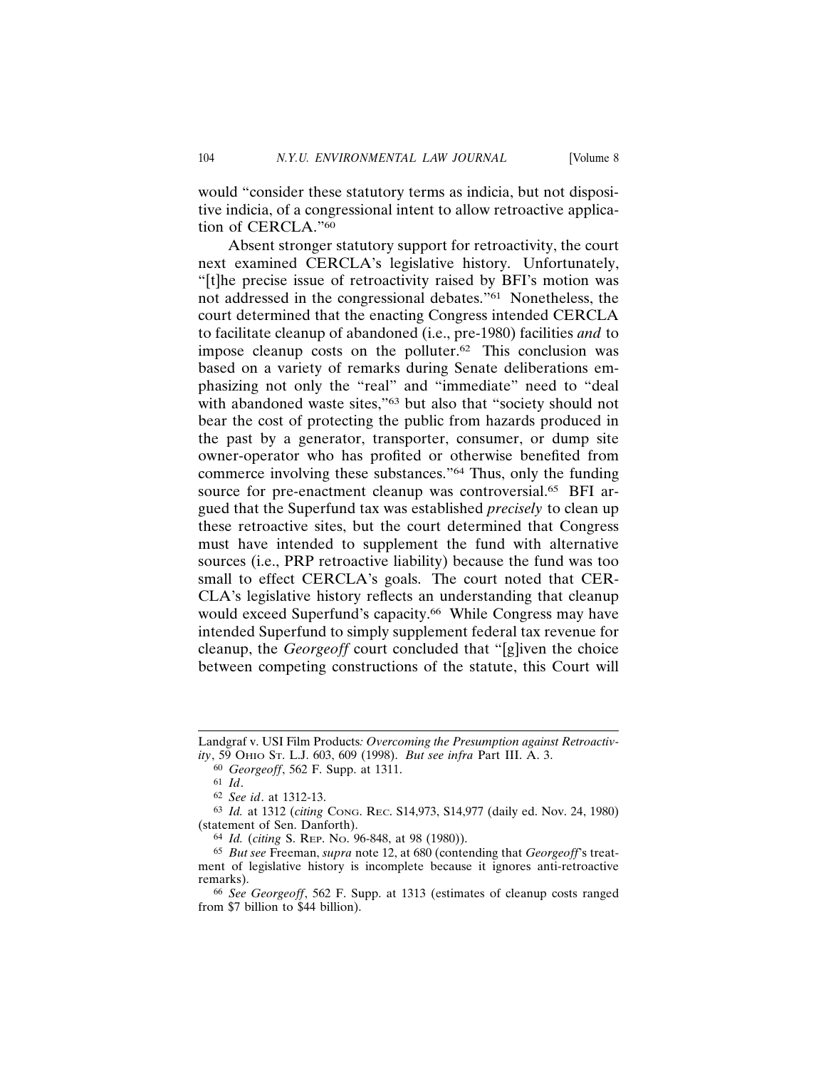would "consider these statutory terms as indicia, but not dispositive indicia, of a congressional intent to allow retroactive application of CERCLA."[60]

Absent stronger statutory support for retroactivity, the court next examined CERCLA's legislative history. Unfortunately, "[t]he precise issue of retroactivity raised by BFI's motion was not addressed in the congressional debates."[61] Nonetheless, the court determined that the enacting Congress intended CERCLA to facilitate cleanup of abandoned (i.e., pre-1980) facilities *and* to impose cleanup costs on the polluter.[62] This conclusion was based on a variety of remarks during Senate deliberations emphasizing not only the "real" and "immediate" need to "deal with abandoned waste sites,"[63] but also that "society should not bear the cost of protecting the public from hazards produced in the past by a generator, transporter, consumer, or dump site owner-operator who has profited or otherwise benefited from commerce involving these substances."[64] Thus, only the funding source for pre-enactment cleanup was controversial.[65] BFI argued that the Superfund tax was established *precisely* to clean up these retroactive sites, but the court determined that Congress must have intended to supplement the fund with alternative sources (i.e., PRP retroactive liability) because the fund was too small to effect CERCLA's goals. The court noted that CERCLA's legislative history reflects an understanding that cleanup would exceed Superfund's capacity.[66] While Congress may have intended Superfund to simply supplement federal tax revenue for cleanup, the *Georgeoff* court concluded that "[g]iven the choice between competing constructions of the statute, this Court will

---

Landgraf v. USI Film Products*: Overcoming the Presumption against Retroactivity*, 59 OHIO ST. L.J. 603, 609 (1998). *But see infra* Part III. A. 3.

[60] *Georgeoff*, 562 F. Supp. at 1311.

[61] *Id*.

[62] *See id*. at 1312-13.

[63] *Id.* at 1312 (*citing* CONG. REC. S14,973, S14,977 (daily ed. Nov. 24, 1980) (statement of Sen. Danforth).

[64] *Id.* (*citing* S. REP. NO. 96-848, at 98 (1980)).

[65] *But see* Freeman, *supra* note 12, at 680 (contending that *Georgeoff*'s treatment of legislative history is incomplete because it ignores anti-retroactive remarks).

[66] *See Georgeoff*, 562 F. Supp. at 1313 (estimates of cleanup costs ranged from $7 billion to $44 billion).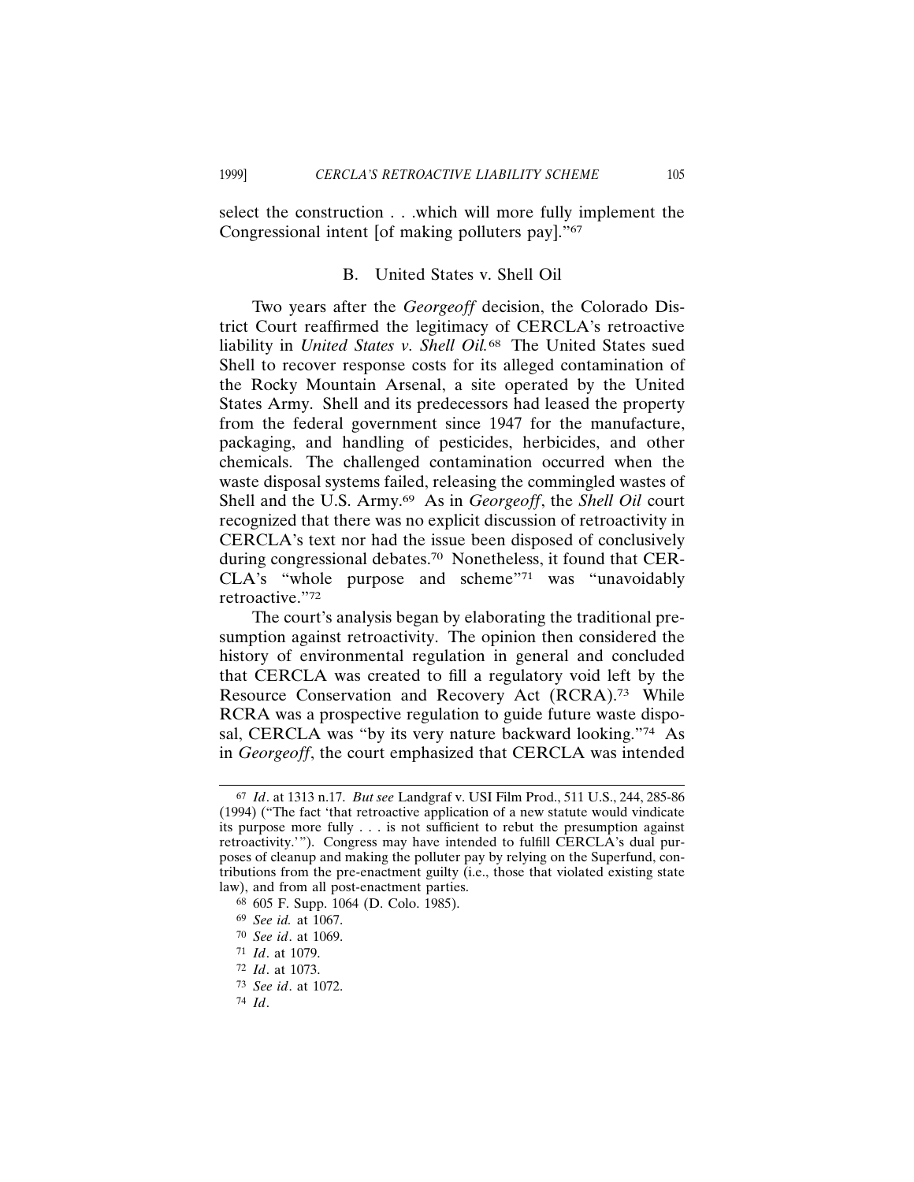select the construction . . .which will more fully implement the Congressional intent [of making polluters pay]."[67]

### B. United States v. Shell Oil

Two years after the *Georgeoff* decision, the Colorado District Court reaffirmed the legitimacy of CERCLA's retroactive liability in *United States v. Shell Oil.*[68] The United States sued Shell to recover response costs for its alleged contamination of the Rocky Mountain Arsenal, a site operated by the United States Army. Shell and its predecessors had leased the property from the federal government since 1947 for the manufacture, packaging, and handling of pesticides, herbicides, and other chemicals. The challenged contamination occurred when the waste disposal systems failed, releasing the commingled wastes of Shell and the U.S. Army.[69] As in *Georgeoff*, the *Shell Oil* court recognized that there was no explicit discussion of retroactivity in CERCLA's text nor had the issue been disposed of conclusively during congressional debates.[70] Nonetheless, it found that CERCLA's "whole purpose and scheme"[71] was "unavoidably retroactive."[72]

The court's analysis began by elaborating the traditional presumption against retroactivity. The opinion then considered the history of environmental regulation in general and concluded that CERCLA was created to fill a regulatory void left by the Resource Conservation and Recovery Act (RCRA).[73] While RCRA was a prospective regulation to guide future waste disposal, CERCLA was "by its very nature backward looking."[74] As in *Georgeoff*, the court emphasized that CERCLA was intended

---

[67] *Id*. at 1313 n.17. *But see* Landgraf v. USI Film Prod., 511 U.S., 244, 285-86 (1994) ("The fact 'that retroactive application of a new statute would vindicate its purpose more fully . . . is not sufficient to rebut the presumption against retroactivity.'"). Congress may have intended to fulfill CERCLA's dual purposes of cleanup and making the polluter pay by relying on the Superfund, contributions from the pre-enactment guilty (i.e., those that violated existing state law), and from all post-enactment parties.

[68] 605 F. Supp. 1064 (D. Colo. 1985).

[69] *See id.* at 1067.

[70] *See id*. at 1069.

[71] *Id*. at 1079.

[72] *Id*. at 1073.

[73] *See id*. at 1072.

[74] *Id*.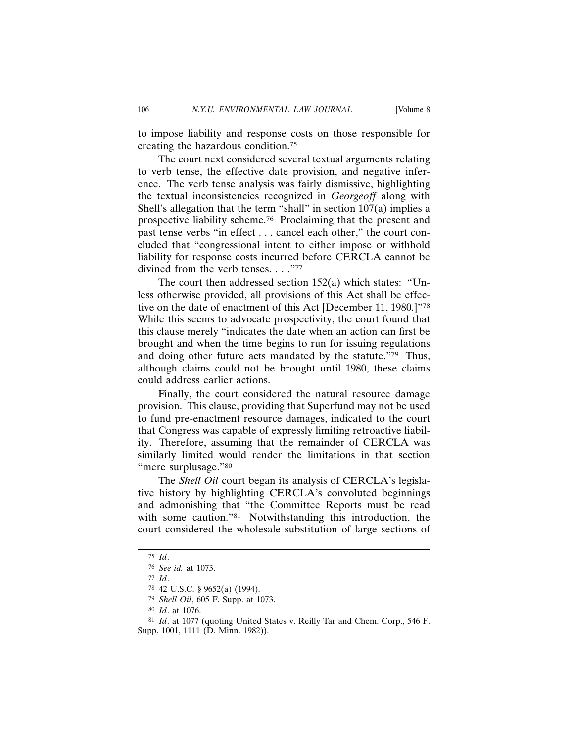to impose liability and response costs on those responsible for creating the hazardous condition.[75]

The court next considered several textual arguments relating to verb tense, the effective date provision, and negative inference. The verb tense analysis was fairly dismissive, highlighting the textual inconsistencies recognized in *Georgeoff* along with Shell's allegation that the term "shall" in section 107(a) implies a prospective liability scheme.[76] Proclaiming that the present and past tense verbs "in effect . . . cancel each other," the court concluded that "congressional intent to either impose or withhold liability for response costs incurred before CERCLA cannot be divined from the verb tenses. . . ."[77]

The court then addressed section 152(a) which states: "Unless otherwise provided, all provisions of this Act shall be effective on the date of enactment of this Act [December 11, 1980.]"[78] While this seems to advocate prospectivity, the court found that this clause merely "indicates the date when an action can first be brought and when the time begins to run for issuing regulations and doing other future acts mandated by the statute."[79] Thus, although claims could not be brought until 1980, these claims could address earlier actions.

Finally, the court considered the natural resource damage provision. This clause, providing that Superfund may not be used to fund pre-enactment resource damages, indicated to the court that Congress was capable of expressly limiting retroactive liability. Therefore, assuming that the remainder of CERCLA was similarly limited would render the limitations in that section "mere surplusage."[80]

The *Shell Oil* court began its analysis of CERCLA's legislative history by highlighting CERCLA's convoluted beginnings and admonishing that "the Committee Reports must be read with some caution."[81] Notwithstanding this introduction, the court considered the wholesale substitution of large sections of

---

[75] *Id*.

[76] *See id.* at 1073.

[77] *Id*.

[78] 42 U.S.C. § 9652(a) (1994).

[79] *Shell Oil*, 605 F. Supp. at 1073.

[80] *Id*. at 1076.

[81] *Id*. at 1077 (quoting United States v. Reilly Tar and Chem. Corp., 546 F. Supp. 1001, 1111 (D. Minn. 1982)).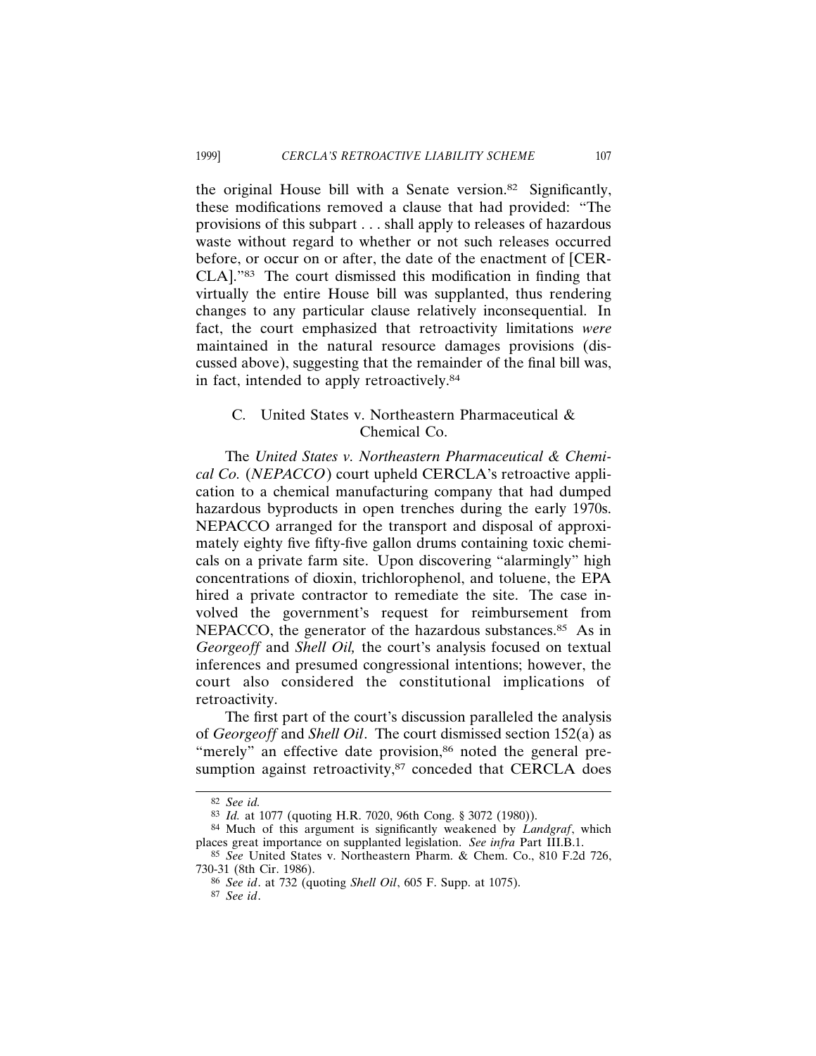the original House bill with a Senate version.[82] Significantly, these modifications removed a clause that had provided: "The provisions of this subpart . . . shall apply to releases of hazardous waste without regard to whether or not such releases occurred before, or occur on or after, the date of the enactment of [CERCLA]."[83] The court dismissed this modification in finding that virtually the entire House bill was supplanted, thus rendering changes to any particular clause relatively inconsequential. In fact, the court emphasized that retroactivity limitations *were* maintained in the natural resource damages provisions (discussed above), suggesting that the remainder of the final bill was, in fact, intended to apply retroactively.[84]

### C. United States v. Northeastern Pharmaceutical & Chemical Co.

The *United States v. Northeastern Pharmaceutical & Chemical Co.* (*NEPACCO*) court upheld CERCLA's retroactive application to a chemical manufacturing company that had dumped hazardous byproducts in open trenches during the early 1970s. NEPACCO arranged for the transport and disposal of approximately eighty five fifty-five gallon drums containing toxic chemicals on a private farm site. Upon discovering "alarmingly" high concentrations of dioxin, trichlorophenol, and toluene, the EPA hired a private contractor to remediate the site. The case involved the government's request for reimbursement from NEPACCO, the generator of the hazardous substances.[85] As in *Georgeoff* and *Shell Oil,* the court's analysis focused on textual inferences and presumed congressional intentions; however, the court also considered the constitutional implications of retroactivity.

The first part of the court's discussion paralleled the analysis of *Georgeoff* and *Shell Oil*. The court dismissed section 152(a) as "merely" an effective date provision,[86] noted the general presumption against retroactivity,[87] conceded that CERCLA does

---

[82] *See id.*

[83] *Id.* at 1077 (quoting H.R. 7020, 96th Cong. § 3072 (1980)).

[84] Much of this argument is significantly weakened by *Landgraf*, which places great importance on supplanted legislation. *See infra* Part III.B.1.

[85] *See* United States v. Northeastern Pharm. & Chem. Co., 810 F.2d 726, 730-31 (8th Cir. 1986).

[86] *See id*. at 732 (quoting *Shell Oil*, 605 F. Supp. at 1075).

[87] *See id*.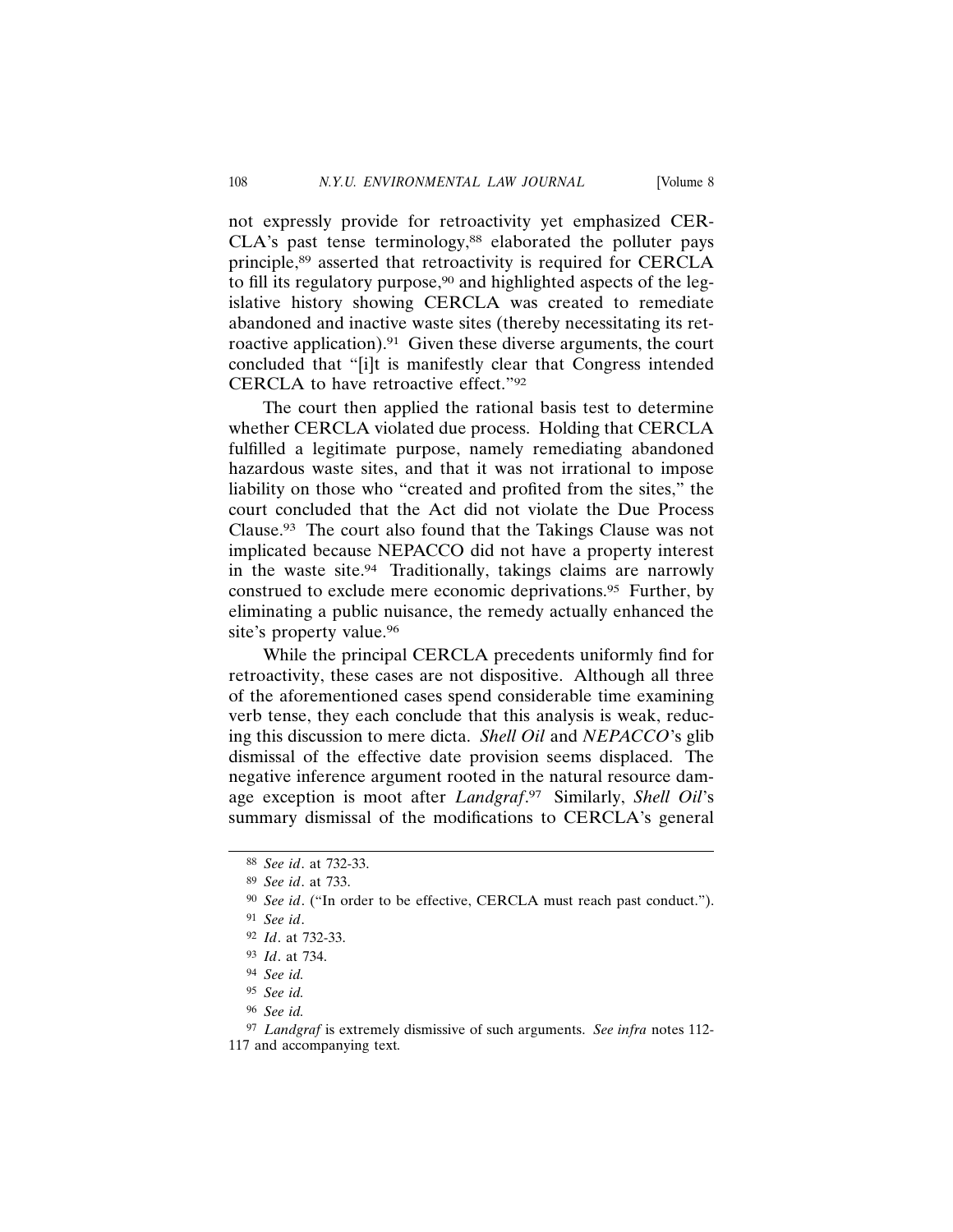not expressly provide for retroactivity yet emphasized CERCLA's past tense terminology,[88] elaborated the polluter pays principle,[89] asserted that retroactivity is required for CERCLA to fill its regulatory purpose,[90] and highlighted aspects of the legislative history showing CERCLA was created to remediate abandoned and inactive waste sites (thereby necessitating its retroactive application).[91] Given these diverse arguments, the court concluded that "[i]t is manifestly clear that Congress intended CERCLA to have retroactive effect."[92]

The court then applied the rational basis test to determine whether CERCLA violated due process. Holding that CERCLA fulfilled a legitimate purpose, namely remediating abandoned hazardous waste sites, and that it was not irrational to impose liability on those who "created and profited from the sites," the court concluded that the Act did not violate the Due Process Clause.[93] The court also found that the Takings Clause was not implicated because NEPACCO did not have a property interest in the waste site.[94] Traditionally, takings claims are narrowly construed to exclude mere economic deprivations.[95] Further, by eliminating a public nuisance, the remedy actually enhanced the site's property value.[96]

While the principal CERCLA precedents uniformly find for retroactivity, these cases are not dispositive. Although all three of the aforementioned cases spend considerable time examining verb tense, they each conclude that this analysis is weak, reducing this discussion to mere dicta. *Shell Oil* and *NEPACCO*'s glib dismissal of the effective date provision seems displaced. The negative inference argument rooted in the natural resource damage exception is moot after *Landgraf*.[97] Similarly, *Shell Oil*'s summary dismissal of the modifications to CERCLA's general

---

[88] *See id*. at 732-33.

[89] *See id*. at 733.

[90] *See id*. ("In order to be effective, CERCLA must reach past conduct.").

[91] *See id*.

[92] *Id*. at 732-33.

[93] *Id*. at 734.

[94] *See id.*

[95] *See id.*

[96] *See id.*

[97] *Landgraf* is extremely dismissive of such arguments. *See infra* notes 112-117 and accompanying text.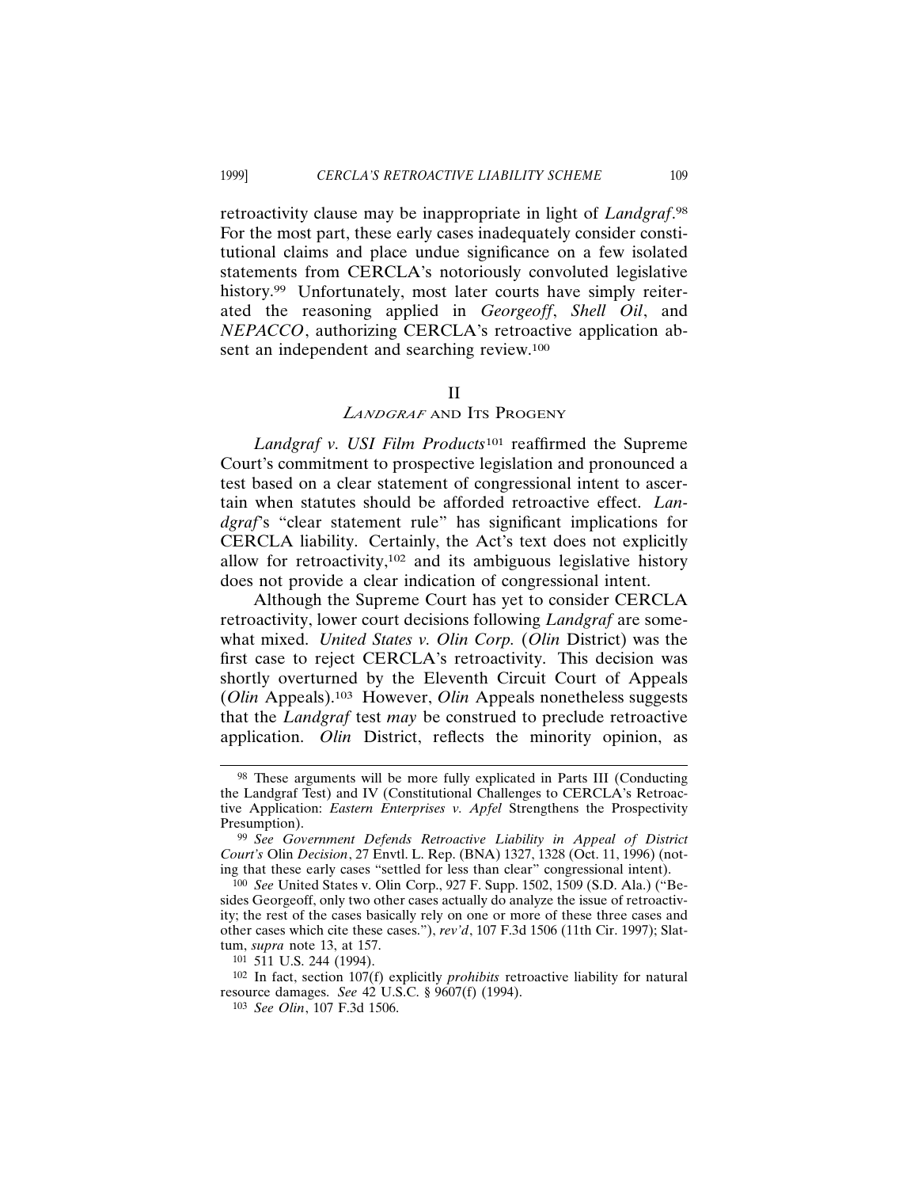retroactivity clause may be inappropriate in light of *Landgraf*.[98] For the most part, these early cases inadequately consider constitutional claims and place undue significance on a few isolated statements from CERCLA's notoriously convoluted legislative history.[99] Unfortunately, most later courts have simply reiterated the reasoning applied in *Georgeoff*, *Shell Oil*, and *NEPACCO*, authorizing CERCLA's retroactive application absent an independent and searching review.[100]

## II
## *LANDGRAF* AND ITS PROGENY

*Landgraf v. USI Film Products*[101] reaffirmed the Supreme Court's commitment to prospective legislation and pronounced a test based on a clear statement of congressional intent to ascertain when statutes should be afforded retroactive effect. *Landgraf*'s "clear statement rule" has significant implications for CERCLA liability. Certainly, the Act's text does not explicitly allow for retroactivity,[102] and its ambiguous legislative history does not provide a clear indication of congressional intent.

Although the Supreme Court has yet to consider CERCLA retroactivity, lower court decisions following *Landgraf* are somewhat mixed. *United States v. Olin Corp.* (*Olin* District) was the first case to reject CERCLA's retroactivity. This decision was shortly overturned by the Eleventh Circuit Court of Appeals (*Olin* Appeals).[103] However, *Olin* Appeals nonetheless suggests that the *Landgraf* test *may* be construed to preclude retroactive application. *Olin* District, reflects the minority opinion, as

---

[98] These arguments will be more fully explicated in Parts III (Conducting the Landgraf Test) and IV (Constitutional Challenges to CERCLA's Retroactive Application: *Eastern Enterprises v. Apfel* Strengthens the Prospectivity Presumption).

[99] *See Government Defends Retroactive Liability in Appeal of District Court's* Olin *Decision*, 27 Envtl. L. Rep. (BNA) 1327, 1328 (Oct. 11, 1996) (noting that these early cases "settled for less than clear" congressional intent).

[100] *See* United States v. Olin Corp., 927 F. Supp. 1502, 1509 (S.D. Ala.) ("Besides Georgeoff, only two other cases actually do analyze the issue of retroactivity; the rest of the cases basically rely on one or more of these three cases and other cases which cite these cases."), *rev'd*, 107 F.3d 1506 (11th Cir. 1997); Slattum, *supra* note 13, at 157.

[101] 511 U.S. 244 (1994).

[102] In fact, section 107(f) explicitly *prohibits* retroactive liability for natural resource damages. *See* 42 U.S.C. § 9607(f) (1994).

[103] *See Olin*, 107 F.3d 1506.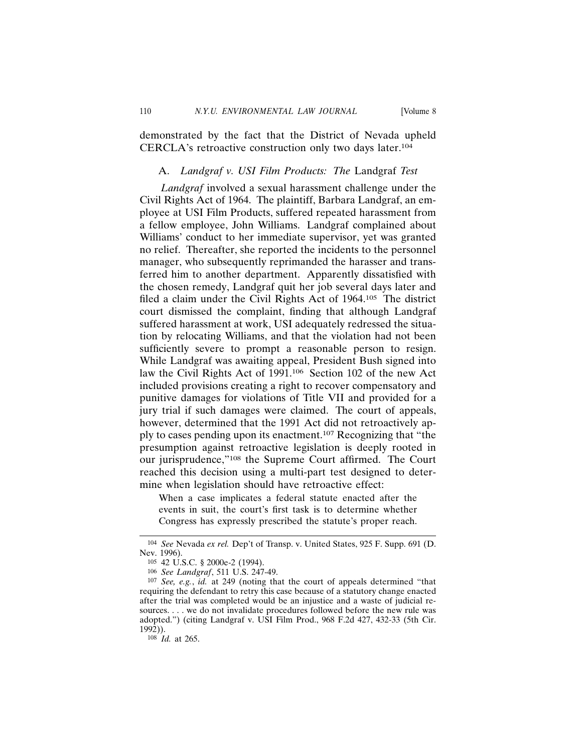demonstrated by the fact that the District of Nevada upheld CERCLA's retroactive construction only two days later.[104]

### A. *Landgraf v. USI Film Products: The* Landgraf *Test*

*Landgraf* involved a sexual harassment challenge under the Civil Rights Act of 1964. The plaintiff, Barbara Landgraf, an employee at USI Film Products, suffered repeated harassment from a fellow employee, John Williams. Landgraf complained about Williams' conduct to her immediate supervisor, yet was granted no relief. Thereafter, she reported the incidents to the personnel manager, who subsequently reprimanded the harasser and transferred him to another department. Apparently dissatisfied with the chosen remedy, Landgraf quit her job several days later and filed a claim under the Civil Rights Act of 1964.[105] The district court dismissed the complaint, finding that although Landgraf suffered harassment at work, USI adequately redressed the situation by relocating Williams, and that the violation had not been sufficiently severe to prompt a reasonable person to resign. While Landgraf was awaiting appeal, President Bush signed into law the Civil Rights Act of 1991.[106] Section 102 of the new Act included provisions creating a right to recover compensatory and punitive damages for violations of Title VII and provided for a jury trial if such damages were claimed. The court of appeals, however, determined that the 1991 Act did not retroactively apply to cases pending upon its enactment.[107] Recognizing that "the presumption against retroactive legislation is deeply rooted in our jurisprudence,"[108] the Supreme Court affirmed. The Court reached this decision using a multi-part test designed to determine when legislation should have retroactive effect:

> When a case implicates a federal statute enacted after the events in suit, the court's first task is to determine whether Congress has expressly prescribed the statute's proper reach.

---

[104] *See* Nevada *ex rel.* Dep't of Transp. v. United States, 925 F. Supp. 691 (D. Nev. 1996).

[105] 42 U.S.C. § 2000e-2 (1994).

[106] *See Landgraf*, 511 U.S. 247-49.

[107] *See, e.g.*, *id.* at 249 (noting that the court of appeals determined "that requiring the defendant to retry this case because of a statutory change enacted after the trial was completed would be an injustice and a waste of judicial resources. . . . we do not invalidate procedures followed before the new rule was adopted.") (citing Landgraf v. USI Film Prod., 968 F.2d 427, 432-33 (5th Cir. 1992)).

[108] *Id.* at 265.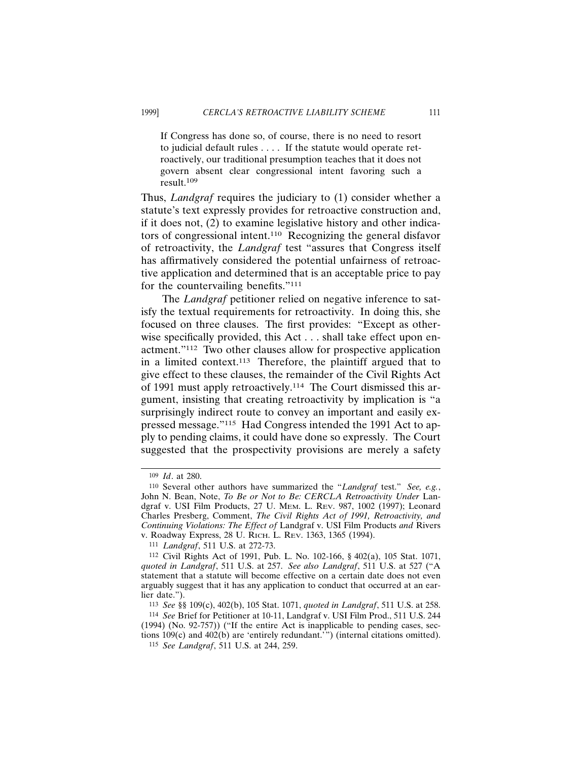> If Congress has done so, of course, there is no need to resort to judicial default rules . . . . If the statute would operate retroactively, our traditional presumption teaches that it does not govern absent clear congressional intent favoring such a result.[109]

Thus, *Landgraf* requires the judiciary to (1) consider whether a statute's text expressly provides for retroactive construction and, if it does not, (2) to examine legislative history and other indicators of congressional intent.[110] Recognizing the general disfavor of retroactivity, the *Landgraf* test "assures that Congress itself has affirmatively considered the potential unfairness of retroactive application and determined that is an acceptable price to pay for the countervailing benefits."[111]

The *Landgraf* petitioner relied on negative inference to satisfy the textual requirements for retroactivity. In doing this, she focused on three clauses. The first provides: "Except as otherwise specifically provided, this Act . . . shall take effect upon enactment."[112] Two other clauses allow for prospective application in a limited context.[113] Therefore, the plaintiff argued that to give effect to these clauses, the remainder of the Civil Rights Act of 1991 must apply retroactively.[114] The Court dismissed this argument, insisting that creating retroactivity by implication is "a surprisingly indirect route to convey an important and easily expressed message."[115] Had Congress intended the 1991 Act to apply to pending claims, it could have done so expressly. The Court suggested that the prospectivity provisions are merely a safety

---

[109] *Id*. at 280.

[110] Several other authors have summarized the "*Landgraf* test." *See, e.g.*, John N. Bean, Note, *To Be or Not to Be: CERCLA Retroactivity Under* Landgraf v. USI Film Products, 27 U. MEM. L. REV. 987, 1002 (1997); Leonard Charles Presberg, Comment, *The Civil Rights Act of 1991, Retroactivity, and Continuing Violations: The Effect of* Landgraf v. USI Film Products *and* Rivers v. Roadway Express, 28 U. RICH. L. REV. 1363, 1365 (1994).

[111] *Landgraf*, 511 U.S. at 272-73.

[112] Civil Rights Act of 1991, Pub. L. No. 102-166, § 402(a), 105 Stat. 1071, *quoted in Landgraf*, 511 U.S. at 257. *See also Landgraf*, 511 U.S. at 527 ("A statement that a statute will become effective on a certain date does not even arguably suggest that it has any application to conduct that occurred at an earlier date.").

[113] *See* §§ 109(c), 402(b), 105 Stat. 1071, *quoted in Landgraf*, 511 U.S. at 258.

[114] *See* Brief for Petitioner at 10-11, Landgraf v. USI Film Prod., 511 U.S. 244 (1994) (No. 92-757)) ("If the entire Act is inapplicable to pending cases, sections 109(c) and 402(b) are 'entirely redundant.'") (internal citations omitted).

[115] *See Landgraf*, 511 U.S. at 244, 259.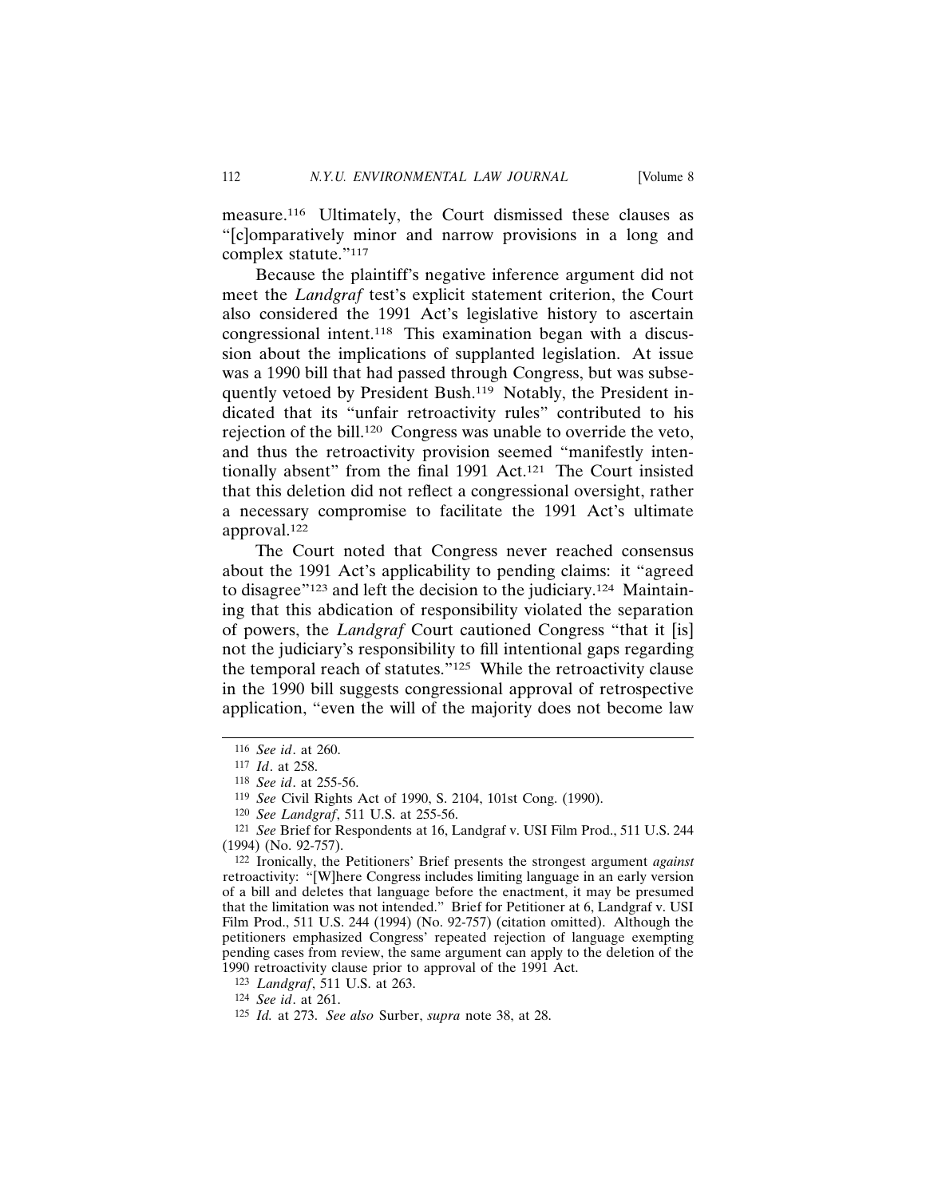measure.[116] Ultimately, the Court dismissed these clauses as "[c]omparatively minor and narrow provisions in a long and complex statute."[117]

Because the plaintiff's negative inference argument did not meet the *Landgraf* test's explicit statement criterion, the Court also considered the 1991 Act's legislative history to ascertain congressional intent.[118] This examination began with a discussion about the implications of supplanted legislation. At issue was a 1990 bill that had passed through Congress, but was subsequently vetoed by President Bush.[119] Notably, the President indicated that its "unfair retroactivity rules" contributed to his rejection of the bill.[120] Congress was unable to override the veto, and thus the retroactivity provision seemed "manifestly intentionally absent" from the final 1991 Act.[121] The Court insisted that this deletion did not reflect a congressional oversight, rather a necessary compromise to facilitate the 1991 Act's ultimate approval.[122]

The Court noted that Congress never reached consensus about the 1991 Act's applicability to pending claims: it "agreed to disagree"[123] and left the decision to the judiciary.[124] Maintaining that this abdication of responsibility violated the separation of powers, the *Landgraf* Court cautioned Congress "that it [is] not the judiciary's responsibility to fill intentional gaps regarding the temporal reach of statutes."[125] While the retroactivity clause in the 1990 bill suggests congressional approval of retrospective application, "even the will of the majority does not become law

---

[116] *See id*. at 260.

[117] *Id*. at 258.

[118] *See id*. at 255-56.

[119] *See* Civil Rights Act of 1990, S. 2104, 101st Cong. (1990).

[120] *See Landgraf*, 511 U.S. at 255-56.

[121] *See* Brief for Respondents at 16, Landgraf v. USI Film Prod., 511 U.S. 244 (1994) (No. 92-757).

[122] Ironically, the Petitioners' Brief presents the strongest argument *against* retroactivity: "[W]here Congress includes limiting language in an early version of a bill and deletes that language before the enactment, it may be presumed that the limitation was not intended." Brief for Petitioner at 6, Landgraf v. USI Film Prod., 511 U.S. 244 (1994) (No. 92-757) (citation omitted). Although the petitioners emphasized Congress' repeated rejection of language exempting pending cases from review, the same argument can apply to the deletion of the 1990 retroactivity clause prior to approval of the 1991 Act.

[123] *Landgraf*, 511 U.S. at 263.

[124] *See id*. at 261.

[125] *Id.* at 273. *See also* Surber, *supra* note 38, at 28.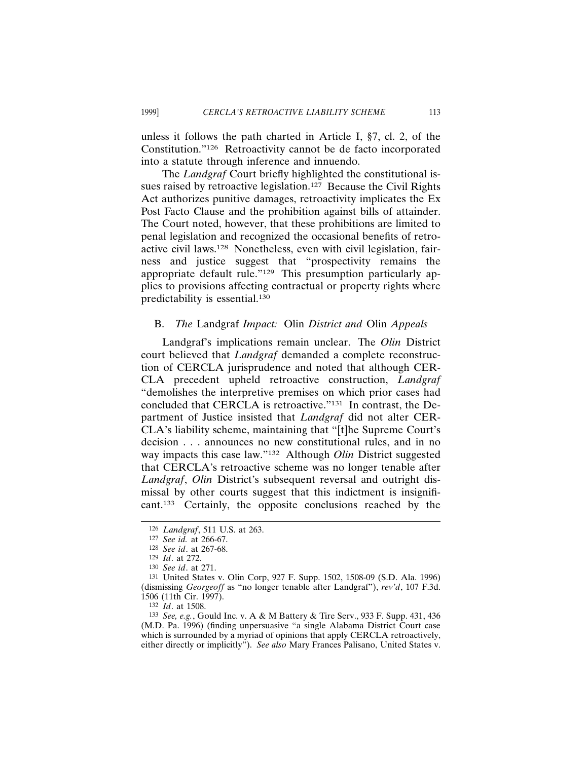unless it follows the path charted in Article I, §7, cl. 2, of the Constitution."[126] Retroactivity cannot be de facto incorporated into a statute through inference and innuendo.

The *Landgraf* Court briefly highlighted the constitutional issues raised by retroactive legislation.[127] Because the Civil Rights Act authorizes punitive damages, retroactivity implicates the Ex Post Facto Clause and the prohibition against bills of attainder. The Court noted, however, that these prohibitions are limited to penal legislation and recognized the occasional benefits of retroactive civil laws.[128] Nonetheless, even with civil legislation, fairness and justice suggest that "prospectivity remains the appropriate default rule."[129] This presumption particularly applies to provisions affecting contractual or property rights where predictability is essential.[130]

### B. *The* Landgraf *Impact:* Olin *District and* Olin *Appeals*

Landgraf's implications remain unclear. The *Olin* District court believed that *Landgraf* demanded a complete reconstruction of CERCLA jurisprudence and noted that although CERCLA precedent upheld retroactive construction, *Landgraf* "demolishes the interpretive premises on which prior cases had concluded that CERCLA is retroactive."[131] In contrast, the Department of Justice insisted that *Landgraf* did not alter CERCLA's liability scheme, maintaining that "[t]he Supreme Court's decision . . . announces no new constitutional rules, and in no way impacts this case law."[132] Although *Olin* District suggested that CERCLA's retroactive scheme was no longer tenable after *Landgraf*, *Olin* District's subsequent reversal and outright dismissal by other courts suggest that this indictment is insignificant.[133] Certainly, the opposite conclusions reached by the

---

[126] *Landgraf*, 511 U.S. at 263.

[127] *See id.* at 266-67.

[128] *See id*. at 267-68.

[129] *Id*. at 272.

[130] *See id*. at 271.

[131] United States v. Olin Corp, 927 F. Supp. 1502, 1508-09 (S.D. Ala. 1996) (dismissing *Georgeoff* as "no longer tenable after Landgraf"), *rev'd*, 107 F.3d. 1506 (11th Cir. 1997).

[132] *Id*. at 1508.

[133] *See, e.g.*, Gould Inc. v. A & M Battery & Tire Serv., 933 F. Supp. 431, 436 (M.D. Pa. 1996) (finding unpersuasive "a single Alabama District Court case which is surrounded by a myriad of opinions that apply CERCLA retroactively, either directly or implicitly"). *See also* Mary Frances Palisano, United States v.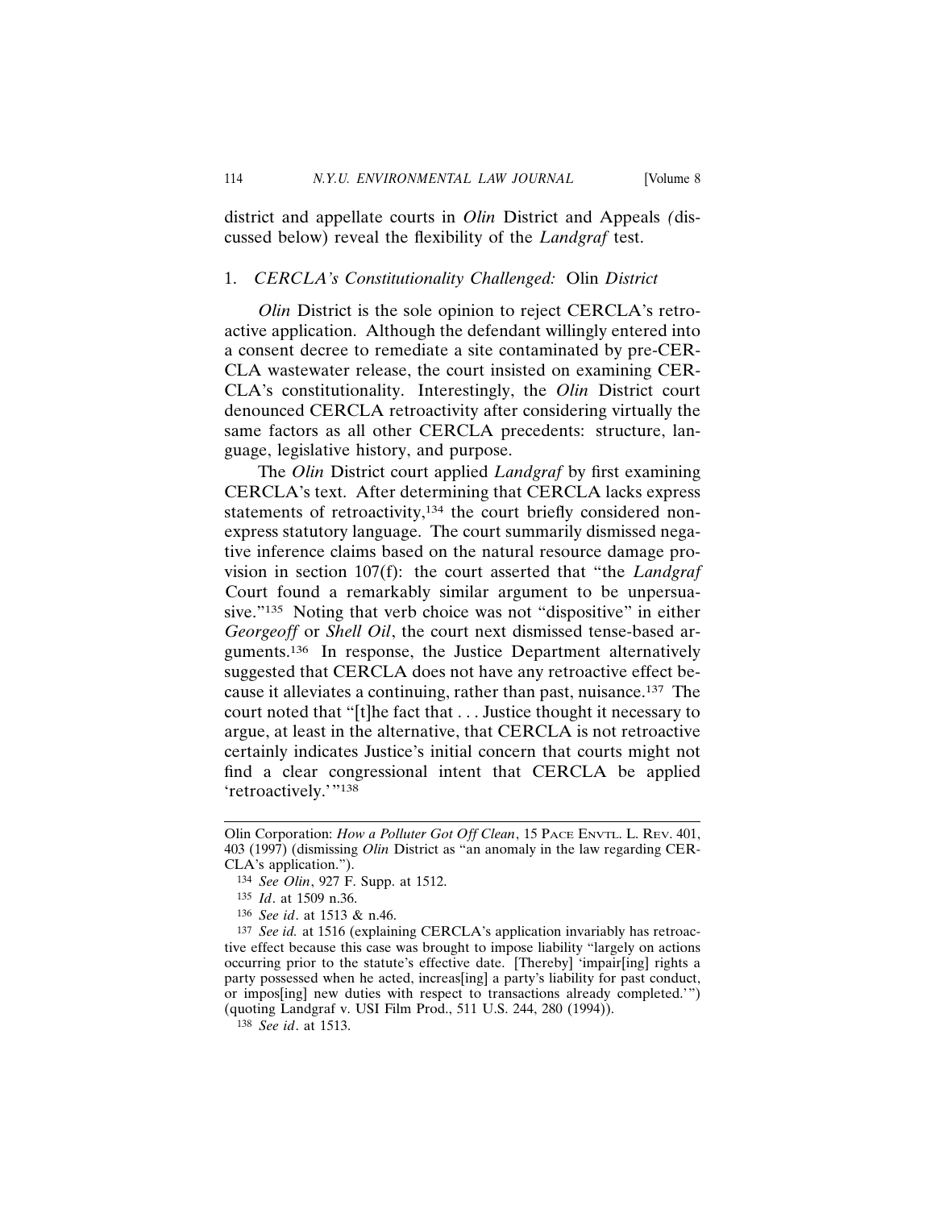district and appellate courts in *Olin* District and Appeals *(*discussed below) reveal the flexibility of the *Landgraf* test.

### 1. *CERCLA's Constitutionality Challenged:* Olin *District*

*Olin* District is the sole opinion to reject CERCLA's retroactive application. Although the defendant willingly entered into a consent decree to remediate a site contaminated by pre-CERCLA wastewater release, the court insisted on examining CERCLA's constitutionality. Interestingly, the *Olin* District court denounced CERCLA retroactivity after considering virtually the same factors as all other CERCLA precedents: structure, language, legislative history, and purpose.

The *Olin* District court applied *Landgraf* by first examining CERCLA's text. After determining that CERCLA lacks express statements of retroactivity,[134] the court briefly considered non-express statutory language. The court summarily dismissed negative inference claims based on the natural resource damage provision in section 107(f): the court asserted that "the *Landgraf* Court found a remarkably similar argument to be unpersuasive."[135] Noting that verb choice was not "dispositive" in either *Georgeoff* or *Shell Oil*, the court next dismissed tense-based arguments.[136] In response, the Justice Department alternatively suggested that CERCLA does not have any retroactive effect because it alleviates a continuing, rather than past, nuisance.[137] The court noted that "[t]he fact that . . . Justice thought it necessary to argue, at least in the alternative, that CERCLA is not retroactive certainly indicates Justice's initial concern that courts might not find a clear congressional intent that CERCLA be applied 'retroactively.'"[138]

---

Olin Corporation: *How a Polluter Got Off Clean*, 15 PACE ENVTL. L. REV. 401, 403 (1997) (dismissing *Olin* District as "an anomaly in the law regarding CERCLA's application.").

[134] *See Olin*, 927 F. Supp. at 1512.

[135] *Id*. at 1509 n.36.

[136] *See id*. at 1513 & n.46.

[137] *See id.* at 1516 (explaining CERCLA's application invariably has retroactive effect because this case was brought to impose liability "largely on actions occurring prior to the statute's effective date. [Thereby] 'impair[ing] rights a party possessed when he acted, increas[ing] a party's liability for past conduct, or impos[ing] new duties with respect to transactions already completed.'") (quoting Landgraf v. USI Film Prod., 511 U.S. 244, 280 (1994)).

[138] *See id*. at 1513.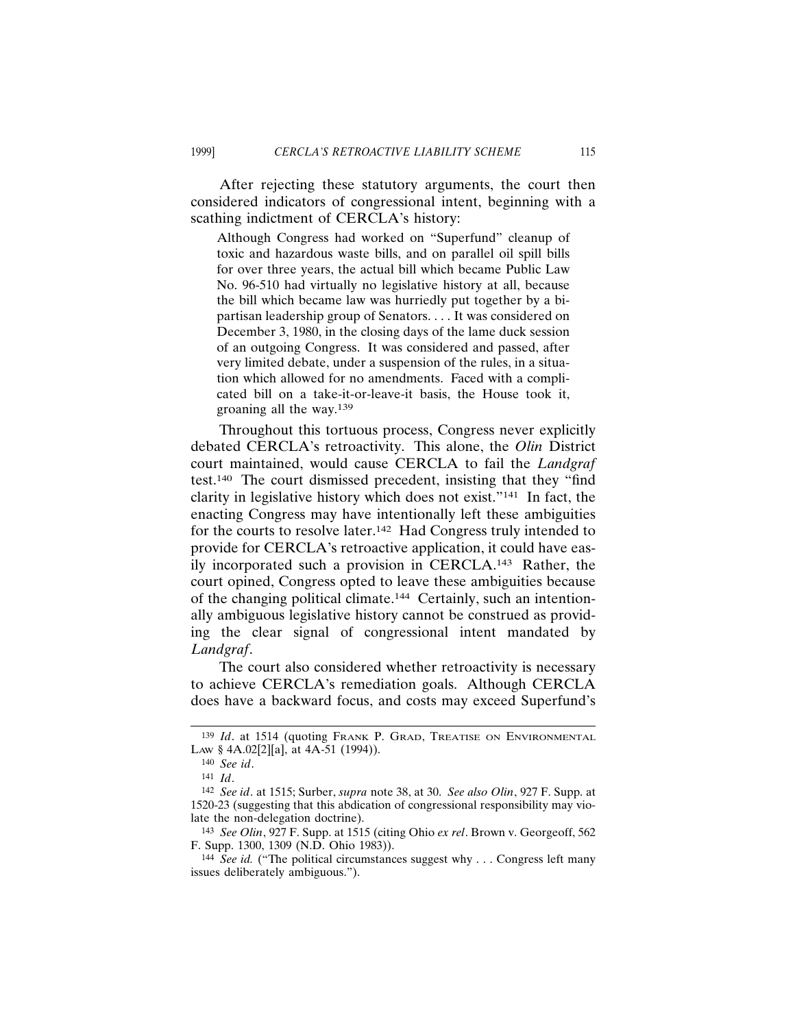After rejecting these statutory arguments, the court then considered indicators of congressional intent, beginning with a scathing indictment of CERCLA's history:

> Although Congress had worked on "Superfund" cleanup of toxic and hazardous waste bills, and on parallel oil spill bills for over three years, the actual bill which became Public Law No. 96-510 had virtually no legislative history at all, because the bill which became law was hurriedly put together by a bipartisan leadership group of Senators. . . . It was considered on December 3, 1980, in the closing days of the lame duck session of an outgoing Congress. It was considered and passed, after very limited debate, under a suspension of the rules, in a situation which allowed for no amendments. Faced with a complicated bill on a take-it-or-leave-it basis, the House took it, groaning all the way.[139]

Throughout this tortuous process, Congress never explicitly debated CERCLA's retroactivity. This alone, the *Olin* District court maintained, would cause CERCLA to fail the *Landgraf* test.[140] The court dismissed precedent, insisting that they "find clarity in legislative history which does not exist."[141] In fact, the enacting Congress may have intentionally left these ambiguities for the courts to resolve later.[142] Had Congress truly intended to provide for CERCLA's retroactive application, it could have easily incorporated such a provision in CERCLA.[143] Rather, the court opined, Congress opted to leave these ambiguities because of the changing political climate.[144] Certainly, such an intentionally ambiguous legislative history cannot be construed as providing the clear signal of congressional intent mandated by *Landgraf*.

The court also considered whether retroactivity is necessary to achieve CERCLA's remediation goals. Although CERCLA does have a backward focus, and costs may exceed Superfund's

---

[139] *Id*. at 1514 (quoting FRANK P. GRAD, TREATISE ON ENVIRONMENTAL LAW § 4A.02[2][a], at 4A-51 (1994)).

[140] *See id*.

[141] *Id*.

[142] *See id*. at 1515; Surber, *supra* note 38, at 30. *See also Olin*, 927 F. Supp. at 1520-23 (suggesting that this abdication of congressional responsibility may violate the non-delegation doctrine).

[143] *See Olin*, 927 F. Supp. at 1515 (citing Ohio *ex rel*. Brown v. Georgeoff, 562 F. Supp. 1300, 1309 (N.D. Ohio 1983)).

[144] *See id.* ("The political circumstances suggest why . . . Congress left many issues deliberately ambiguous.").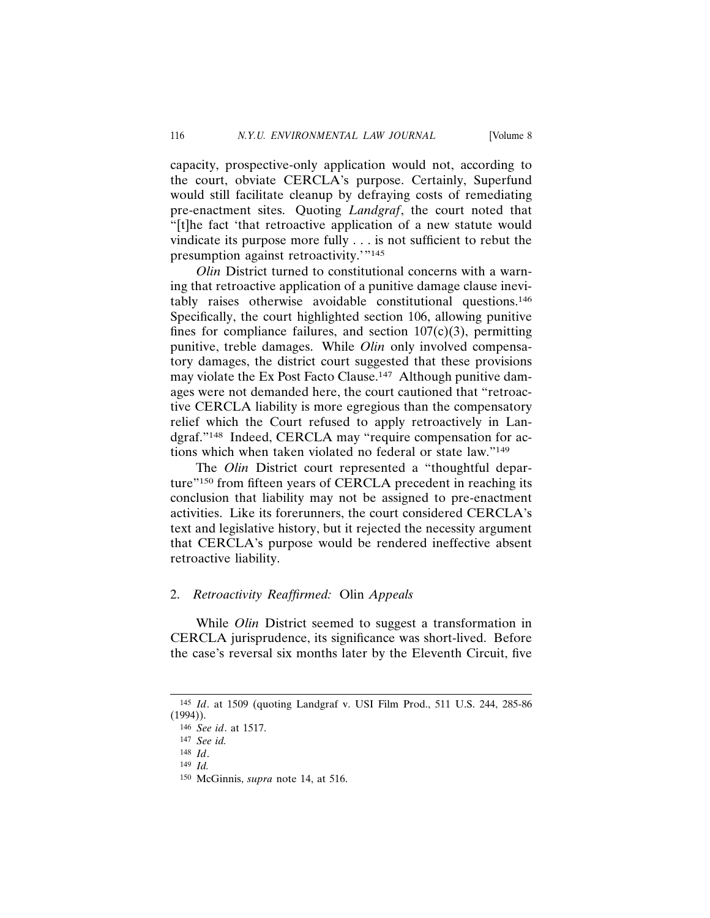capacity, prospective-only application would not, according to the court, obviate CERCLA's purpose. Certainly, Superfund would still facilitate cleanup by defraying costs of remediating pre-enactment sites. Quoting *Landgraf*, the court noted that "[t]he fact 'that retroactive application of a new statute would vindicate its purpose more fully . . . is not sufficient to rebut the presumption against retroactivity.'"[145]

*Olin* District turned to constitutional concerns with a warning that retroactive application of a punitive damage clause inevitably raises otherwise avoidable constitutional questions.[146] Specifically, the court highlighted section 106, allowing punitive fines for compliance failures, and section 107(c)(3), permitting punitive, treble damages. While *Olin* only involved compensatory damages, the district court suggested that these provisions may violate the Ex Post Facto Clause.[147] Although punitive damages were not demanded here, the court cautioned that "retroactive CERCLA liability is more egregious than the compensatory relief which the Court refused to apply retroactively in Landgraf."[148] Indeed, CERCLA may "require compensation for actions which when taken violated no federal or state law."[149]

The *Olin* District court represented a "thoughtful departure"[150] from fifteen years of CERCLA precedent in reaching its conclusion that liability may not be assigned to pre-enactment activities. Like its forerunners, the court considered CERCLA's text and legislative history, but it rejected the necessity argument that CERCLA's purpose would be rendered ineffective absent retroactive liability.

### 2. *Retroactivity Reaffirmed:* Olin *Appeals*

While *Olin* District seemed to suggest a transformation in CERCLA jurisprudence, its significance was short-lived. Before the case's reversal six months later by the Eleventh Circuit, five

---

[145] *Id*. at 1509 (quoting Landgraf v. USI Film Prod., 511 U.S. 244, 285-86 (1994)).

[146] *See id*. at 1517.

[147] *See id.*

[148] *Id*.

[149] *Id.*

[150] McGinnis, *supra* note 14, at 516.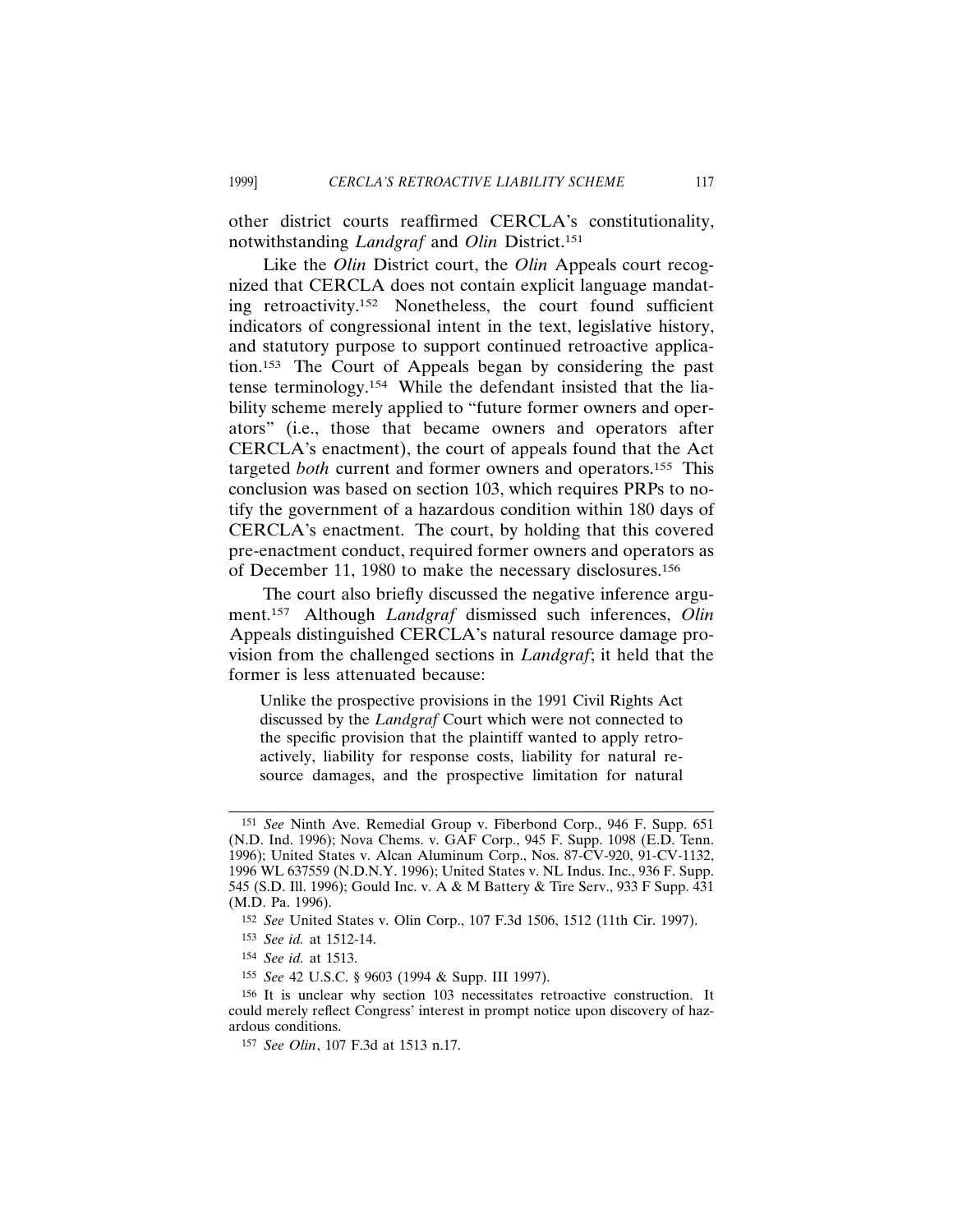other district courts reaffirmed CERCLA's constitutionality, notwithstanding *Landgraf* and *Olin* District.[151]

Like the *Olin* District court, the *Olin* Appeals court recognized that CERCLA does not contain explicit language mandating retroactivity.[152] Nonetheless, the court found sufficient indicators of congressional intent in the text, legislative history, and statutory purpose to support continued retroactive application.[153] The Court of Appeals began by considering the past tense terminology.[154] While the defendant insisted that the liability scheme merely applied to "future former owners and operators" (i.e., those that became owners and operators after CERCLA's enactment), the court of appeals found that the Act targeted *both* current and former owners and operators.[155] This conclusion was based on section 103, which requires PRPs to notify the government of a hazardous condition within 180 days of CERCLA's enactment. The court, by holding that this covered pre-enactment conduct, required former owners and operators as of December 11, 1980 to make the necessary disclosures.[156]

The court also briefly discussed the negative inference argument.[157] Although *Landgraf* dismissed such inferences, *Olin* Appeals distinguished CERCLA's natural resource damage provision from the challenged sections in *Landgraf*; it held that the former is less attenuated because:

> Unlike the prospective provisions in the 1991 Civil Rights Act discussed by the *Landgraf* Court which were not connected to the specific provision that the plaintiff wanted to apply retroactively, liability for response costs, liability for natural resource damages, and the prospective limitation for natural

---

[151] *See* Ninth Ave. Remedial Group v. Fiberbond Corp., 946 F. Supp. 651 (N.D. Ind. 1996); Nova Chems. v. GAF Corp., 945 F. Supp. 1098 (E.D. Tenn. 1996); United States v. Alcan Aluminum Corp., Nos. 87-CV-920, 91-CV-1132, 1996 WL 637559 (N.D.N.Y. 1996); United States v. NL Indus. Inc., 936 F. Supp. 545 (S.D. Ill. 1996); Gould Inc. v. A & M Battery & Tire Serv., 933 F Supp. 431 (M.D. Pa. 1996).

[152] *See* United States v. Olin Corp., 107 F.3d 1506, 1512 (11th Cir. 1997).

[153] *See id.* at 1512-14.

[154] *See id.* at 1513.

[155] *See* 42 U.S.C. § 9603 (1994 & Supp. III 1997).

[156] It is unclear why section 103 necessitates retroactive construction. It could merely reflect Congress' interest in prompt notice upon discovery of hazardous conditions.

[157] *See Olin*, 107 F.3d at 1513 n.17.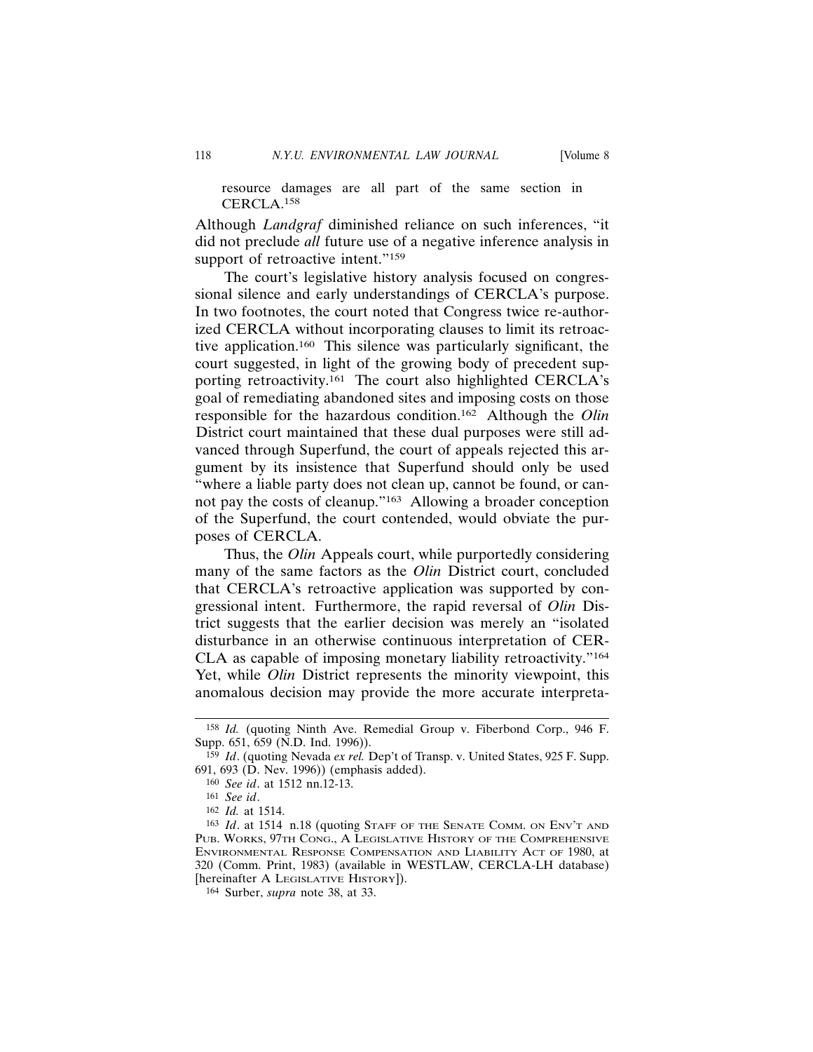resource damages are all part of the same section in CERCLA.[158]

Although *Landgraf* diminished reliance on such inferences, "it did not preclude *all* future use of a negative inference analysis in support of retroactive intent."[159]

The court's legislative history analysis focused on congressional silence and early understandings of CERCLA's purpose. In two footnotes, the court noted that Congress twice re-authorized CERCLA without incorporating clauses to limit its retroactive application.[160] This silence was particularly significant, the court suggested, in light of the growing body of precedent supporting retroactivity.[161] The court also highlighted CERCLA's goal of remediating abandoned sites and imposing costs on those responsible for the hazardous condition.[162] Although the *Olin* District court maintained that these dual purposes were still advanced through Superfund, the court of appeals rejected this argument by its insistence that Superfund should only be used "where a liable party does not clean up, cannot be found, or cannot pay the costs of cleanup."[163] Allowing a broader conception of the Superfund, the court contended, would obviate the purposes of CERCLA.

Thus, the *Olin* Appeals court, while purportedly considering many of the same factors as the *Olin* District court, concluded that CERCLA's retroactive application was supported by congressional intent. Furthermore, the rapid reversal of *Olin* District suggests that the earlier decision was merely an "isolated disturbance in an otherwise continuous interpretation of CERCLA as capable of imposing monetary liability retroactivity."[164] Yet, while *Olin* District represents the minority viewpoint, this anomalous decision may provide the more accurate interpreta-

---

[158] *Id.* (quoting Ninth Ave. Remedial Group v. Fiberbond Corp., 946 F. Supp. 651, 659 (N.D. Ind. 1996)).

[159] *Id*. (quoting Nevada *ex rel.* Dep't of Transp. v. United States, 925 F. Supp. 691, 693 (D. Nev. 1996)) (emphasis added).

[160] *See id*. at 1512 nn.12-13.

[161] *See id*.

[162] *Id.* at 1514.

[163] *Id*. at 1514 n.18 (quoting STAFF OF THE SENATE COMM. ON ENV'T AND PUB. WORKS, 97TH CONG., A LEGISLATIVE HISTORY OF THE COMPREHENSIVE ENVIRONMENTAL RESPONSE COMPENSATION AND LIABILITY ACT OF 1980, at 320 (Comm. Print, 1983) (available in WESTLAW, CERCLA-LH database) [hereinafter A LEGISLATIVE HISTORY]).

[164] Surber, *supra* note 38, at 33.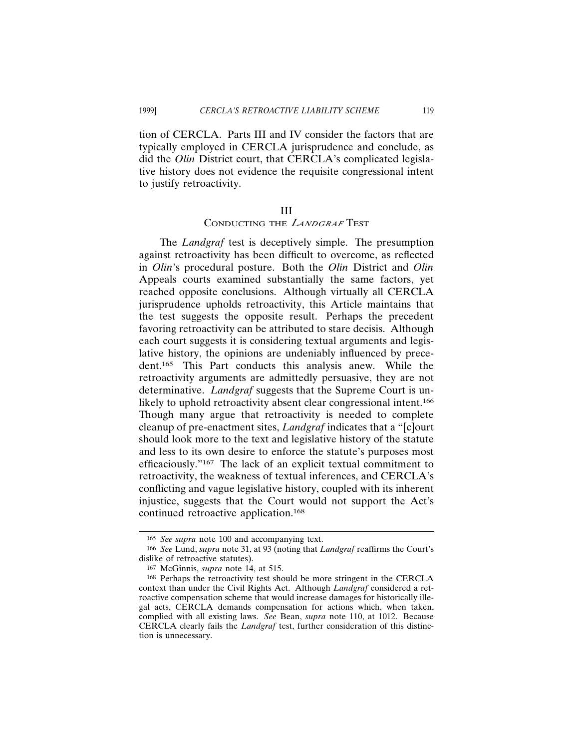tion of CERCLA. Parts III and IV consider the factors that are typically employed in CERCLA jurisprudence and conclude, as did the *Olin* District court, that CERCLA's complicated legislative history does not evidence the requisite congressional intent to justify retroactivity.

## III
## Conducting the *Landgraf* Test

The *Landgraf* test is deceptively simple. The presumption against retroactivity has been difficult to overcome, as reflected in *Olin*'s procedural posture. Both the *Olin* District and *Olin* Appeals courts examined substantially the same factors, yet reached opposite conclusions. Although virtually all CERCLA jurisprudence upholds retroactivity, this Article maintains that the test suggests the opposite result. Perhaps the precedent favoring retroactivity can be attributed to stare decisis. Although each court suggests it is considering textual arguments and legislative history, the opinions are undeniably influenced by precedent.[165] This Part conducts this analysis anew. While the retroactivity arguments are admittedly persuasive, they are not determinative. *Landgraf* suggests that the Supreme Court is unlikely to uphold retroactivity absent clear congressional intent.[166] Though many argue that retroactivity is needed to complete cleanup of pre-enactment sites, *Landgraf* indicates that a "[c]ourt should look more to the text and legislative history of the statute and less to its own desire to enforce the statute's purposes most efficaciously."[167] The lack of an explicit textual commitment to retroactivity, the weakness of textual inferences, and CERCLA's conflicting and vague legislative history, coupled with its inherent injustice, suggests that the Court would not support the Act's continued retroactive application.[168]

---

[165] *See supra* note 100 and accompanying text.

[166] *See* Lund, *supra* note 31, at 93 (noting that *Landgraf* reaffirms the Court's dislike of retroactive statutes).

[167] McGinnis, *supra* note 14, at 515.

[168] Perhaps the retroactivity test should be more stringent in the CERCLA context than under the Civil Rights Act. Although *Landgraf* considered a retroactive compensation scheme that would increase damages for historically illegal acts, CERCLA demands compensation for actions which, when taken, complied with all existing laws. *See* Bean, *supra* note 110, at 1012. Because CERCLA clearly fails the *Landgraf* test, further consideration of this distinction is unnecessary.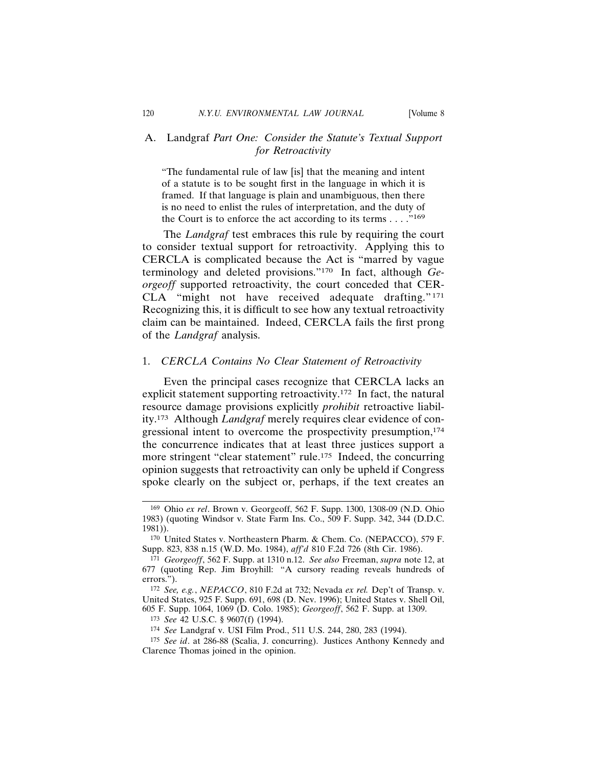## A. *Landgraf Part One: Consider the Statute's Textual Support for Retroactivity*

> "The fundamental rule of law [is] that the meaning and intent of a statute is to be sought first in the language in which it is framed. If that language is plain and unambiguous, then there is no need to enlist the rules of interpretation, and the duty of the Court is to enforce the act according to its terms . . . ."[169]

The *Landgraf* test embraces this rule by requiring the court to consider textual support for retroactivity. Applying this to CERCLA is complicated because the Act is "marred by vague terminology and deleted provisions."[170] In fact, although *Georgeoff* supported retroactivity, the court conceded that CERCLA "might not have received adequate drafting."[171] Recognizing this, it is difficult to see how any textual retroactivity claim can be maintained. Indeed, CERCLA fails the first prong of the *Landgraf* analysis.

### 1. *CERCLA Contains No Clear Statement of Retroactivity*

Even the principal cases recognize that CERCLA lacks an explicit statement supporting retroactivity.[172] In fact, the natural resource damage provisions explicitly *prohibit* retroactive liability.[173] Although *Landgraf* merely requires clear evidence of congressional intent to overcome the prospectivity presumption,[174] the concurrence indicates that at least three justices support a more stringent "clear statement" rule.[175] Indeed, the concurring opinion suggests that retroactivity can only be upheld if Congress spoke clearly on the subject or, perhaps, if the text creates an

---

[169] Ohio *ex rel*. Brown v. Georgeoff, 562 F. Supp. 1300, 1308-09 (N.D. Ohio 1983) (quoting Windsor v. State Farm Ins. Co., 509 F. Supp. 342, 344 (D.D.C. 1981)).

[170] United States v. Northeastern Pharm. & Chem. Co. (NEPACCO), 579 F. Supp. 823, 838 n.15 (W.D. Mo. 1984), *aff'd* 810 F.2d 726 (8th Cir. 1986).

[171] *Georgeoff*, 562 F. Supp. at 1310 n.12. *See also* Freeman, *supra* note 12, at 677 (quoting Rep. Jim Broyhill: "A cursory reading reveals hundreds of errors.").

[172] *See, e.g.*, *NEPACCO*, 810 F.2d at 732; Nevada *ex rel.* Dep't of Transp. v. United States, 925 F. Supp. 691, 698 (D. Nev. 1996); United States v. Shell Oil, 605 F. Supp. 1064, 1069 (D. Colo. 1985); *Georgeoff*, 562 F. Supp. at 1309.

[173] *See* 42 U.S.C. § 9607(f) (1994).

[174] *See* Landgraf v. USI Film Prod., 511 U.S. 244, 280, 283 (1994).

[175] *See id*. at 286-88 (Scalia, J. concurring). Justices Anthony Kennedy and Clarence Thomas joined in the opinion.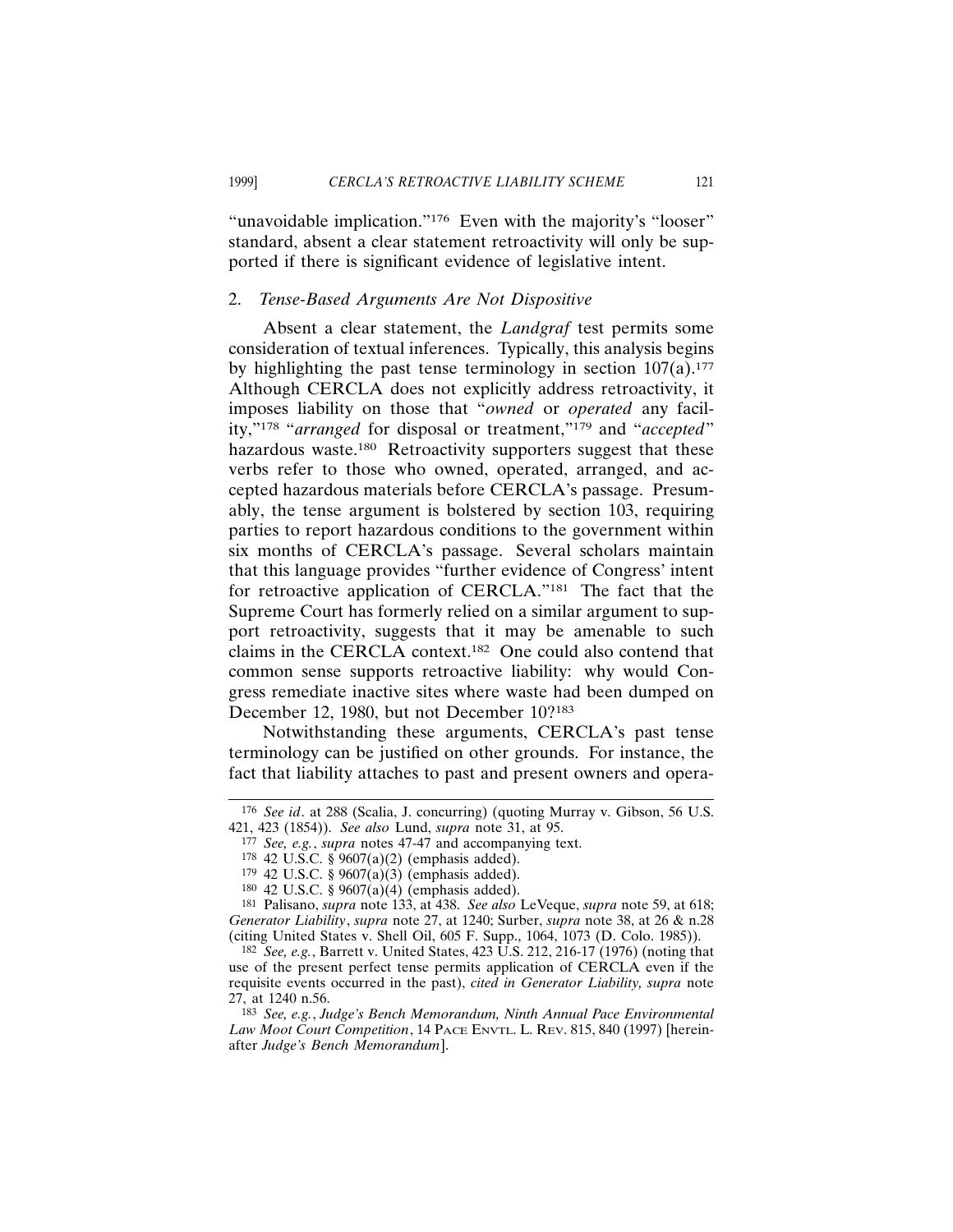"unavoidable implication."[176] Even with the majority's "looser" standard, absent a clear statement retroactivity will only be supported if there is significant evidence of legislative intent.

### 2. *Tense-Based Arguments Are Not Dispositive*

Absent a clear statement, the *Landgraf* test permits some consideration of textual inferences. Typically, this analysis begins by highlighting the past tense terminology in section 107(a).[177] Although CERCLA does not explicitly address retroactivity, it imposes liability on those that "*owned* or *operated* any facility,"[178] "*arranged* for disposal or treatment,"[179] and "*accepted*" hazardous waste.[180] Retroactivity supporters suggest that these verbs refer to those who owned, operated, arranged, and accepted hazardous materials before CERCLA's passage. Presumably, the tense argument is bolstered by section 103, requiring parties to report hazardous conditions to the government within six months of CERCLA's passage. Several scholars maintain that this language provides "further evidence of Congress' intent for retroactive application of CERCLA."[181] The fact that the Supreme Court has formerly relied on a similar argument to support retroactivity, suggests that it may be amenable to such claims in the CERCLA context.[182] One could also contend that common sense supports retroactive liability: why would Congress remediate inactive sites where waste had been dumped on December 12, 1980, but not December 10?[183]

Notwithstanding these arguments, CERCLA's past tense terminology can be justified on other grounds. For instance, the fact that liability attaches to past and present owners and opera-

---

[176] *See id*. at 288 (Scalia, J. concurring) (quoting Murray v. Gibson, 56 U.S. 421, 423 (1854)). *See also* Lund, *supra* note 31, at 95.

[177] *See, e.g.*, *supra* notes 47-47 and accompanying text.

[178] 42 U.S.C. § 9607(a)(2) (emphasis added).

[179] 42 U.S.C. § 9607(a)(3) (emphasis added).

[180] 42 U.S.C. § 9607(a)(4) (emphasis added).

[181] Palisano, *supra* note 133, at 438. *See also* LeVeque, *supra* note 59, at 618; *Generator Liability*, *supra* note 27, at 1240; Surber, *supra* note 38, at 26 & n.28 (citing United States v. Shell Oil, 605 F. Supp., 1064, 1073 (D. Colo. 1985)).

[182] *See, e.g.*, Barrett v. United States, 423 U.S. 212, 216-17 (1976) (noting that use of the present perfect tense permits application of CERCLA even if the requisite events occurred in the past), *cited in Generator Liability, supra* note 27, at 1240 n.56.

[183] *See, e.g.*, *Judge's Bench Memorandum, Ninth Annual Pace Environmental Law Moot Court Competition*, 14 PACE ENVTL. L. REV. 815, 840 (1997) [hereinafter *Judge's Bench Memorandum*].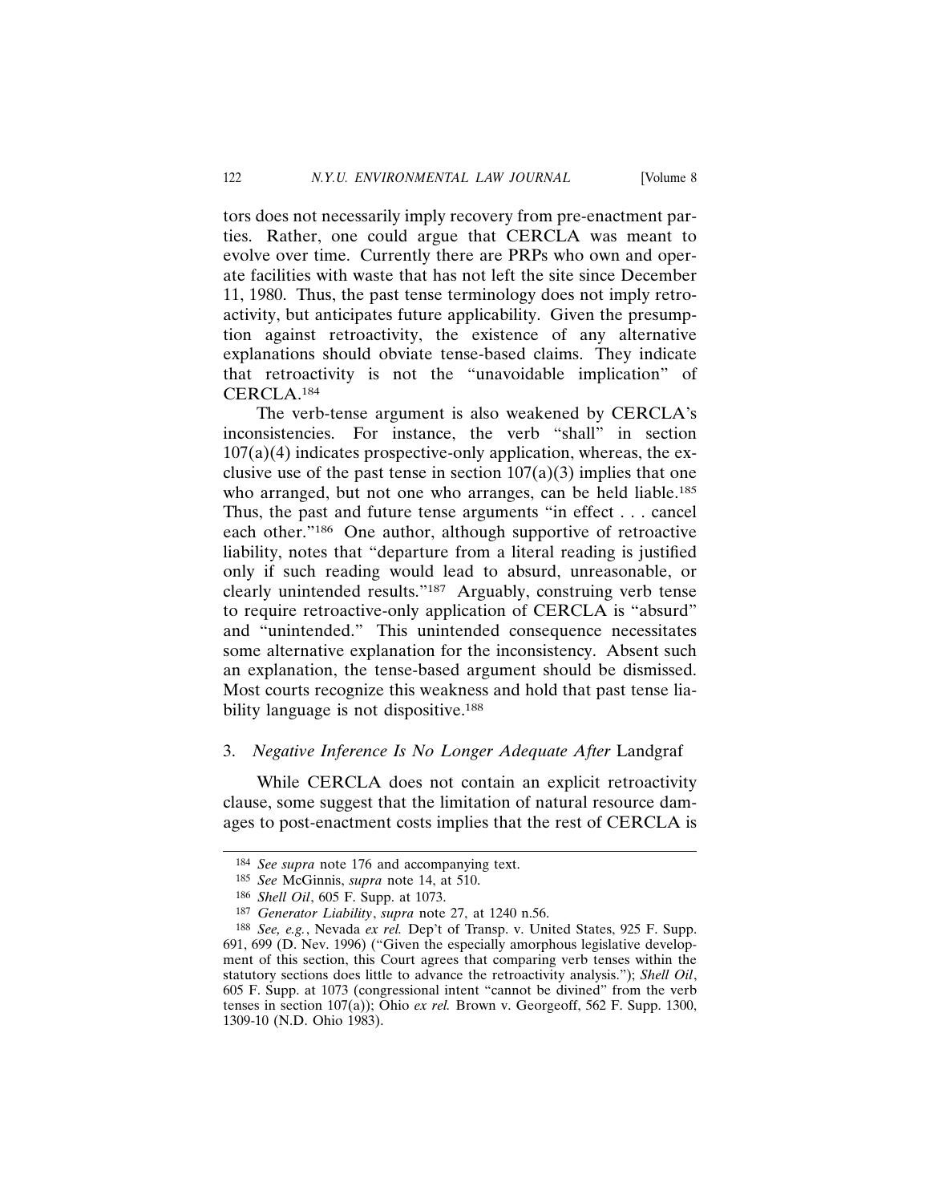tors does not necessarily imply recovery from pre-enactment parties. Rather, one could argue that CERCLA was meant to evolve over time. Currently there are PRPs who own and operate facilities with waste that has not left the site since December 11, 1980. Thus, the past tense terminology does not imply retroactivity, but anticipates future applicability. Given the presumption against retroactivity, the existence of any alternative explanations should obviate tense-based claims. They indicate that retroactivity is not the "unavoidable implication" of CERCLA.[184]

The verb-tense argument is also weakened by CERCLA's inconsistencies. For instance, the verb "shall" in section 107(a)(4) indicates prospective-only application, whereas, the exclusive use of the past tense in section 107(a)(3) implies that one who arranged, but not one who arranges, can be held liable.[185] Thus, the past and future tense arguments "in effect . . . cancel each other."[186] One author, although supportive of retroactive liability, notes that "departure from a literal reading is justified only if such reading would lead to absurd, unreasonable, or clearly unintended results."[187] Arguably, construing verb tense to require retroactive-only application of CERCLA is "absurd" and "unintended." This unintended consequence necessitates some alternative explanation for the inconsistency. Absent such an explanation, the tense-based argument should be dismissed. Most courts recognize this weakness and hold that past tense liability language is not dispositive.[188]

### 3. *Negative Inference Is No Longer Adequate After* Landgraf

While CERCLA does not contain an explicit retroactivity clause, some suggest that the limitation of natural resource damages to post-enactment costs implies that the rest of CERCLA is

---

[184] *See supra* note 176 and accompanying text.

[185] *See* McGinnis, *supra* note 14, at 510.

[186] *Shell Oil*, 605 F. Supp. at 1073.

[187] *Generator Liability*, *supra* note 27, at 1240 n.56.

[188] *See, e.g.*, Nevada *ex rel.* Dep't of Transp. v. United States, 925 F. Supp. 691, 699 (D. Nev. 1996) ("Given the especially amorphous legislative development of this section, this Court agrees that comparing verb tenses within the statutory sections does little to advance the retroactivity analysis."); *Shell Oil*, 605 F. Supp. at 1073 (congressional intent "cannot be divined" from the verb tenses in section 107(a)); Ohio *ex rel.* Brown v. Georgeoff, 562 F. Supp. 1300, 1309-10 (N.D. Ohio 1983).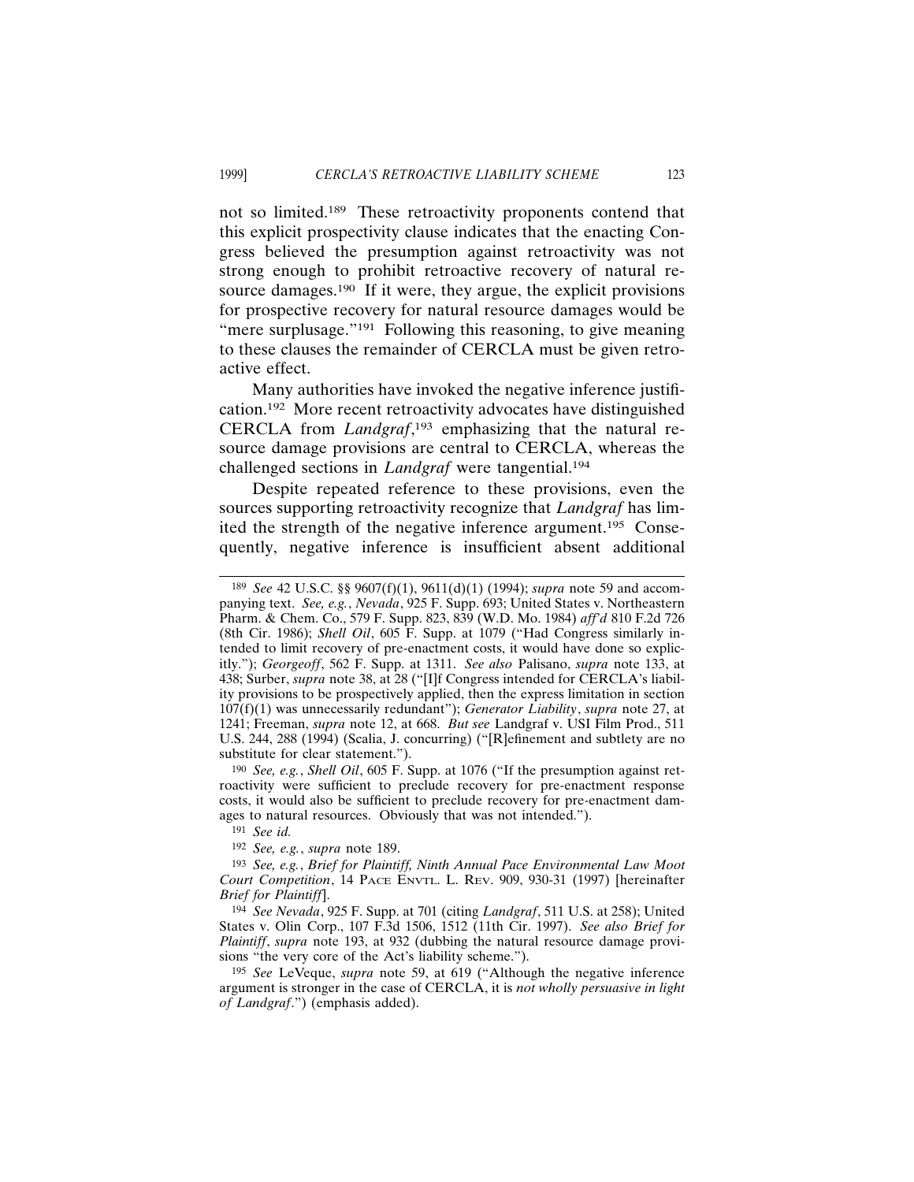not so limited.[189] These retroactivity proponents contend that this explicit prospectivity clause indicates that the enacting Congress believed the presumption against retroactivity was not strong enough to prohibit retroactive recovery of natural resource damages.[190] If it were, they argue, the explicit provisions for prospective recovery for natural resource damages would be "mere surplusage."[191] Following this reasoning, to give meaning to these clauses the remainder of CERCLA must be given retroactive effect.

Many authorities have invoked the negative inference justification.[192] More recent retroactivity advocates have distinguished CERCLA from *Landgraf*,[193] emphasizing that the natural resource damage provisions are central to CERCLA, whereas the challenged sections in *Landgraf* were tangential.[194]

Despite repeated reference to these provisions, even the sources supporting retroactivity recognize that *Landgraf* has limited the strength of the negative inference argument.[195] Consequently, negative inference is insufficient absent additional

---

[189] *See* 42 U.S.C. §§ 9607(f)(1), 9611(d)(1) (1994); *supra* note 59 and accompanying text. *See, e.g.*, *Nevada*, 925 F. Supp. 693; United States v. Northeastern Pharm. & Chem. Co., 579 F. Supp. 823, 839 (W.D. Mo. 1984) *aff'd* 810 F.2d 726 (8th Cir. 1986); *Shell Oil*, 605 F. Supp. at 1079 ("Had Congress similarly intended to limit recovery of pre-enactment costs, it would have done so explicitly."); *Georgeoff*, 562 F. Supp. at 1311. *See also* Palisano, *supra* note 133, at 438; Surber, *supra* note 38, at 28 ("[I]f Congress intended for CERCLA's liability provisions to be prospectively applied, then the express limitation in section 107(f)(1) was unnecessarily redundant"); *Generator Liability*, *supra* note 27, at 1241; Freeman, *supra* note 12, at 668. *But see* Landgraf v. USI Film Prod., 511 U.S. 244, 288 (1994) (Scalia, J. concurring) ("[R]efinement and subtlety are no substitute for clear statement.").

[190] *See, e.g.*, *Shell Oil*, 605 F. Supp. at 1076 ("If the presumption against retroactivity were sufficient to preclude recovery for pre-enactment response costs, it would also be sufficient to preclude recovery for pre-enactment damages to natural resources. Obviously that was not intended.").

[191] *See id.*

[192] *See, e.g.*, *supra* note 189.

[193] *See, e.g.*, *Brief for Plaintiff, Ninth Annual Pace Environmental Law Moot Court Competition*, 14 PACE ENVTL. L. REV. 909, 930-31 (1997) [hereinafter *Brief for Plaintiff*].

[194] *See Nevada*, 925 F. Supp. at 701 (citing *Landgraf*, 511 U.S. at 258); United States v. Olin Corp., 107 F.3d 1506, 1512 (11th Cir. 1997). *See also Brief for Plaintiff*, *supra* note 193, at 932 (dubbing the natural resource damage provisions "the very core of the Act's liability scheme.").

[195] *See* LeVeque, *supra* note 59, at 619 ("Although the negative inference argument is stronger in the case of CERCLA, it is *not wholly persuasive in light of Landgraf*.") (emphasis added).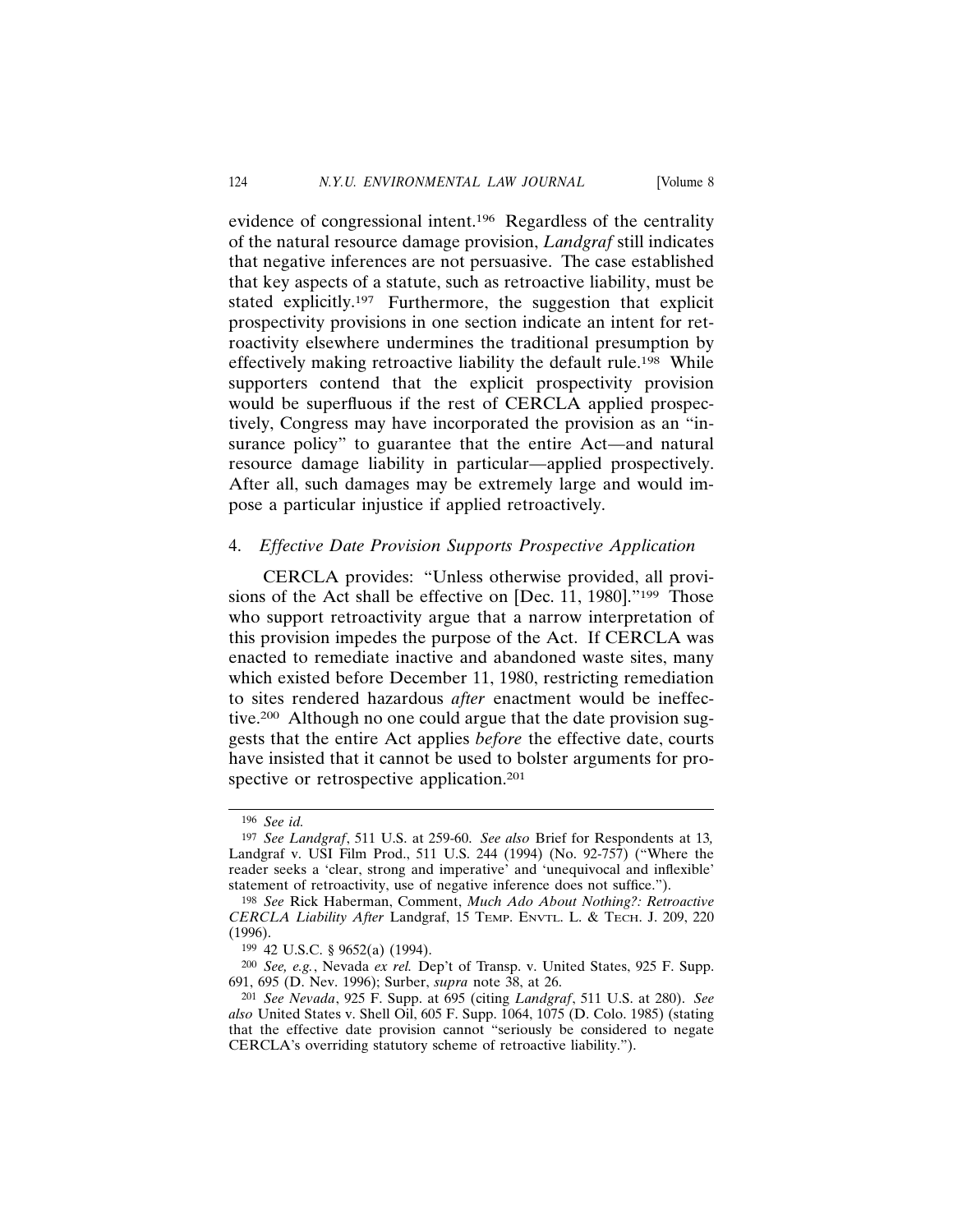evidence of congressional intent.[196] Regardless of the centrality of the natural resource damage provision, *Landgraf* still indicates that negative inferences are not persuasive. The case established that key aspects of a statute, such as retroactive liability, must be stated explicitly.[197] Furthermore, the suggestion that explicit prospectivity provisions in one section indicate an intent for retroactivity elsewhere undermines the traditional presumption by effectively making retroactive liability the default rule.[198] While supporters contend that the explicit prospectivity provision would be superfluous if the rest of CERCLA applied prospectively, Congress may have incorporated the provision as an "insurance policy" to guarantee that the entire Act—and natural resource damage liability in particular—applied prospectively. After all, such damages may be extremely large and would impose a particular injustice if applied retroactively.

#### 4. *Effective Date Provision Supports Prospective Application*

CERCLA provides: "Unless otherwise provided, all provisions of the Act shall be effective on [Dec. 11, 1980]."[199] Those who support retroactivity argue that a narrow interpretation of this provision impedes the purpose of the Act. If CERCLA was enacted to remediate inactive and abandoned waste sites, many which existed before December 11, 1980, restricting remediation to sites rendered hazardous *after* enactment would be ineffective.[200] Although no one could argue that the date provision suggests that the entire Act applies *before* the effective date, courts have insisted that it cannot be used to bolster arguments for prospective or retrospective application.[201]

---

[196] *See id.*

[197] *See Landgraf*, 511 U.S. at 259-60. *See also* Brief for Respondents at 13, Landgraf v. USI Film Prod., 511 U.S. 244 (1994) (No. 92-757) ("Where the reader seeks a 'clear, strong and imperative' and 'unequivocal and inflexible' statement of retroactivity, use of negative inference does not suffice.").

[198] *See* Rick Haberman, Comment, *Much Ado About Nothing?: Retroactive CERCLA Liability After* Landgraf, 15 Temp. Envtl. L. & Tech. J. 209, 220 (1996).

[199] 42 U.S.C. § 9652(a) (1994).

[200] *See, e.g.*, Nevada *ex rel.* Dep't of Transp. v. United States, 925 F. Supp. 691, 695 (D. Nev. 1996); Surber, *supra* note 38, at 26.

[201] *See Nevada*, 925 F. Supp. at 695 (citing *Landgraf*, 511 U.S. at 280). *See also* United States v. Shell Oil, 605 F. Supp. 1064, 1075 (D. Colo. 1985) (stating that the effective date provision cannot "seriously be considered to negate CERCLA's overriding statutory scheme of retroactive liability.").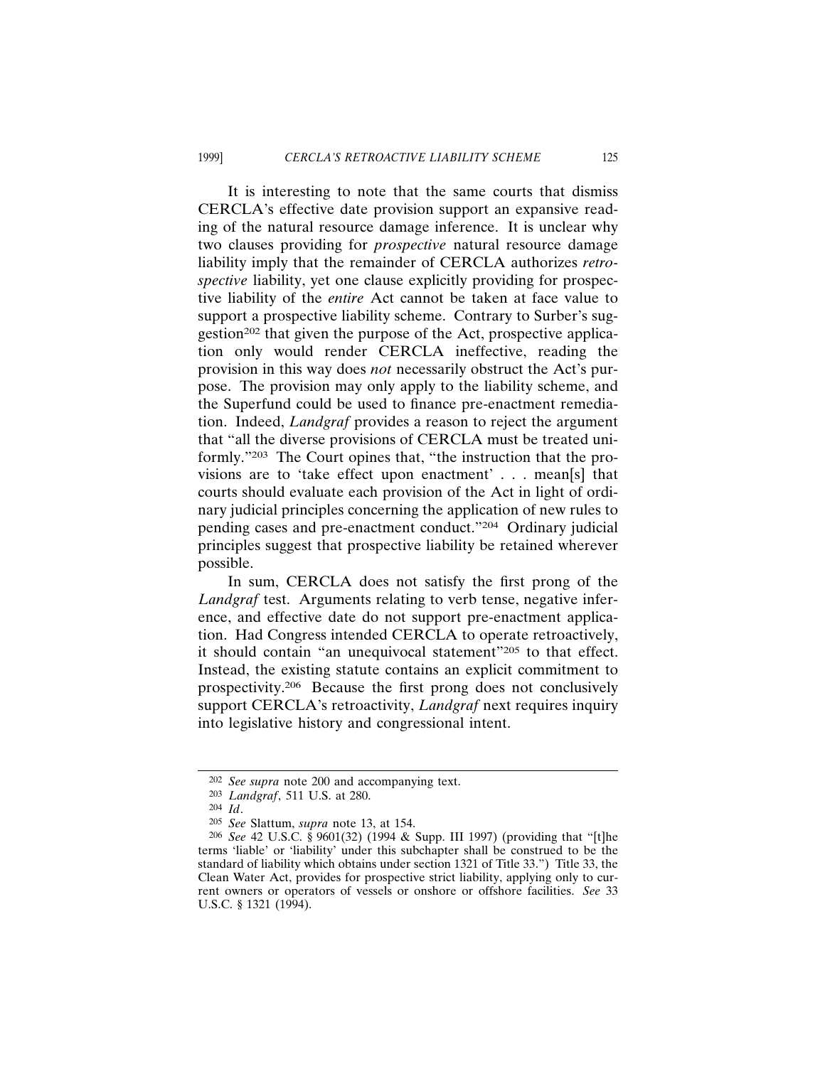It is interesting to note that the same courts that dismiss CERCLA's effective date provision support an expansive reading of the natural resource damage inference. It is unclear why two clauses providing for *prospective* natural resource damage liability imply that the remainder of CERCLA authorizes *retrospective* liability, yet one clause explicitly providing for prospective liability of the *entire* Act cannot be taken at face value to support a prospective liability scheme. Contrary to Surber's suggestion[202] that given the purpose of the Act, prospective application only would render CERCLA ineffective, reading the provision in this way does *not* necessarily obstruct the Act's purpose. The provision may only apply to the liability scheme, and the Superfund could be used to finance pre-enactment remediation. Indeed, *Landgraf* provides a reason to reject the argument that "all the diverse provisions of CERCLA must be treated uniformly."[203] The Court opines that, "the instruction that the provisions are to 'take effect upon enactment' . . . mean[s] that courts should evaluate each provision of the Act in light of ordinary judicial principles concerning the application of new rules to pending cases and pre-enactment conduct."[204] Ordinary judicial principles suggest that prospective liability be retained wherever possible.

In sum, CERCLA does not satisfy the first prong of the *Landgraf* test. Arguments relating to verb tense, negative inference, and effective date do not support pre-enactment application. Had Congress intended CERCLA to operate retroactively, it should contain "an unequivocal statement"[205] to that effect. Instead, the existing statute contains an explicit commitment to prospectivity.[206] Because the first prong does not conclusively support CERCLA's retroactivity, *Landgraf* next requires inquiry into legislative history and congressional intent.

---

[202] *See supra* note 200 and accompanying text.

[203] *Landgraf*, 511 U.S. at 280.

[204] *Id*.

[205] *See* Slattum, *supra* note 13, at 154.

[206] *See* 42 U.S.C. § 9601(32) (1994 & Supp. III 1997) (providing that "[t]he terms 'liable' or 'liability' under this subchapter shall be construed to be the standard of liability which obtains under section 1321 of Title 33.") Title 33, the Clean Water Act, provides for prospective strict liability, applying only to current owners or operators of vessels or onshore or offshore facilities. *See* 33 U.S.C. § 1321 (1994).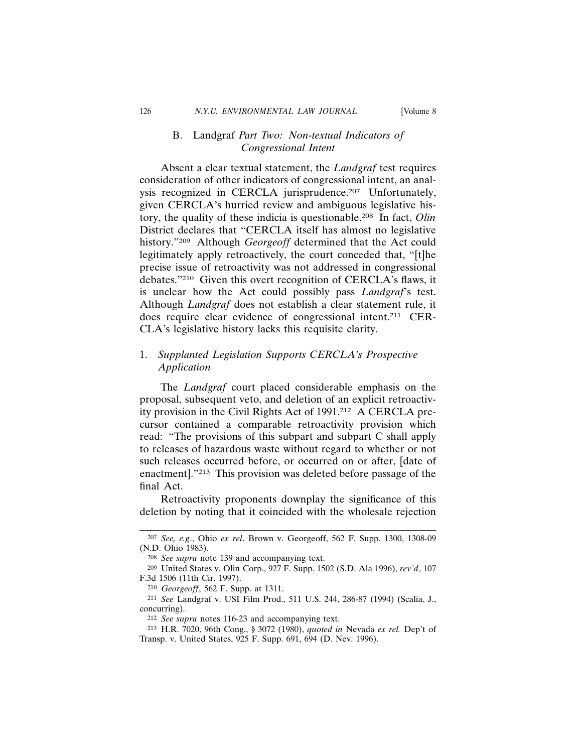## B. *Landgraf* Part Two: Non-textual Indicators of Congressional Intent

Absent a clear textual statement, the *Landgraf* test requires consideration of other indicators of congressional intent, an analysis recognized in CERCLA jurisprudence.[207] Unfortunately, given CERCLA's hurried review and ambiguous legislative history, the quality of these indicia is questionable.[208] In fact, *Olin* District declares that "CERCLA itself has almost no legislative history."[209] Although *Georgeoff* determined that the Act could legitimately apply retroactively, the court conceded that, "[t]he precise issue of retroactivity was not addressed in congressional debates."[210] Given this overt recognition of CERCLA's flaws, it is unclear how the Act could possibly pass *Landgraf*'s test. Although *Landgraf* does not establish a clear statement rule, it does require clear evidence of congressional intent.[211] CERCLA's legislative history lacks this requisite clarity.

### 1. *Supplanted Legislation Supports CERCLA's Prospective Application*

The *Landgraf* court placed considerable emphasis on the proposal, subsequent veto, and deletion of an explicit retroactivity provision in the Civil Rights Act of 1991.[212] A CERCLA precursor contained a comparable retroactivity provision which read: "The provisions of this subpart and subpart C shall apply to releases of hazardous waste without regard to whether or not such releases occurred before, or occurred on or after, [date of enactment]."[213] This provision was deleted before passage of the final Act.

Retroactivity proponents downplay the significance of this deletion by noting that it coincided with the wholesale rejection

---

[207] *See, e.g.*, Ohio *ex rel*. Brown v. Georgeoff, 562 F. Supp. 1300, 1308-09 (N.D. Ohio 1983).

[208] *See supra* note 139 and accompanying text.

[209] United States v. Olin Corp., 927 F. Supp. 1502 (S.D. Ala 1996), *rev'd*, 107 F.3d 1506 (11th Cir. 1997).

[210] *Georgeoff*, 562 F. Supp. at 1311.

[211] *See* Landgraf v. USI Film Prod., 511 U.S. 244, 286-87 (1994) (Scalia, J., concurring).

[212] *See supra* notes 116-23 and accompanying text.

[213] H.R. 7020, 96th Cong., § 3072 (1980), *quoted in* Nevada *ex rel.* Dep't of Transp. v. United States, 925 F. Supp. 691, 694 (D. Nev. 1996).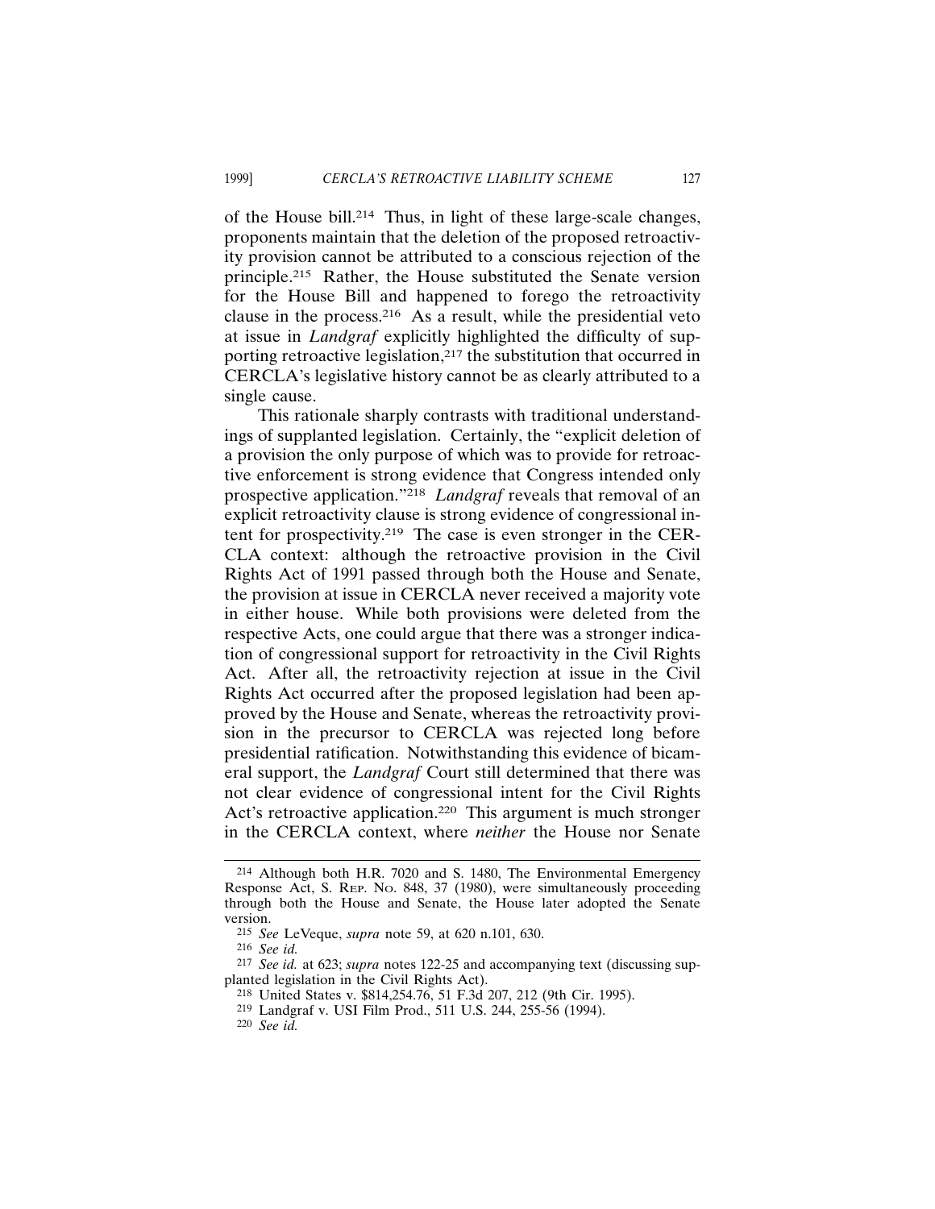of the House bill.[214] Thus, in light of these large-scale changes, proponents maintain that the deletion of the proposed retroactivity provision cannot be attributed to a conscious rejection of the principle.[215] Rather, the House substituted the Senate version for the House Bill and happened to forego the retroactivity clause in the process.[216] As a result, while the presidential veto at issue in *Landgraf* explicitly highlighted the difficulty of supporting retroactive legislation,[217] the substitution that occurred in CERCLA's legislative history cannot be as clearly attributed to a single cause.

This rationale sharply contrasts with traditional understandings of supplanted legislation. Certainly, the "explicit deletion of a provision the only purpose of which was to provide for retroactive enforcement is strong evidence that Congress intended only prospective application."[218] *Landgraf* reveals that removal of an explicit retroactivity clause is strong evidence of congressional intent for prospectivity.[219] The case is even stronger in the CERCLA context: although the retroactive provision in the Civil Rights Act of 1991 passed through both the House and Senate, the provision at issue in CERCLA never received a majority vote in either house. While both provisions were deleted from the respective Acts, one could argue that there was a stronger indication of congressional support for retroactivity in the Civil Rights Act. After all, the retroactivity rejection at issue in the Civil Rights Act occurred after the proposed legislation had been approved by the House and Senate, whereas the retroactivity provision in the precursor to CERCLA was rejected long before presidential ratification. Notwithstanding this evidence of bicameral support, the *Landgraf* Court still determined that there was not clear evidence of congressional intent for the Civil Rights Act's retroactive application.[220] This argument is much stronger in the CERCLA context, where *neither* the House nor Senate

---

[214] Although both H.R. 7020 and S. 1480, The Environmental Emergency Response Act, S. REP. NO. 848, 37 (1980), were simultaneously proceeding through both the House and Senate, the House later adopted the Senate version.

[215] *See* LeVeque, *supra* note 59, at 620 n.101, 630.

[216] *See id.*

[217] *See id.* at 623; *supra* notes 122-25 and accompanying text (discussing supplanted legislation in the Civil Rights Act).

[218] United States v. $814,254.76, 51 F.3d 207, 212 (9th Cir. 1995).

[219] Landgraf v. USI Film Prod., 511 U.S. 244, 255-56 (1994).

[220] *See id.*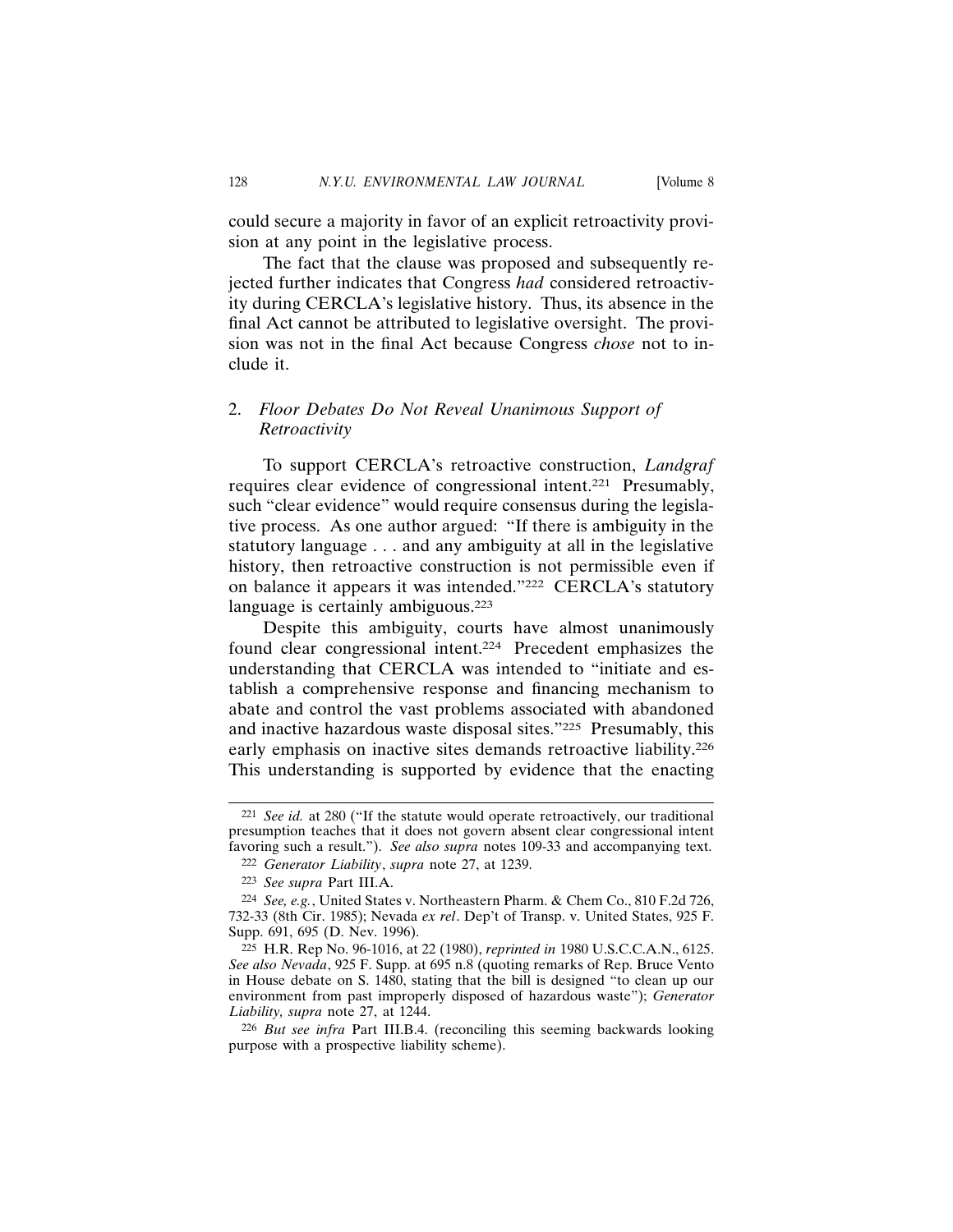could secure a majority in favor of an explicit retroactivity provision at any point in the legislative process.

The fact that the clause was proposed and subsequently rejected further indicates that Congress *had* considered retroactivity during CERCLA's legislative history. Thus, its absence in the final Act cannot be attributed to legislative oversight. The provision was not in the final Act because Congress *chose* not to include it.

### 2. *Floor Debates Do Not Reveal Unanimous Support of Retroactivity*

To support CERCLA's retroactive construction, *Landgraf* requires clear evidence of congressional intent.[221] Presumably, such "clear evidence" would require consensus during the legislative process. As one author argued: "If there is ambiguity in the statutory language . . . and any ambiguity at all in the legislative history, then retroactive construction is not permissible even if on balance it appears it was intended."[222] CERCLA's statutory language is certainly ambiguous.[223]

Despite this ambiguity, courts have almost unanimously found clear congressional intent.[224] Precedent emphasizes the understanding that CERCLA was intended to "initiate and establish a comprehensive response and financing mechanism to abate and control the vast problems associated with abandoned and inactive hazardous waste disposal sites."[225] Presumably, this early emphasis on inactive sites demands retroactive liability.[226] This understanding is supported by evidence that the enacting

---

[221] *See id.* at 280 ("If the statute would operate retroactively, our traditional presumption teaches that it does not govern absent clear congressional intent favoring such a result."). *See also supra* notes 109-33 and accompanying text.

[222] *Generator Liability*, *supra* note 27, at 1239.

[223] *See supra* Part III.A.

[224] *See, e.g.*, United States v. Northeastern Pharm. & Chem Co., 810 F.2d 726, 732-33 (8th Cir. 1985); Nevada *ex rel*. Dep't of Transp. v. United States, 925 F. Supp. 691, 695 (D. Nev. 1996).

[225] H.R. Rep No. 96-1016, at 22 (1980), *reprinted in* 1980 U.S.C.C.A.N., 6125. *See also Nevada*, 925 F. Supp. at 695 n.8 (quoting remarks of Rep. Bruce Vento in House debate on S. 1480, stating that the bill is designed "to clean up our environment from past improperly disposed of hazardous waste"); *Generator Liability, supra* note 27, at 1244.

[226] *But see infra* Part III.B.4. (reconciling this seeming backwards looking purpose with a prospective liability scheme).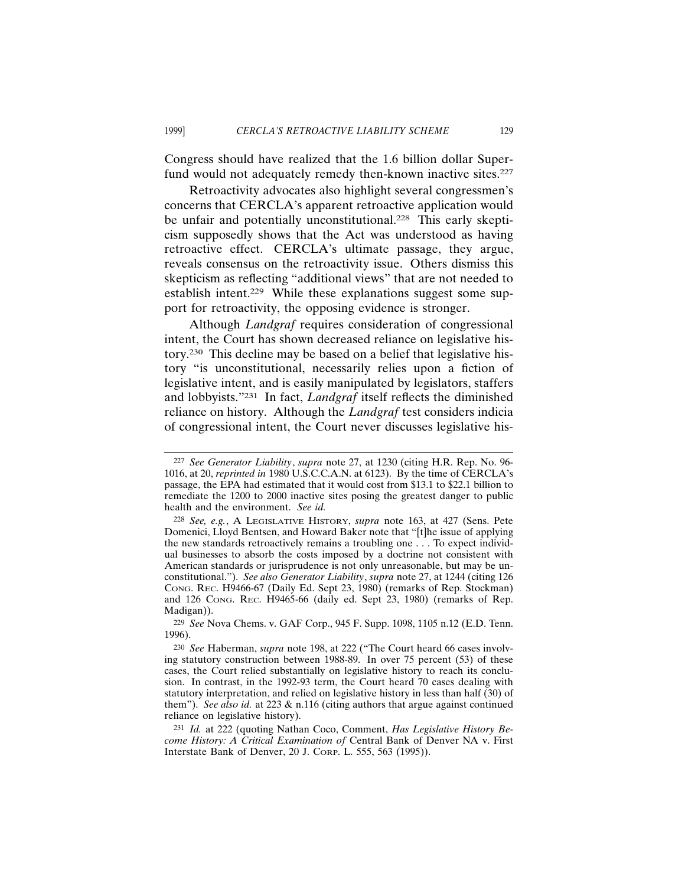Congress should have realized that the 1.6 billion dollar Superfund would not adequately remedy then-known inactive sites.[227]

Retroactivity advocates also highlight several congressmen's concerns that CERCLA's apparent retroactive application would be unfair and potentially unconstitutional.[228] This early skepticism supposedly shows that the Act was understood as having retroactive effect. CERCLA's ultimate passage, they argue, reveals consensus on the retroactivity issue. Others dismiss this skepticism as reflecting "additional views" that are not needed to establish intent.[229] While these explanations suggest some support for retroactivity, the opposing evidence is stronger.

Although *Landgraf* requires consideration of congressional intent, the Court has shown decreased reliance on legislative history.[230] This decline may be based on a belief that legislative history "is unconstitutional, necessarily relies upon a fiction of legislative intent, and is easily manipulated by legislators, staffers and lobbyists."[231] In fact, *Landgraf* itself reflects the diminished reliance on history. Although the *Landgraf* test considers indicia of congressional intent, the Court never discusses legislative his-

---

[227] *See Generator Liability*, *supra* note 27, at 1230 (citing H.R. Rep. No. 96-1016, at 20, *reprinted in* 1980 U.S.C.C.A.N. at 6123). By the time of CERCLA's passage, the EPA had estimated that it would cost from $13.1 to $22.1 billion to remediate the 1200 to 2000 inactive sites posing the greatest danger to public health and the environment. *See id.*

[228] *See, e.g.*, A LEGISLATIVE HISTORY, *supra* note 163, at 427 (Sens. Pete Domenici, Lloyd Bentsen, and Howard Baker note that "[t]he issue of applying the new standards retroactively remains a troubling one . . . To expect individual businesses to absorb the costs imposed by a doctrine not consistent with American standards or jurisprudence is not only unreasonable, but may be unconstitutional."). *See also Generator Liability*, *supra* note 27, at 1244 (citing 126 CONG. REC. H9466-67 (Daily Ed. Sept 23, 1980) (remarks of Rep. Stockman) and 126 CONG. REC. H9465-66 (daily ed. Sept 23, 1980) (remarks of Rep. Madigan)).

[229] *See* Nova Chems. v. GAF Corp., 945 F. Supp. 1098, 1105 n.12 (E.D. Tenn. 1996).

[230] *See* Haberman, *supra* note 198, at 222 ("The Court heard 66 cases involving statutory construction between 1988-89. In over 75 percent (53) of these cases, the Court relied substantially on legislative history to reach its conclusion. In contrast, in the 1992-93 term, the Court heard 70 cases dealing with statutory interpretation, and relied on legislative history in less than half (30) of them"). *See also id.* at 223 & n.116 (citing authors that argue against continued reliance on legislative history).

[231] *Id.* at 222 (quoting Nathan Coco, Comment, *Has Legislative History Become History: A Critical Examination of* Central Bank of Denver NA v. First Interstate Bank of Denver, 20 J. CORP. L. 555, 563 (1995)).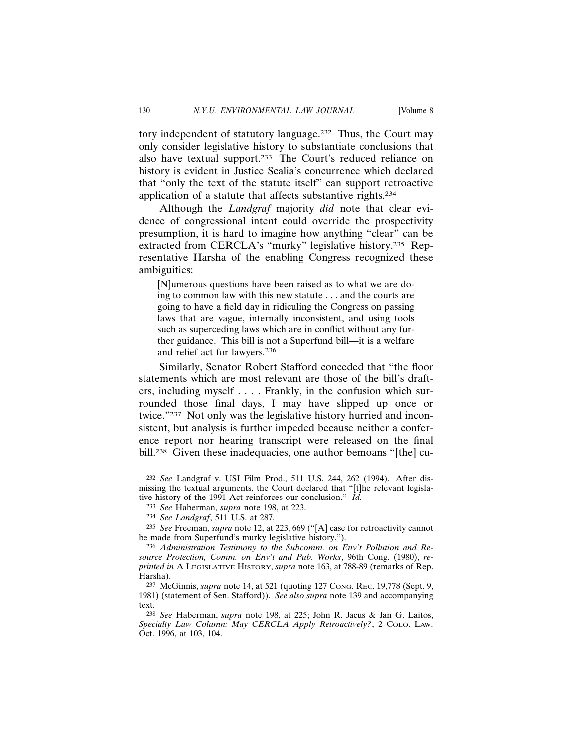tory independent of statutory language.[232] Thus, the Court may only consider legislative history to substantiate conclusions that also have textual support.[233] The Court's reduced reliance on history is evident in Justice Scalia's concurrence which declared that "only the text of the statute itself" can support retroactive application of a statute that affects substantive rights.[234]

Although the *Landgraf* majority *did* note that clear evidence of congressional intent could override the prospectivity presumption, it is hard to imagine how anything "clear" can be extracted from CERCLA's "murky" legislative history.[235] Representative Harsha of the enabling Congress recognized these ambiguities:

> [N]umerous questions have been raised as to what we are doing to common law with this new statute . . . and the courts are going to have a field day in ridiculing the Congress on passing laws that are vague, internally inconsistent, and using tools such as superceding laws which are in conflict without any further guidance. This bill is not a Superfund bill—it is a welfare and relief act for lawyers.[236]

Similarly, Senator Robert Stafford conceded that "the floor statements which are most relevant are those of the bill's drafters, including myself . . . . Frankly, in the confusion which surrounded those final days, I may have slipped up once or twice."[237] Not only was the legislative history hurried and inconsistent, but analysis is further impeded because neither a conference report nor hearing transcript were released on the final bill.[238] Given these inadequacies, one author bemoans "[the] cu-

---

[232] *See* Landgraf v. USI Film Prod., 511 U.S. 244, 262 (1994). After dismissing the textual arguments, the Court declared that "[t]he relevant legislative history of the 1991 Act reinforces our conclusion." *Id.*

[233] *See* Haberman, *supra* note 198, at 223.

[234] *See Landgraf*, 511 U.S. at 287.

[235] *See* Freeman, *supra* note 12, at 223, 669 ("[A] case for retroactivity cannot be made from Superfund's murky legislative history.").

[236] *Administration Testimony to the Subcomm. on Env't Pollution and Resource Protection, Comm. on Env't and Pub. Works*, 96th Cong. (1980), *reprinted in* A LEGISLATIVE HISTORY, *supra* note 163, at 788-89 (remarks of Rep. Harsha).

[237] McGinnis, *supra* note 14, at 521 (quoting 127 CONG. REC. 19,778 (Sept. 9, 1981) (statement of Sen. Stafford)). *See also supra* note 139 and accompanying text.

[238] *See* Haberman, *supra* note 198, at 225; John R. Jacus & Jan G. Laitos, *Specialty Law Column: May CERCLA Apply Retroactively?*, 2 COLO. LAW. Oct. 1996, at 103, 104.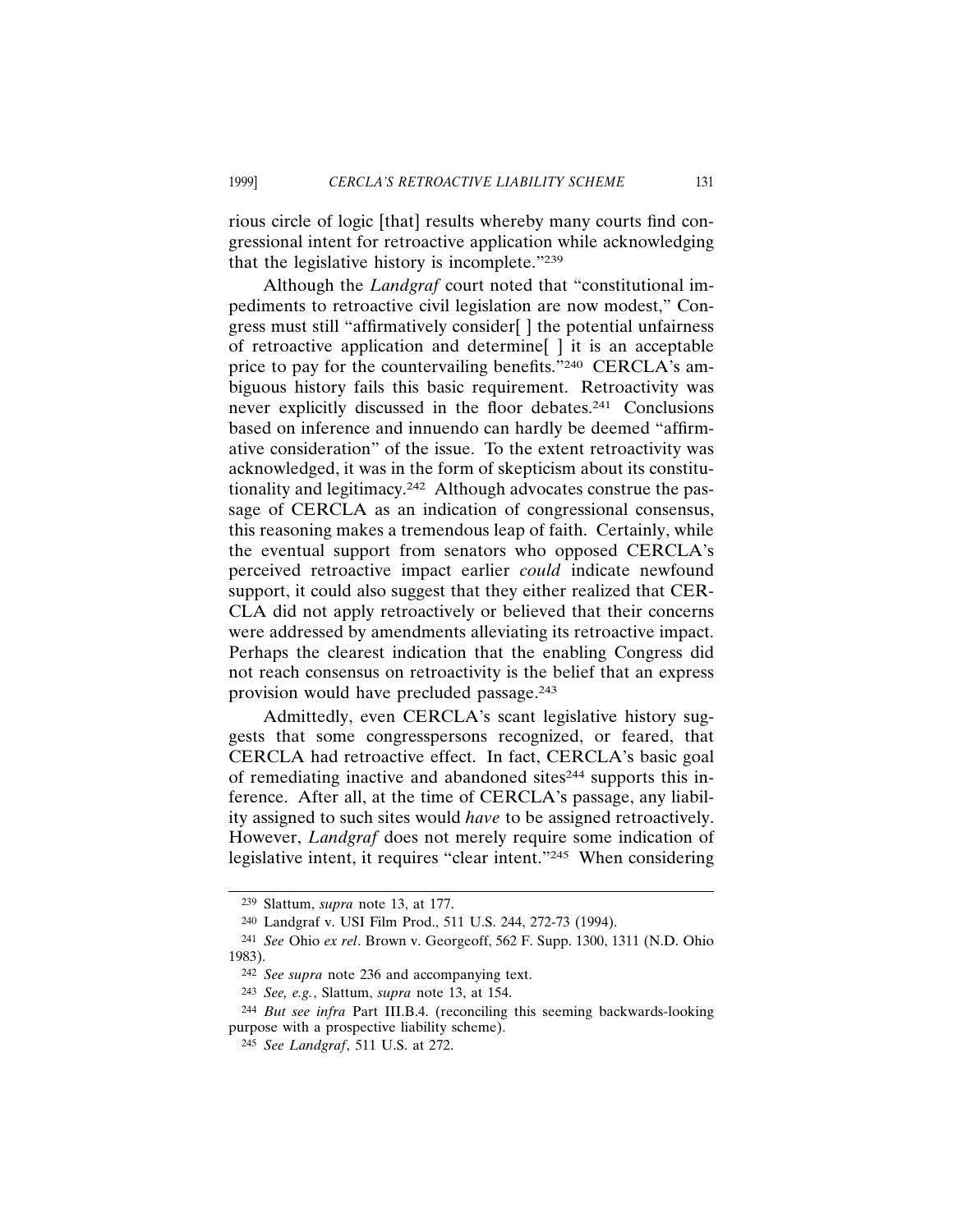rious circle of logic [that] results whereby many courts find congressional intent for retroactive application while acknowledging that the legislative history is incomplete."[239]

Although the *Landgraf* court noted that "constitutional impediments to retroactive civil legislation are now modest," Congress must still "affirmatively consider[ ] the potential unfairness of retroactive application and determine[ ] it is an acceptable price to pay for the countervailing benefits."[240] CERCLA's ambiguous history fails this basic requirement. Retroactivity was never explicitly discussed in the floor debates.[241] Conclusions based on inference and innuendo can hardly be deemed "affirmative consideration" of the issue. To the extent retroactivity was acknowledged, it was in the form of skepticism about its constitutionality and legitimacy.[242] Although advocates construe the passage of CERCLA as an indication of congressional consensus, this reasoning makes a tremendous leap of faith. Certainly, while the eventual support from senators who opposed CERCLA's perceived retroactive impact earlier *could* indicate newfound support, it could also suggest that they either realized that CERCLA did not apply retroactively or believed that their concerns were addressed by amendments alleviating its retroactive impact. Perhaps the clearest indication that the enabling Congress did not reach consensus on retroactivity is the belief that an express provision would have precluded passage.[243]

Admittedly, even CERCLA's scant legislative history suggests that some congresspersons recognized, or feared, that CERCLA had retroactive effect. In fact, CERCLA's basic goal of remediating inactive and abandoned sites[244] supports this inference. After all, at the time of CERCLA's passage, any liability assigned to such sites would *have* to be assigned retroactively. However, *Landgraf* does not merely require some indication of legislative intent, it requires "clear intent."[245] When considering

---

[239] Slattum, *supra* note 13, at 177.

[240] Landgraf v. USI Film Prod., 511 U.S. 244, 272-73 (1994).

[241] *See* Ohio *ex rel*. Brown v. Georgeoff, 562 F. Supp. 1300, 1311 (N.D. Ohio 1983).

[242] *See supra* note 236 and accompanying text.

[243] *See, e.g.*, Slattum, *supra* note 13, at 154.

[244] *But see infra* Part III.B.4. (reconciling this seeming backwards-looking purpose with a prospective liability scheme).

[245] *See Landgraf*, 511 U.S. at 272.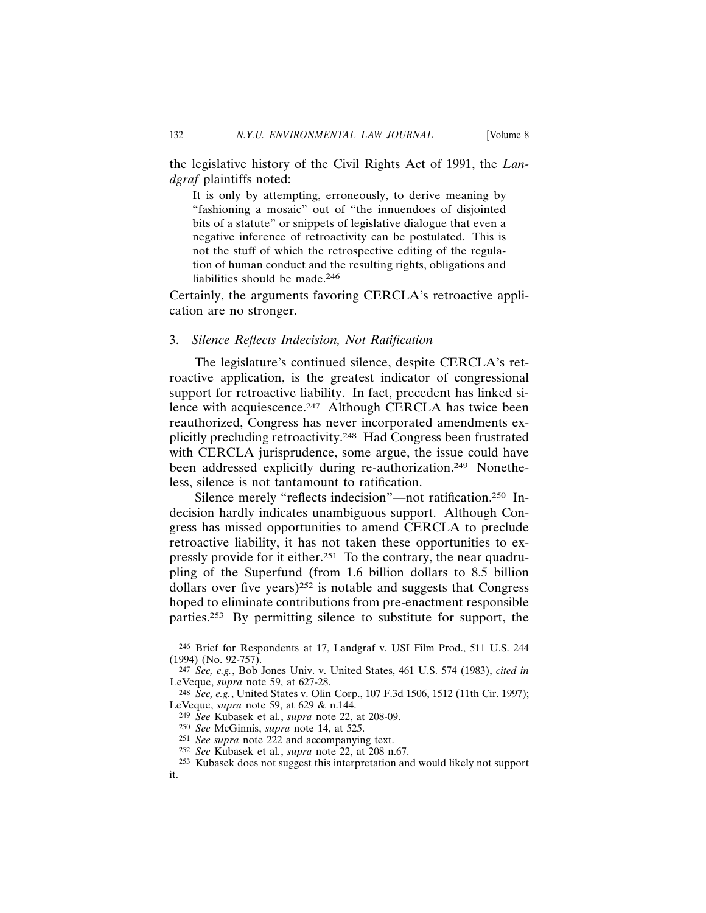the legislative history of the Civil Rights Act of 1991, the *Landgraf* plaintiffs noted:

> It is only by attempting, erroneously, to derive meaning by "fashioning a mosaic" out of "the innuendoes of disjointed bits of a statute" or snippets of legislative dialogue that even a negative inference of retroactivity can be postulated. This is not the stuff of which the retrospective editing of the regulation of human conduct and the resulting rights, obligations and liabilities should be made.[246]

Certainly, the arguments favoring CERCLA's retroactive application are no stronger.

### 3. *Silence Reflects Indecision, Not Ratification*

The legislature's continued silence, despite CERCLA's retroactive application, is the greatest indicator of congressional support for retroactive liability. In fact, precedent has linked silence with acquiescence.[247] Although CERCLA has twice been reauthorized, Congress has never incorporated amendments explicitly precluding retroactivity.[248] Had Congress been frustrated with CERCLA jurisprudence, some argue, the issue could have been addressed explicitly during re-authorization.[249] Nonetheless, silence is not tantamount to ratification.

Silence merely "reflects indecision"—not ratification.[250] Indecision hardly indicates unambiguous support. Although Congress has missed opportunities to amend CERCLA to preclude retroactive liability, it has not taken these opportunities to expressly provide for it either.[251] To the contrary, the near quadrupling of the Superfund (from 1.6 billion dollars to 8.5 billion dollars over five years)[252] is notable and suggests that Congress hoped to eliminate contributions from pre-enactment responsible parties.[253] By permitting silence to substitute for support, the

---

[246] Brief for Respondents at 17, Landgraf v. USI Film Prod., 511 U.S. 244 (1994) (No. 92-757).

[247] *See, e.g.*, Bob Jones Univ. v. United States, 461 U.S. 574 (1983), *cited in* LeVeque, *supra* note 59, at 627-28.

[248] *See, e.g.*, United States v. Olin Corp., 107 F.3d 1506, 1512 (11th Cir. 1997); LeVeque, *supra* note 59, at 629 & n.144.

[249] *See* Kubasek et al., *supra* note 22, at 208-09.

[250] *See* McGinnis, *supra* note 14, at 525.

[251] *See supra* note 222 and accompanying text.

[252] *See* Kubasek et al., *supra* note 22, at 208 n.67.

[253] Kubasek does not suggest this interpretation and would likely not support it.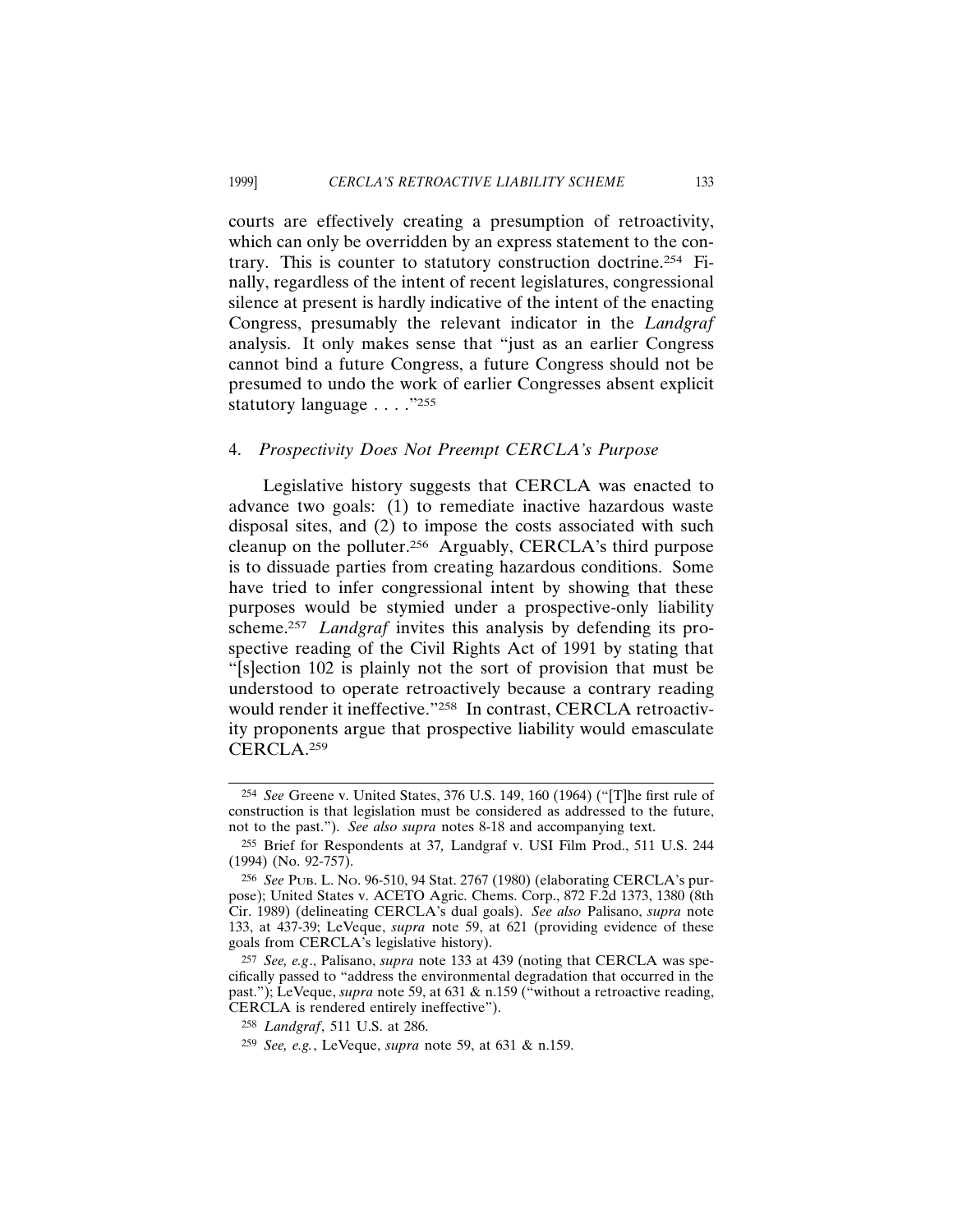courts are effectively creating a presumption of retroactivity, which can only be overridden by an express statement to the contrary. This is counter to statutory construction doctrine.[254] Finally, regardless of the intent of recent legislatures, congressional silence at present is hardly indicative of the intent of the enacting Congress, presumably the relevant indicator in the *Landgraf* analysis. It only makes sense that "just as an earlier Congress cannot bind a future Congress, a future Congress should not be presumed to undo the work of earlier Congresses absent explicit statutory language . . . ."[255]

### 4. *Prospectivity Does Not Preempt CERCLA's Purpose*

Legislative history suggests that CERCLA was enacted to advance two goals: (1) to remediate inactive hazardous waste disposal sites, and (2) to impose the costs associated with such cleanup on the polluter.[256] Arguably, CERCLA's third purpose is to dissuade parties from creating hazardous conditions. Some have tried to infer congressional intent by showing that these purposes would be stymied under a prospective-only liability scheme.[257] *Landgraf* invites this analysis by defending its prospective reading of the Civil Rights Act of 1991 by stating that "[s]ection 102 is plainly not the sort of provision that must be understood to operate retroactively because a contrary reading would render it ineffective."[258] In contrast, CERCLA retroactivity proponents argue that prospective liability would emasculate CERCLA.[259]

---

[254] *See* Greene v. United States, 376 U.S. 149, 160 (1964) ("[T]he first rule of construction is that legislation must be considered as addressed to the future, not to the past."). *See also supra* notes 8-18 and accompanying text.

[255] Brief for Respondents at 37*,* Landgraf v. USI Film Prod., 511 U.S. 244 (1994) (No. 92-757).

[256] *See* Pub. L. No. 96-510, 94 Stat. 2767 (1980) (elaborating CERCLA's purpose); United States v. ACETO Agric. Chems. Corp., 872 F.2d 1373, 1380 (8th Cir. 1989) (delineating CERCLA's dual goals). *See also* Palisano, *supra* note 133, at 437-39; LeVeque, *supra* note 59, at 621 (providing evidence of these goals from CERCLA's legislative history).

[257] *See, e.g*., Palisano, *supra* note 133 at 439 (noting that CERCLA was specifically passed to "address the environmental degradation that occurred in the past."); LeVeque, *supra* note 59, at 631 & n.159 ("without a retroactive reading, CERCLA is rendered entirely ineffective").

[258] *Landgraf*, 511 U.S. at 286.

[259] *See, e.g.*, LeVeque, *supra* note 59, at 631 & n.159.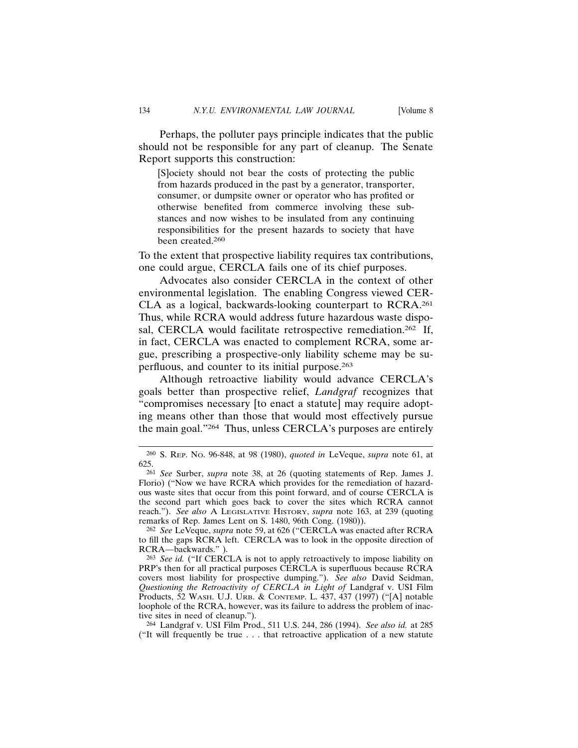Perhaps, the polluter pays principle indicates that the public should not be responsible for any part of cleanup. The Senate Report supports this construction:

> [S]ociety should not bear the costs of protecting the public from hazards produced in the past by a generator, transporter, consumer, or dumpsite owner or operator who has profited or otherwise benefited from commerce involving these substances and now wishes to be insulated from any continuing responsibilities for the present hazards to society that have been created.[260]

To the extent that prospective liability requires tax contributions, one could argue, CERCLA fails one of its chief purposes.

Advocates also consider CERCLA in the context of other environmental legislation. The enabling Congress viewed CERCLA as a logical, backwards-looking counterpart to RCRA.[261] Thus, while RCRA would address future hazardous waste disposal, CERCLA would facilitate retrospective remediation.[262] If, in fact, CERCLA was enacted to complement RCRA, some argue, prescribing a prospective-only liability scheme may be superfluous, and counter to its initial purpose.[263]

Although retroactive liability would advance CERCLA's goals better than prospective relief, *Landgraf* recognizes that "compromises necessary [to enact a statute] may require adopting means other than those that would most effectively pursue the main goal."[264] Thus, unless CERCLA's purposes are entirely

---

[260] S. Rep. No. 96-848, at 98 (1980), *quoted in* LeVeque, *supra* note 61, at 625.

[261] *See* Surber, *supra* note 38, at 26 (quoting statements of Rep. James J. Florio) ("Now we have RCRA which provides for the remediation of hazardous waste sites that occur from this point forward, and of course CERCLA is the second part which goes back to cover the sites which RCRA cannot reach."). *See also* A Legislative History, *supra* note 163, at 239 (quoting remarks of Rep. James Lent on S. 1480, 96th Cong. (1980)).

[262] *See* LeVeque, *supra* note 59, at 626 ("CERCLA was enacted after RCRA to fill the gaps RCRA left. CERCLA was to look in the opposite direction of RCRA—backwards." ).

[263] *See id.* ("If CERCLA is not to apply retroactively to impose liability on PRP's then for all practical purposes CERCLA is superfluous because RCRA covers most liability for prospective dumping."). *See also* David Seidman, *Questioning the Retroactivity of CERCLA in Light of* Landgraf v. USI Film Products, 52 Wash. U.J. Urb. & Contemp. L. 437, 437 (1997) ("[A] notable loophole of the RCRA, however, was its failure to address the problem of inactive sites in need of cleanup.").

[264] Landgraf v. USI Film Prod., 511 U.S. 244, 286 (1994). *See also id.* at 285 ("It will frequently be true . . . that retroactive application of a new statute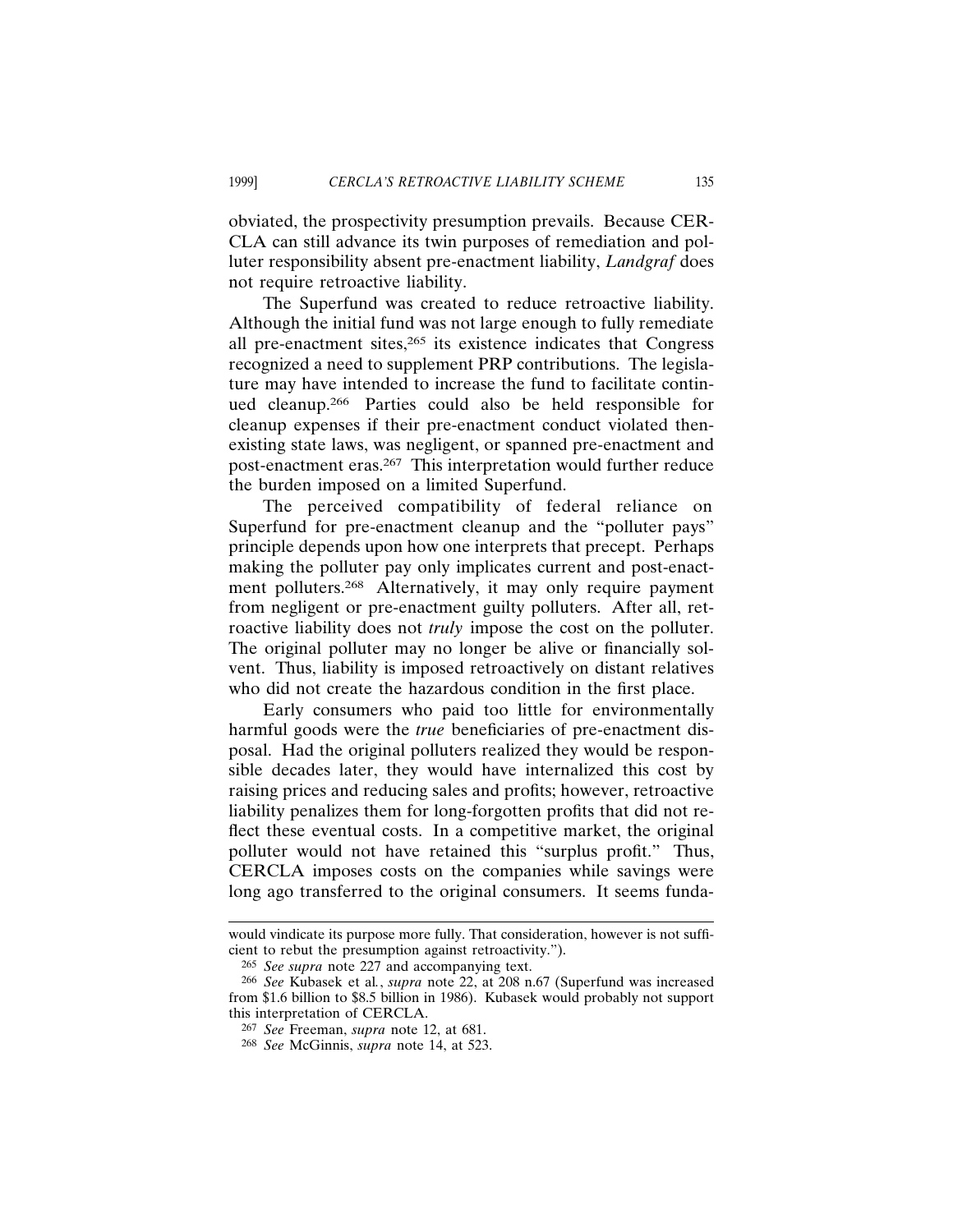obviated, the prospectivity presumption prevails. Because CERCLA can still advance its twin purposes of remediation and polluter responsibility absent pre-enactment liability, *Landgraf* does not require retroactive liability.

The Superfund was created to reduce retroactive liability. Although the initial fund was not large enough to fully remediate all pre-enactment sites,[265] its existence indicates that Congress recognized a need to supplement PRP contributions. The legislature may have intended to increase the fund to facilitate continued cleanup.[266] Parties could also be held responsible for cleanup expenses if their pre-enactment conduct violated then-existing state laws, was negligent, or spanned pre-enactment and post-enactment eras.[267] This interpretation would further reduce the burden imposed on a limited Superfund.

The perceived compatibility of federal reliance on Superfund for pre-enactment cleanup and the "polluter pays" principle depends upon how one interprets that precept. Perhaps making the polluter pay only implicates current and post-enactment polluters.[268] Alternatively, it may only require payment from negligent or pre-enactment guilty polluters. After all, retroactive liability does not *truly* impose the cost on the polluter. The original polluter may no longer be alive or financially solvent. Thus, liability is imposed retroactively on distant relatives who did not create the hazardous condition in the first place.

Early consumers who paid too little for environmentally harmful goods were the *true* beneficiaries of pre-enactment disposal. Had the original polluters realized they would be responsible decades later, they would have internalized this cost by raising prices and reducing sales and profits; however, retroactive liability penalizes them for long-forgotten profits that did not reflect these eventual costs. In a competitive market, the original polluter would not have retained this "surplus profit." Thus, CERCLA imposes costs on the companies while savings were long ago transferred to the original consumers. It seems funda-

---

would vindicate its purpose more fully. That consideration, however is not sufficient to rebut the presumption against retroactivity.").

[265] *See supra* note 227 and accompanying text.

[266] *See* Kubasek et al*.*, *supra* note 22, at 208 n.67 (Superfund was increased from $1.6 billion to $8.5 billion in 1986). Kubasek would probably not support this interpretation of CERCLA.

[267] *See* Freeman, *supra* note 12, at 681.

[268] *See* McGinnis, *supra* note 14, at 523.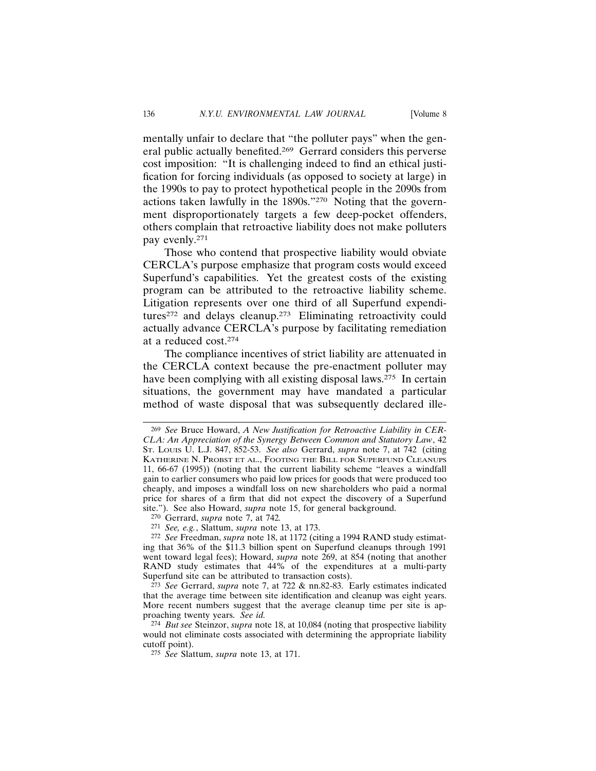mentally unfair to declare that "the polluter pays" when the general public actually benefited.[269] Gerrard considers this perverse cost imposition: "It is challenging indeed to find an ethical justification for forcing individuals (as opposed to society at large) in the 1990s to pay to protect hypothetical people in the 2090s from actions taken lawfully in the 1890s."[270] Noting that the government disproportionately targets a few deep-pocket offenders, others complain that retroactive liability does not make polluters pay evenly.[271]

Those who contend that prospective liability would obviate CERCLA's purpose emphasize that program costs would exceed Superfund's capabilities. Yet the greatest costs of the existing program can be attributed to the retroactive liability scheme. Litigation represents over one third of all Superfund expenditures[272] and delays cleanup.[273] Eliminating retroactivity could actually advance CERCLA's purpose by facilitating remediation at a reduced cost.[274]

The compliance incentives of strict liability are attenuated in the CERCLA context because the pre-enactment polluter may have been complying with all existing disposal laws.[275] In certain situations, the government may have mandated a particular method of waste disposal that was subsequently declared ille-

---

[269] *See* Bruce Howard, *A New Justification for Retroactive Liability in CERCLA: An Appreciation of the Synergy Between Common and Statutory Law*, 42 ST. LOUIS U. L.J. 847, 852-53. *See also* Gerrard, *supra* note 7, at 742 (citing KATHERINE N. PROBST ET AL., FOOTING THE BILL FOR SUPERFUND CLEANUPS 11, 66-67 (1995)) (noting that the current liability scheme "leaves a windfall gain to earlier consumers who paid low prices for goods that were produced too cheaply, and imposes a windfall loss on new shareholders who paid a normal price for shares of a firm that did not expect the discovery of a Superfund site."). See also Howard, *supra* note 15, for general background.

[270] Gerrard, *supra* note 7, at 742*.*

[271] *See, e.g.*, Slattum, *supra* note 13, at 173.

[272] *See* Freedman, *supra* note 18, at 1172 (citing a 1994 RAND study estimating that 36% of the $11.3 billion spent on Superfund cleanups through 1991 went toward legal fees); Howard, *supra* note 269, at 854 (noting that another RAND study estimates that 44% of the expenditures at a multi-party Superfund site can be attributed to transaction costs).

[273] *See* Gerrard, *supra* note 7, at 722 & nn.82-83. Early estimates indicated that the average time between site identification and cleanup was eight years. More recent numbers suggest that the average cleanup time per site is approaching twenty years. *See id.*

[274] *But see* Steinzor, *supra* note 18, at 10,084 (noting that prospective liability would not eliminate costs associated with determining the appropriate liability cutoff point).

[275] *See* Slattum, *supra* note 13, at 171.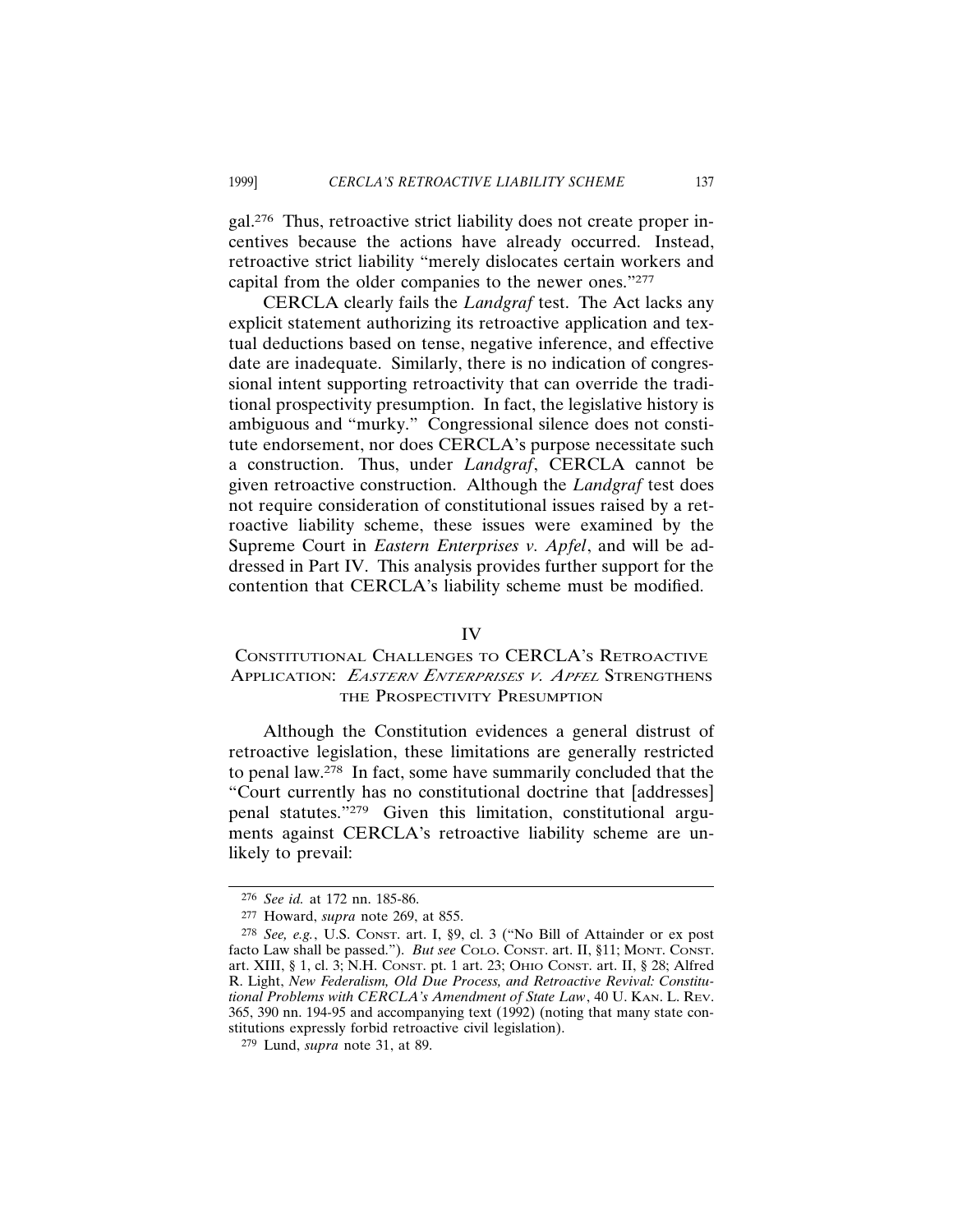gal.[276] Thus, retroactive strict liability does not create proper incentives because the actions have already occurred. Instead, retroactive strict liability "merely dislocates certain workers and capital from the older companies to the newer ones."[277]

CERCLA clearly fails the *Landgraf* test. The Act lacks any explicit statement authorizing its retroactive application and textual deductions based on tense, negative inference, and effective date are inadequate. Similarly, there is no indication of congressional intent supporting retroactivity that can override the traditional prospectivity presumption. In fact, the legislative history is ambiguous and "murky." Congressional silence does not constitute endorsement, nor does CERCLA's purpose necessitate such a construction. Thus, under *Landgraf*, CERCLA cannot be given retroactive construction. Although the *Landgraf* test does not require consideration of constitutional issues raised by a retroactive liability scheme, these issues were examined by the Supreme Court in *Eastern Enterprises v. Apfel*, and will be addressed in Part IV. This analysis provides further support for the contention that CERCLA's liability scheme must be modified.

## IV
## CONSTITUTIONAL CHALLENGES TO CERCLA'S RETROACTIVE APPLICATION: *EASTERN ENTERPRISES V. APFEL* STRENGTHENS THE PROSPECTIVITY PRESUMPTION

Although the Constitution evidences a general distrust of retroactive legislation, these limitations are generally restricted to penal law.[278] In fact, some have summarily concluded that the "Court currently has no constitutional doctrine that [addresses] penal statutes."[279] Given this limitation, constitutional arguments against CERCLA's retroactive liability scheme are unlikely to prevail:

---

[276] *See id.* at 172 nn. 185-86.

[277] Howard, *supra* note 269, at 855.

[278] *See, e.g.*, U.S. CONST. art. I, §9, cl. 3 ("No Bill of Attainder or ex post facto Law shall be passed."). *But see* COLO. CONST. art. II, §11; MONT. CONST. art. XIII, § 1, cl. 3; N.H. CONST. pt. 1 art. 23; OHIO CONST. art. II, § 28; Alfred R. Light, *New Federalism, Old Due Process, and Retroactive Revival: Constitutional Problems with CERCLA's Amendment of State Law*, 40 U. KAN. L. REV. 365, 390 nn. 194-95 and accompanying text (1992) (noting that many state constitutions expressly forbid retroactive civil legislation).

[279] Lund, *supra* note 31, at 89.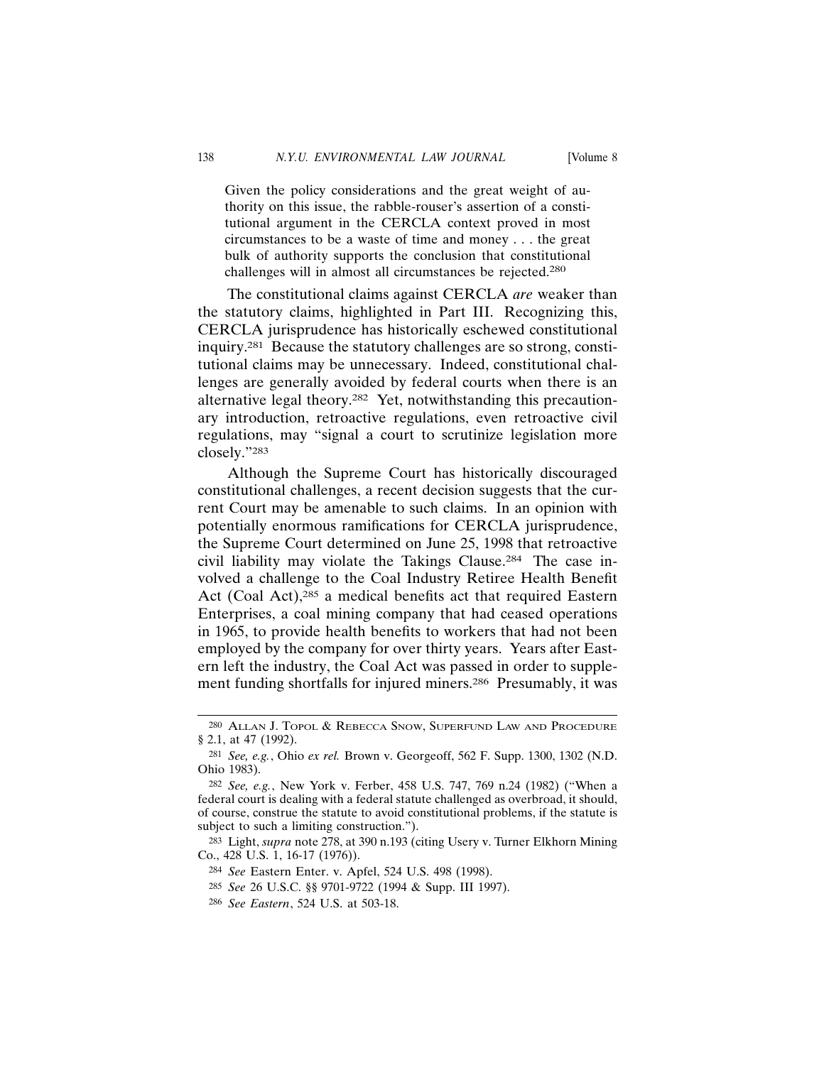> Given the policy considerations and the great weight of authority on this issue, the rabble-rouser's assertion of a constitutional argument in the CERCLA context proved in most circumstances to be a waste of time and money . . . the great bulk of authority supports the conclusion that constitutional challenges will in almost all circumstances be rejected.[280]

The constitutional claims against CERCLA *are* weaker than the statutory claims, highlighted in Part III. Recognizing this, CERCLA jurisprudence has historically eschewed constitutional inquiry.[281] Because the statutory challenges are so strong, constitutional claims may be unnecessary. Indeed, constitutional challenges are generally avoided by federal courts when there is an alternative legal theory.[282] Yet, notwithstanding this precautionary introduction, retroactive regulations, even retroactive civil regulations, may "signal a court to scrutinize legislation more closely."[283]

Although the Supreme Court has historically discouraged constitutional challenges, a recent decision suggests that the current Court may be amenable to such claims. In an opinion with potentially enormous ramifications for CERCLA jurisprudence, the Supreme Court determined on June 25, 1998 that retroactive civil liability may violate the Takings Clause.[284] The case involved a challenge to the Coal Industry Retiree Health Benefit Act (Coal Act),[285] a medical benefits act that required Eastern Enterprises, a coal mining company that had ceased operations in 1965, to provide health benefits to workers that had not been employed by the company for over thirty years. Years after Eastern left the industry, the Coal Act was passed in order to supplement funding shortfalls for injured miners.[286] Presumably, it was

---

[280] Allan J. Topol & Rebecca Snow, Superfund Law and Procedure § 2.1, at 47 (1992).

[281] *See, e.g.*, Ohio *ex rel.* Brown v. Georgeoff, 562 F. Supp. 1300, 1302 (N.D. Ohio 1983).

[282] *See, e.g.*, New York v. Ferber, 458 U.S. 747, 769 n.24 (1982) ("When a federal court is dealing with a federal statute challenged as overbroad, it should, of course, construe the statute to avoid constitutional problems, if the statute is subject to such a limiting construction.").

[283] Light, *supra* note 278, at 390 n.193 (citing Usery v. Turner Elkhorn Mining Co., 428 U.S. 1, 16-17 (1976)).

[284] *See* Eastern Enter. v. Apfel, 524 U.S. 498 (1998).

[285] *See* 26 U.S.C. §§ 9701-9722 (1994 & Supp. III 1997).

[286] *See Eastern*, 524 U.S. at 503-18.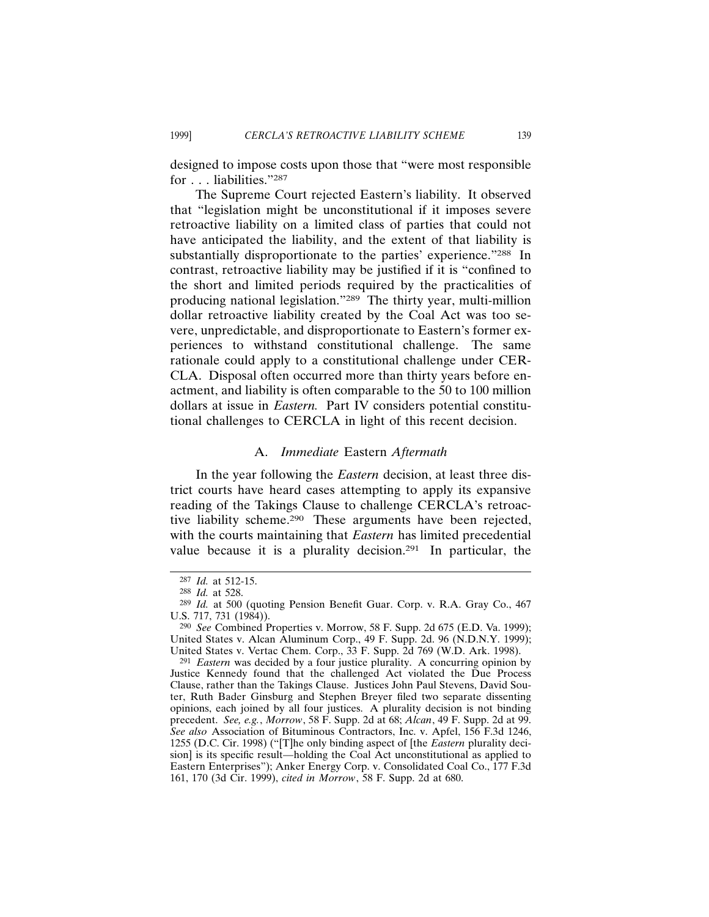designed to impose costs upon those that "were most responsible for . . . liabilities."[287]

The Supreme Court rejected Eastern's liability. It observed that "legislation might be unconstitutional if it imposes severe retroactive liability on a limited class of parties that could not have anticipated the liability, and the extent of that liability is substantially disproportionate to the parties' experience."[288] In contrast, retroactive liability may be justified if it is "confined to the short and limited periods required by the practicalities of producing national legislation."[289] The thirty year, multi-million dollar retroactive liability created by the Coal Act was too severe, unpredictable, and disproportionate to Eastern's former experiences to withstand constitutional challenge. The same rationale could apply to a constitutional challenge under CERCLA. Disposal often occurred more than thirty years before enactment, and liability is often comparable to the 50 to 100 million dollars at issue in *Eastern.* Part IV considers potential constitutional challenges to CERCLA in light of this recent decision.

### A. *Immediate* Eastern *Aftermath*

In the year following the *Eastern* decision, at least three district courts have heard cases attempting to apply its expansive reading of the Takings Clause to challenge CERCLA's retroactive liability scheme.[290] These arguments have been rejected, with the courts maintaining that *Eastern* has limited precedential value because it is a plurality decision.[291] In particular, the

---

[287] *Id.* at 512-15.

[288] *Id.* at 528.

[289] *Id.* at 500 (quoting Pension Benefit Guar. Corp. v. R.A. Gray Co., 467 U.S. 717, 731 (1984)).

[290] *See* Combined Properties v. Morrow, 58 F. Supp. 2d 675 (E.D. Va. 1999); United States v. Alcan Aluminum Corp., 49 F. Supp. 2d. 96 (N.D.N.Y. 1999); United States v. Vertac Chem. Corp., 33 F. Supp. 2d 769 (W.D. Ark. 1998).

[291] *Eastern* was decided by a four justice plurality. A concurring opinion by Justice Kennedy found that the challenged Act violated the Due Process Clause, rather than the Takings Clause. Justices John Paul Stevens, David Souter, Ruth Bader Ginsburg and Stephen Breyer filed two separate dissenting opinions, each joined by all four justices. A plurality decision is not binding precedent. *See, e.g.*, *Morrow*, 58 F. Supp. 2d at 68; *Alcan*, 49 F. Supp. 2d at 99. *See also* Association of Bituminous Contractors, Inc. v. Apfel, 156 F.3d 1246, 1255 (D.C. Cir. 1998) ("[T]he only binding aspect of [the *Eastern* plurality decision] is its specific result—holding the Coal Act unconstitutional as applied to Eastern Enterprises"); Anker Energy Corp. v. Consolidated Coal Co., 177 F.3d 161, 170 (3d Cir. 1999), *cited in Morrow*, 58 F. Supp. 2d at 680.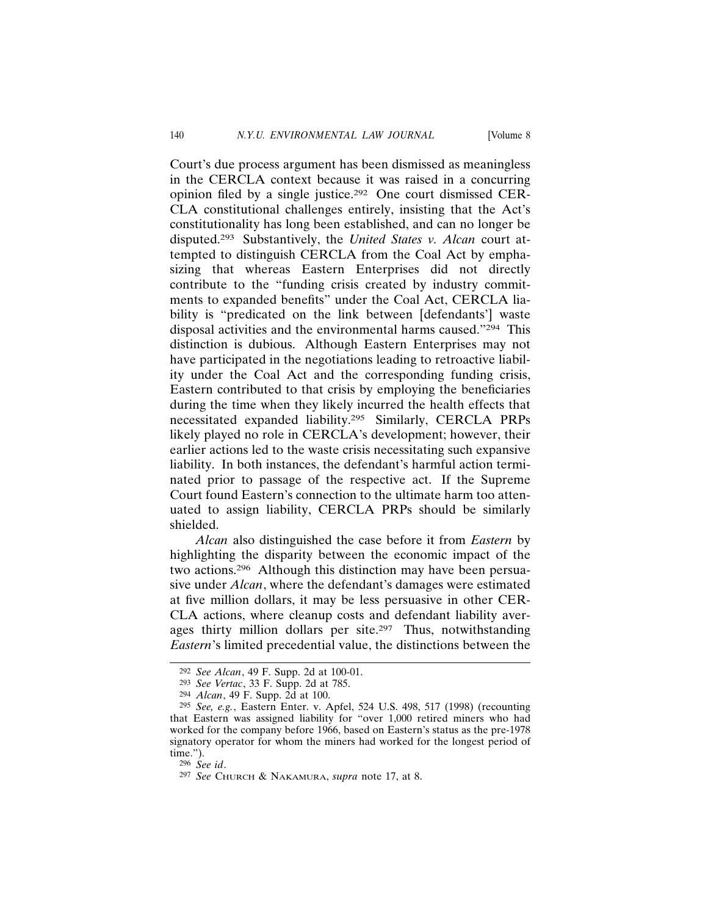Court's due process argument has been dismissed as meaningless in the CERCLA context because it was raised in a concurring opinion filed by a single justice.[292] One court dismissed CERCLA constitutional challenges entirely, insisting that the Act's constitutionality has long been established, and can no longer be disputed.[293] Substantively, the *United States v. Alcan* court attempted to distinguish CERCLA from the Coal Act by emphasizing that whereas Eastern Enterprises did not directly contribute to the "funding crisis created by industry commitments to expanded benefits" under the Coal Act, CERCLA liability is "predicated on the link between [defendants'] waste disposal activities and the environmental harms caused."[294] This distinction is dubious. Although Eastern Enterprises may not have participated in the negotiations leading to retroactive liability under the Coal Act and the corresponding funding crisis, Eastern contributed to that crisis by employing the beneficiaries during the time when they likely incurred the health effects that necessitated expanded liability.[295] Similarly, CERCLA PRPs likely played no role in CERCLA's development; however, their earlier actions led to the waste crisis necessitating such expansive liability. In both instances, the defendant's harmful action terminated prior to passage of the respective act. If the Supreme Court found Eastern's connection to the ultimate harm too attenuated to assign liability, CERCLA PRPs should be similarly shielded.

*Alcan* also distinguished the case before it from *Eastern* by highlighting the disparity between the economic impact of the two actions.[296] Although this distinction may have been persuasive under *Alcan*, where the defendant's damages were estimated at five million dollars, it may be less persuasive in other CERCLA actions, where cleanup costs and defendant liability averages thirty million dollars per site.[297] Thus, notwithstanding *Eastern*'s limited precedential value, the distinctions between the

---

[292] *See Alcan*, 49 F. Supp. 2d at 100-01.

[293] *See Vertac*, 33 F. Supp. 2d at 785.

[294] *Alcan*, 49 F. Supp. 2d at 100.

[295] *See, e.g.*, Eastern Enter. v. Apfel, 524 U.S. 498, 517 (1998) (recounting that Eastern was assigned liability for "over 1,000 retired miners who had worked for the company before 1966, based on Eastern's status as the pre-1978 signatory operator for whom the miners had worked for the longest period of time.").

[296] *See id*.

[297] *See* Church & Nakamura, *supra* note 17, at 8.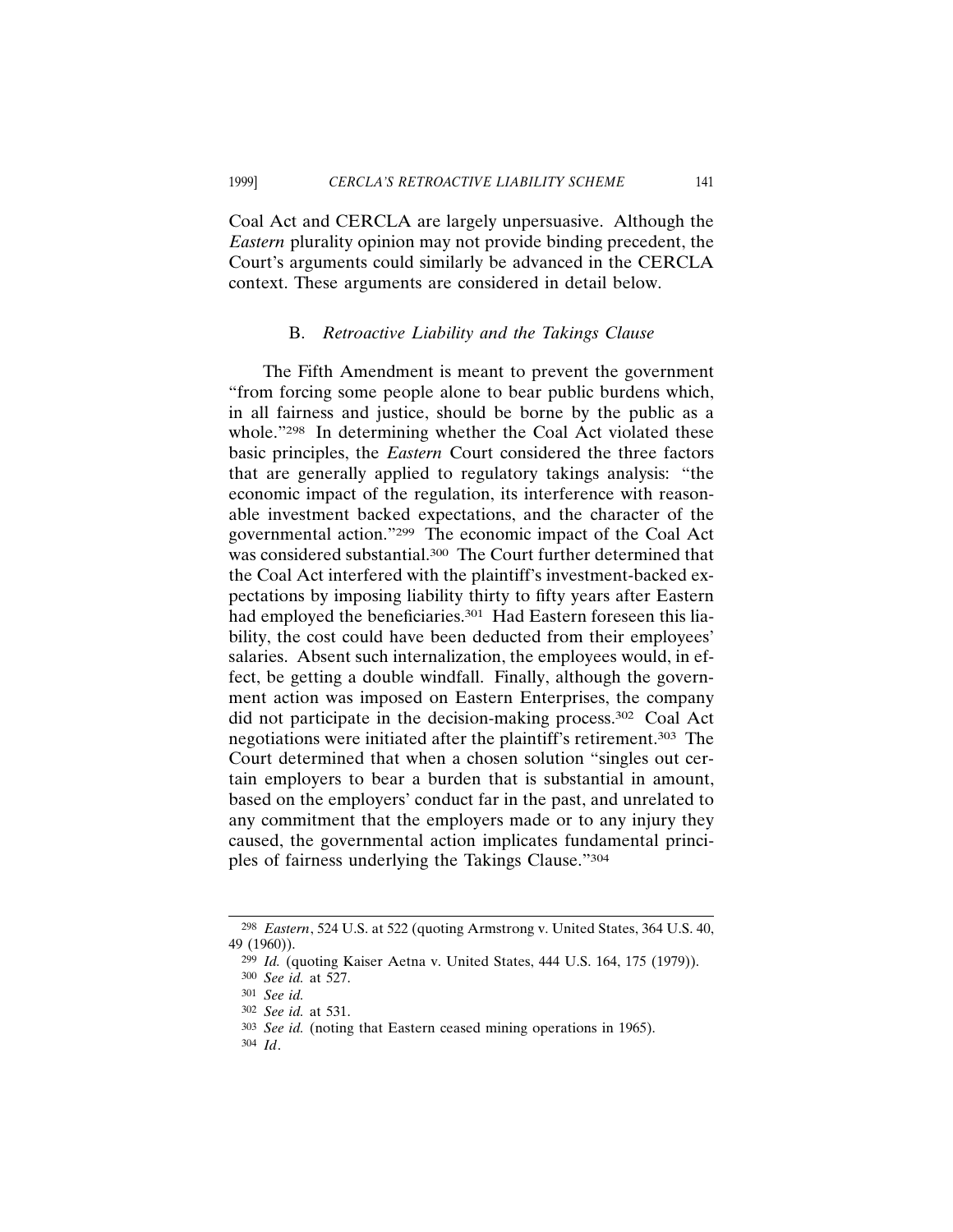Coal Act and CERCLA are largely unpersuasive. Although the *Eastern* plurality opinion may not provide binding precedent, the Court's arguments could similarly be advanced in the CERCLA context. These arguments are considered in detail below.

### B. *Retroactive Liability and the Takings Clause*

The Fifth Amendment is meant to prevent the government "from forcing some people alone to bear public burdens which, in all fairness and justice, should be borne by the public as a whole."[298] In determining whether the Coal Act violated these basic principles, the *Eastern* Court considered the three factors that are generally applied to regulatory takings analysis: "the economic impact of the regulation, its interference with reasonable investment backed expectations, and the character of the governmental action."[299] The economic impact of the Coal Act was considered substantial.[300] The Court further determined that the Coal Act interfered with the plaintiff's investment-backed expectations by imposing liability thirty to fifty years after Eastern had employed the beneficiaries.[301] Had Eastern foreseen this liability, the cost could have been deducted from their employees' salaries. Absent such internalization, the employees would, in effect, be getting a double windfall. Finally, although the government action was imposed on Eastern Enterprises, the company did not participate in the decision-making process.[302] Coal Act negotiations were initiated after the plaintiff's retirement.[303] The Court determined that when a chosen solution "singles out certain employers to bear a burden that is substantial in amount, based on the employers' conduct far in the past, and unrelated to any commitment that the employers made or to any injury they caused, the governmental action implicates fundamental principles of fairness underlying the Takings Clause."[304]

---

[298] *Eastern*, 524 U.S. at 522 (quoting Armstrong v. United States, 364 U.S. 40, 49 (1960)).

[299] *Id.* (quoting Kaiser Aetna v. United States, 444 U.S. 164, 175 (1979)).

[300] *See id.* at 527.

[301] *See id.*

[302] *See id.* at 531.

[303] *See id.* (noting that Eastern ceased mining operations in 1965).

[304] *Id*.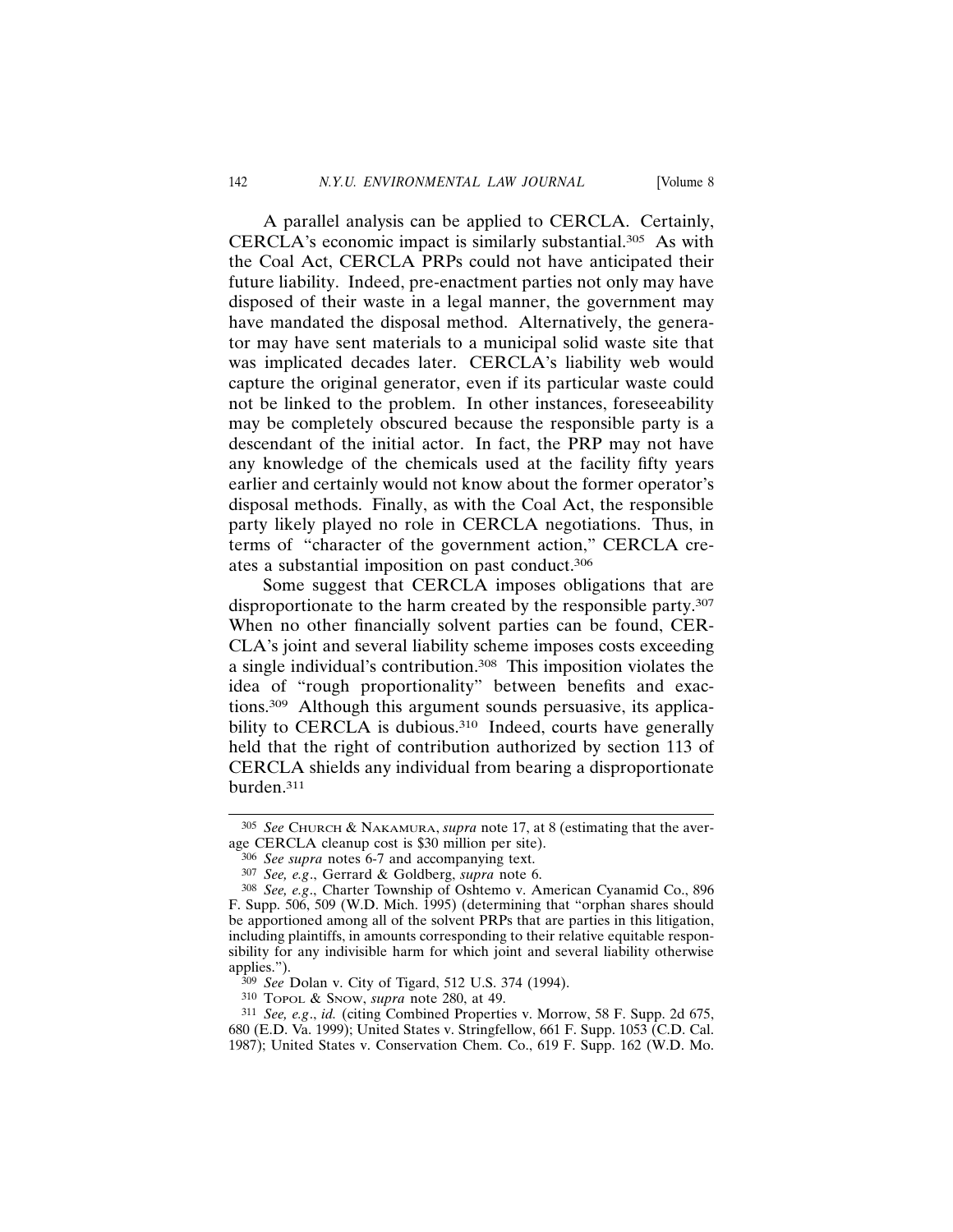A parallel analysis can be applied to CERCLA. Certainly, CERCLA's economic impact is similarly substantial.[305] As with the Coal Act, CERCLA PRPs could not have anticipated their future liability. Indeed, pre-enactment parties not only may have disposed of their waste in a legal manner, the government may have mandated the disposal method. Alternatively, the generator may have sent materials to a municipal solid waste site that was implicated decades later. CERCLA's liability web would capture the original generator, even if its particular waste could not be linked to the problem. In other instances, foreseeability may be completely obscured because the responsible party is a descendant of the initial actor. In fact, the PRP may not have any knowledge of the chemicals used at the facility fifty years earlier and certainly would not know about the former operator's disposal methods. Finally, as with the Coal Act, the responsible party likely played no role in CERCLA negotiations. Thus, in terms of "character of the government action," CERCLA creates a substantial imposition on past conduct.[306]

Some suggest that CERCLA imposes obligations that are disproportionate to the harm created by the responsible party.[307] When no other financially solvent parties can be found, CERCLA's joint and several liability scheme imposes costs exceeding a single individual's contribution.[308] This imposition violates the idea of "rough proportionality" between benefits and exactions.[309] Although this argument sounds persuasive, its applicability to CERCLA is dubious.[310] Indeed, courts have generally held that the right of contribution authorized by section 113 of CERCLA shields any individual from bearing a disproportionate burden.[311]

---

[305] *See* CHURCH & NAKAMURA, *supra* note 17, at 8 (estimating that the average CERCLA cleanup cost is $30 million per site).

[306] *See supra* notes 6-7 and accompanying text.

[307] *See, e.g.*, Gerrard & Goldberg, *supra* note 6.

[308] *See, e.g.*, Charter Township of Oshtemo v. American Cyanamid Co., 896 F. Supp. 506, 509 (W.D. Mich. 1995) (determining that "orphan shares should be apportioned among all of the solvent PRPs that are parties in this litigation, including plaintiffs, in amounts corresponding to their relative equitable responsibility for any indivisible harm for which joint and several liability otherwise applies.").

[309] *See* Dolan v. City of Tigard, 512 U.S. 374 (1994).

[310] TOPOL & SNOW, *supra* note 280, at 49.

[311] *See, e.g.*, *id.* (citing Combined Properties v. Morrow, 58 F. Supp. 2d 675, 680 (E.D. Va. 1999); United States v. Stringfellow, 661 F. Supp. 1053 (C.D. Cal. 1987); United States v. Conservation Chem. Co., 619 F. Supp. 162 (W.D. Mo.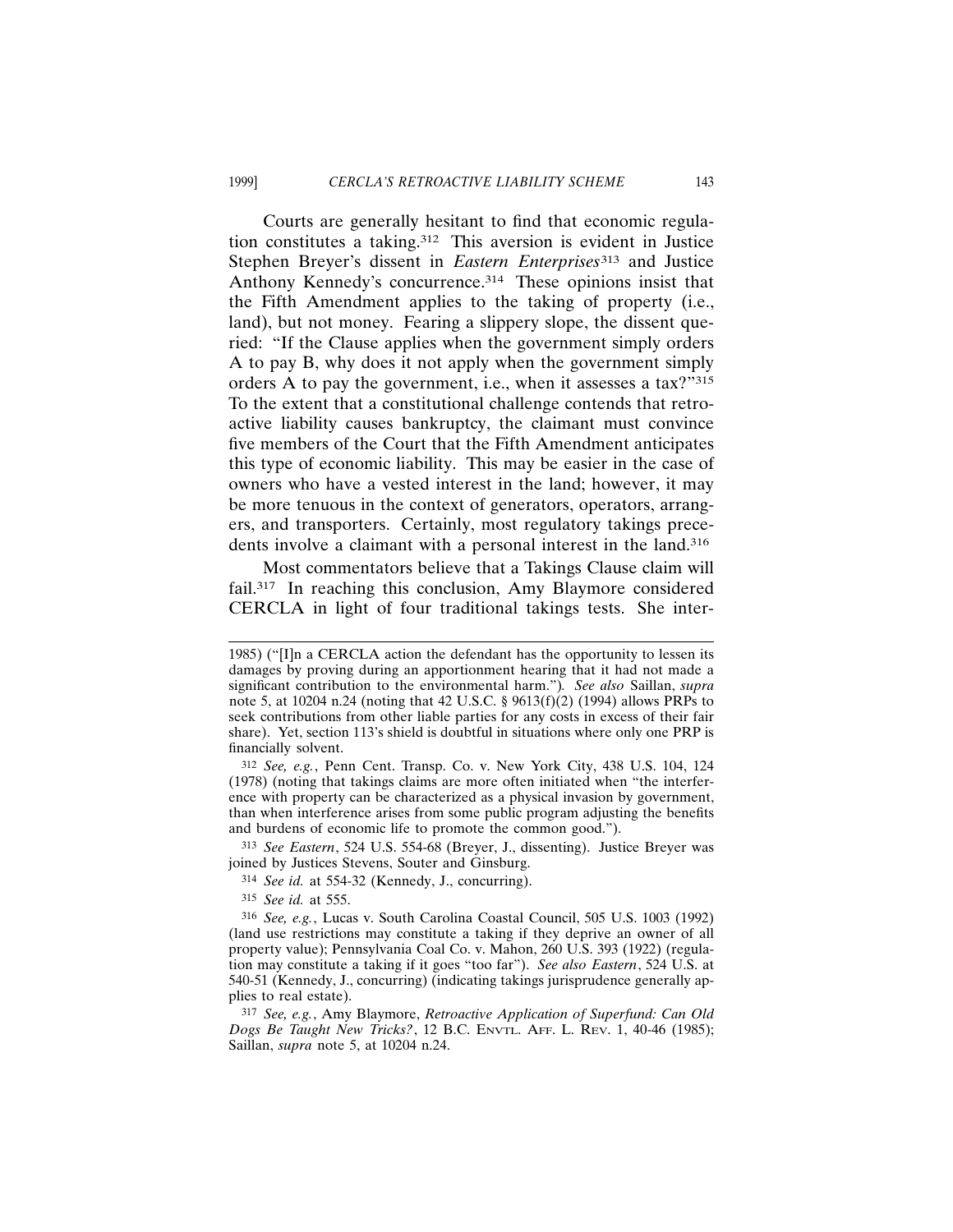Courts are generally hesitant to find that economic regulation constitutes a taking.[312] This aversion is evident in Justice Stephen Breyer's dissent in *Eastern Enterprises*[313] and Justice Anthony Kennedy's concurrence.[314] These opinions insist that the Fifth Amendment applies to the taking of property (i.e., land), but not money. Fearing a slippery slope, the dissent queried: "If the Clause applies when the government simply orders A to pay B, why does it not apply when the government simply orders A to pay the government, i.e., when it assesses a tax?"[315] To the extent that a constitutional challenge contends that retroactive liability causes bankruptcy, the claimant must convince five members of the Court that the Fifth Amendment anticipates this type of economic liability. This may be easier in the case of owners who have a vested interest in the land; however, it may be more tenuous in the context of generators, operators, arrangers, and transporters. Certainly, most regulatory takings precedents involve a claimant with a personal interest in the land.[316]

Most commentators believe that a Takings Clause claim will fail.[317] In reaching this conclusion, Amy Blaymore considered CERCLA in light of four traditional takings tests. She inter-

---

1985) ("[I]n a CERCLA action the defendant has the opportunity to lessen its damages by proving during an apportionment hearing that it had not made a significant contribution to the environmental harm."). *See also* Saillan, *supra* note 5, at 10204 n.24 (noting that 42 U.S.C. § 9613(f)(2) (1994) allows PRPs to seek contributions from other liable parties for any costs in excess of their fair share). Yet, section 113's shield is doubtful in situations where only one PRP is financially solvent.

[312] *See, e.g.*, Penn Cent. Transp. Co. v. New York City, 438 U.S. 104, 124 (1978) (noting that takings claims are more often initiated when "the interference with property can be characterized as a physical invasion by government, than when interference arises from some public program adjusting the benefits and burdens of economic life to promote the common good.").

[313] *See Eastern*, 524 U.S. 554-68 (Breyer, J., dissenting). Justice Breyer was joined by Justices Stevens, Souter and Ginsburg.

[314] *See id.* at 554-32 (Kennedy, J., concurring).

[315] *See id.* at 555.

[316] *See, e.g.*, Lucas v. South Carolina Coastal Council, 505 U.S. 1003 (1992) (land use restrictions may constitute a taking if they deprive an owner of all property value); Pennsylvania Coal Co. v. Mahon, 260 U.S. 393 (1922) (regulation may constitute a taking if it goes "too far"). *See also Eastern*, 524 U.S. at 540-51 (Kennedy, J., concurring) (indicating takings jurisprudence generally applies to real estate).

[317] *See, e.g.*, Amy Blaymore, *Retroactive Application of Superfund: Can Old Dogs Be Taught New Tricks?*, 12 B.C. ENVTL. AFF. L. REV. 1, 40-46 (1985); Saillan, *supra* note 5, at 10204 n.24.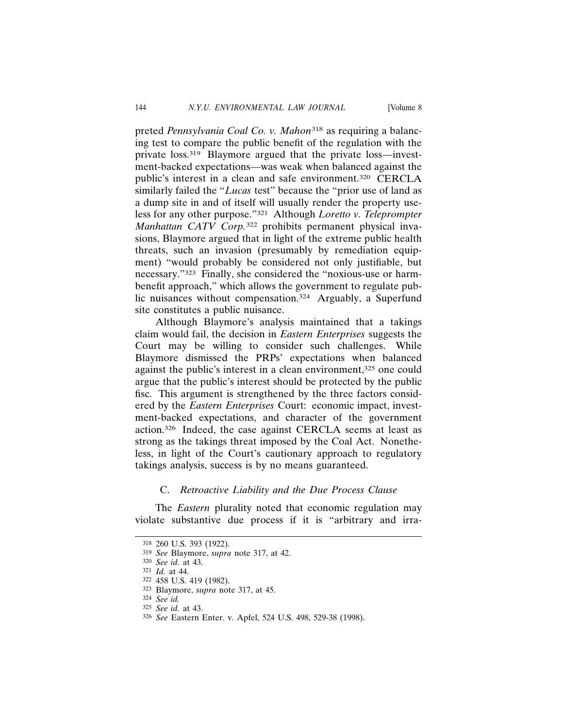preted *Pennsylvania Coal Co. v. Mahon*[318] as requiring a balancing test to compare the public benefit of the regulation with the private loss.[319] Blaymore argued that the private loss—investment-backed expectations—was weak when balanced against the public's interest in a clean and safe environment.[320] CERCLA similarly failed the "*Lucas* test" because the "prior use of land as a dump site in and of itself will usually render the property useless for any other purpose."[321] Although *Loretto v. Teleprompter Manhattan CATV Corp.*[322] prohibits permanent physical invasions, Blaymore argued that in light of the extreme public health threats, such an invasion (presumably by remediation equipment) "would probably be considered not only justifiable, but necessary."[323] Finally, she considered the "noxious-use or harm-benefit approach," which allows the government to regulate public nuisances without compensation.[324] Arguably, a Superfund site constitutes a public nuisance.

Although Blaymore's analysis maintained that a takings claim would fail, the decision in *Eastern Enterprises* suggests the Court may be willing to consider such challenges. While Blaymore dismissed the PRPs' expectations when balanced against the public's interest in a clean environment,[325] one could argue that the public's interest should be protected by the public fisc. This argument is strengthened by the three factors considered by the *Eastern Enterprises* Court: economic impact, investment-backed expectations, and character of the government action.[326] Indeed, the case against CERCLA seems at least as strong as the takings threat imposed by the Coal Act. Nonetheless, in light of the Court's cautionary approach to regulatory takings analysis, success is by no means guaranteed.

### C. *Retroactive Liability and the Due Process Clause*

The *Eastern* plurality noted that economic regulation may violate substantive due process if it is "arbitrary and irra-

---

318 260 U.S. 393 (1922).

319 *See* Blaymore, *supra* note 317, at 42.

320 *See id.* at 43.

321 *Id.* at 44.

322 458 U.S. 419 (1982).

323 Blaymore, *supra* note 317, at 45.

324 *See id.*

325 *See id.* at 43.

326 *See* Eastern Enter. v. Apfel, 524 U.S. 498, 529-38 (1998).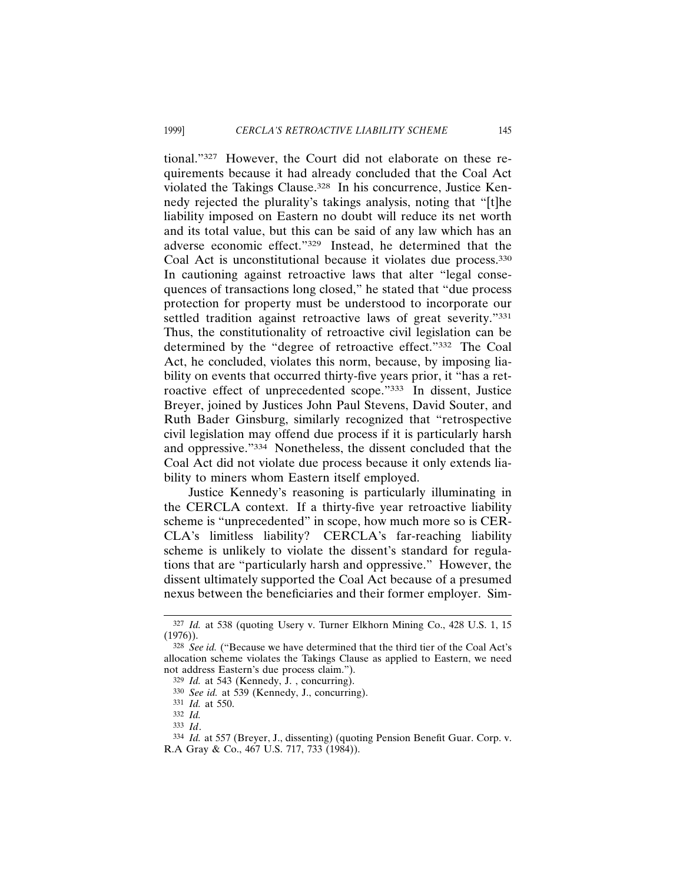tional."[327] However, the Court did not elaborate on these requirements because it had already concluded that the Coal Act violated the Takings Clause.[328] In his concurrence, Justice Kennedy rejected the plurality's takings analysis, noting that "[t]he liability imposed on Eastern no doubt will reduce its net worth and its total value, but this can be said of any law which has an adverse economic effect."[329] Instead, he determined that the Coal Act is unconstitutional because it violates due process.[330] In cautioning against retroactive laws that alter "legal consequences of transactions long closed," he stated that "due process protection for property must be understood to incorporate our settled tradition against retroactive laws of great severity."[331] Thus, the constitutionality of retroactive civil legislation can be determined by the "degree of retroactive effect."[332] The Coal Act, he concluded, violates this norm, because, by imposing liability on events that occurred thirty-five years prior, it "has a retroactive effect of unprecedented scope."[333] In dissent, Justice Breyer, joined by Justices John Paul Stevens, David Souter, and Ruth Bader Ginsburg, similarly recognized that "retrospective civil legislation may offend due process if it is particularly harsh and oppressive."[334] Nonetheless, the dissent concluded that the Coal Act did not violate due process because it only extends liability to miners whom Eastern itself employed.

Justice Kennedy's reasoning is particularly illuminating in the CERCLA context. If a thirty-five year retroactive liability scheme is "unprecedented" in scope, how much more so is CERCLA's limitless liability? CERCLA's far-reaching liability scheme is unlikely to violate the dissent's standard for regulations that are "particularly harsh and oppressive." However, the dissent ultimately supported the Coal Act because of a presumed nexus between the beneficiaries and their former employer. Sim-

---

[327] *Id.* at 538 (quoting Usery v. Turner Elkhorn Mining Co., 428 U.S. 1, 15 (1976)).

[328] *See id.* ("Because we have determined that the third tier of the Coal Act's allocation scheme violates the Takings Clause as applied to Eastern, we need not address Eastern's due process claim.").

[329] *Id.* at 543 (Kennedy, J. , concurring).

[330] *See id.* at 539 (Kennedy, J., concurring).

[331] *Id.* at 550.

[332] *Id.*

[333] *Id*.

[334] *Id.* at 557 (Breyer, J., dissenting) (quoting Pension Benefit Guar. Corp. v. R.A Gray & Co., 467 U.S. 717, 733 (1984)).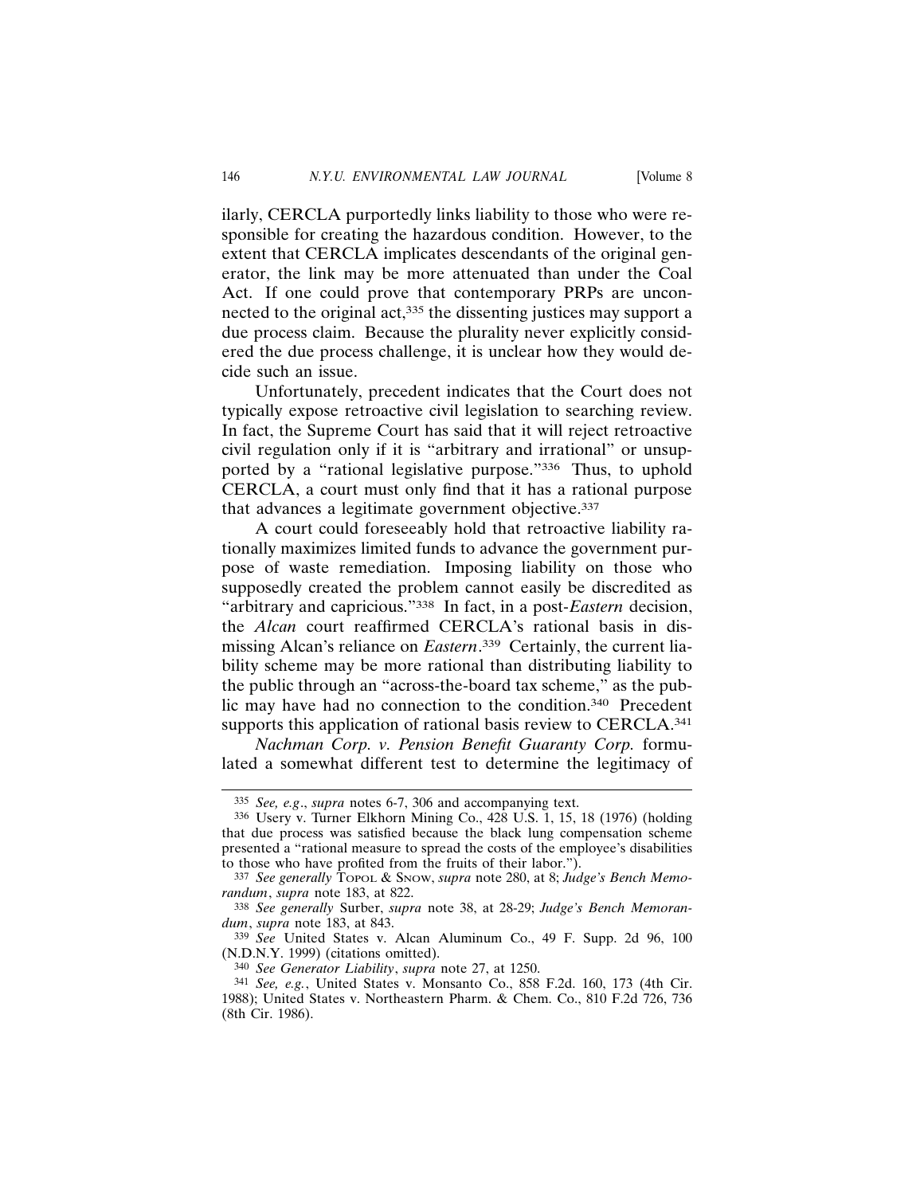ilarly, CERCLA purportedly links liability to those who were responsible for creating the hazardous condition. However, to the extent that CERCLA implicates descendants of the original generator, the link may be more attenuated than under the Coal Act. If one could prove that contemporary PRPs are unconnected to the original act,[335] the dissenting justices may support a due process claim. Because the plurality never explicitly considered the due process challenge, it is unclear how they would decide such an issue.

Unfortunately, precedent indicates that the Court does not typically expose retroactive civil legislation to searching review. In fact, the Supreme Court has said that it will reject retroactive civil regulation only if it is "arbitrary and irrational" or unsupported by a "rational legislative purpose."[336] Thus, to uphold CERCLA, a court must only find that it has a rational purpose that advances a legitimate government objective.[337]

A court could foreseeably hold that retroactive liability rationally maximizes limited funds to advance the government purpose of waste remediation. Imposing liability on those who supposedly created the problem cannot easily be discredited as "arbitrary and capricious."[338] In fact, in a post-*Eastern* decision, the *Alcan* court reaffirmed CERCLA's rational basis in dismissing Alcan's reliance on *Eastern*.[339] Certainly, the current liability scheme may be more rational than distributing liability to the public through an "across-the-board tax scheme," as the public may have had no connection to the condition.[340] Precedent supports this application of rational basis review to CERCLA.[341]

*Nachman Corp. v. Pension Benefit Guaranty Corp.* formulated a somewhat different test to determine the legitimacy of

---

[335] *See, e.g.*, *supra* notes 6-7, 306 and accompanying text.

[336] Usery v. Turner Elkhorn Mining Co., 428 U.S. 1, 15, 18 (1976) (holding that due process was satisfied because the black lung compensation scheme presented a "rational measure to spread the costs of the employee's disabilities to those who have profited from the fruits of their labor.").

[337] *See generally* Topol & Snow, *supra* note 280, at 8; *Judge's Bench Memorandum*, *supra* note 183, at 822.

[338] *See generally* Surber, *supra* note 38, at 28-29; *Judge's Bench Memorandum*, *supra* note 183, at 843.

[339] *See* United States v. Alcan Aluminum Co., 49 F. Supp. 2d 96, 100 (N.D.N.Y. 1999) (citations omitted).

[340] *See Generator Liability*, *supra* note 27, at 1250.

[341] *See, e.g.*, United States v. Monsanto Co., 858 F.2d. 160, 173 (4th Cir. 1988); United States v. Northeastern Pharm. & Chem. Co., 810 F.2d 726, 736 (8th Cir. 1986).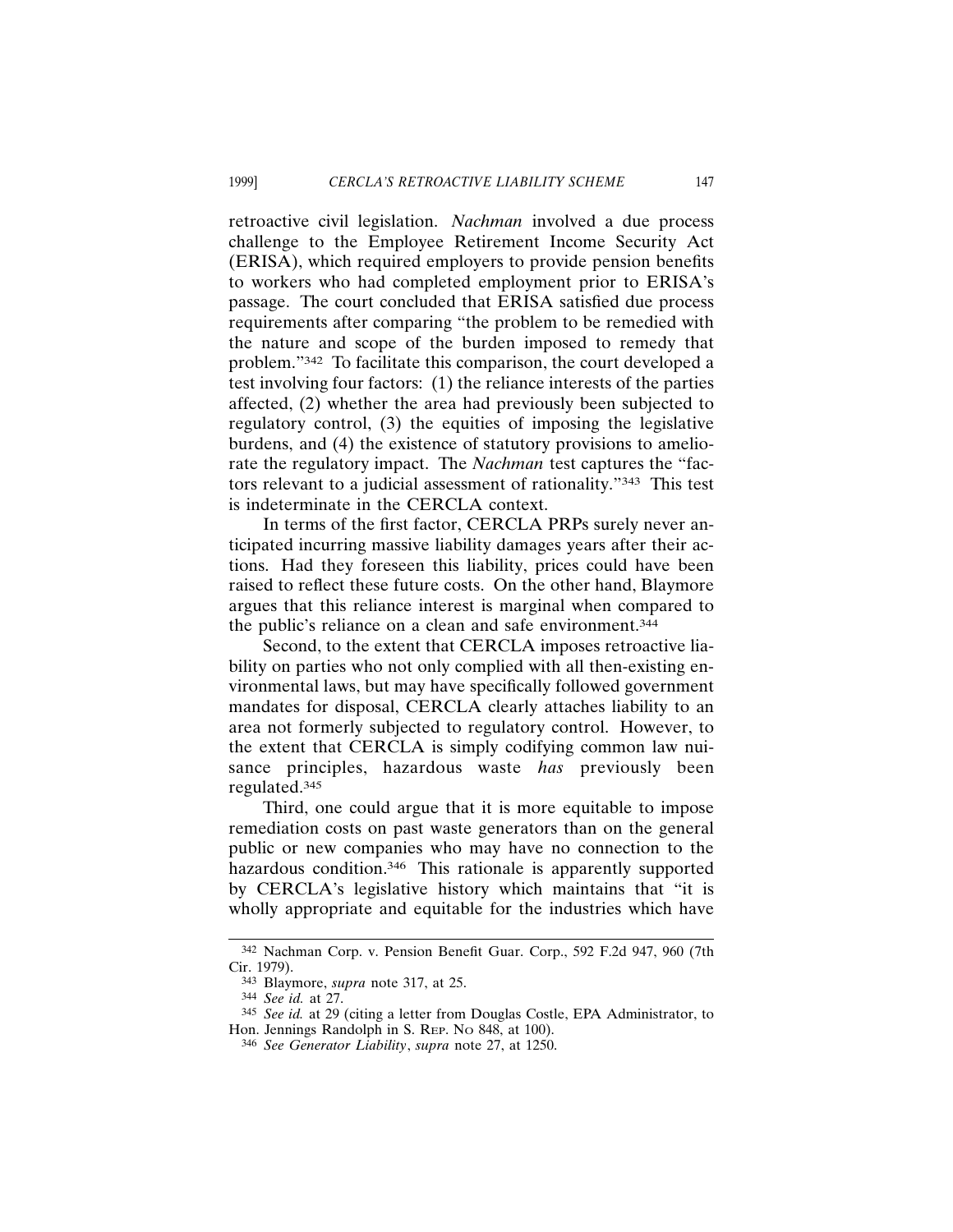retroactive civil legislation. *Nachman* involved a due process challenge to the Employee Retirement Income Security Act (ERISA), which required employers to provide pension benefits to workers who had completed employment prior to ERISA's passage. The court concluded that ERISA satisfied due process requirements after comparing "the problem to be remedied with the nature and scope of the burden imposed to remedy that problem."[342] To facilitate this comparison, the court developed a test involving four factors: (1) the reliance interests of the parties affected, (2) whether the area had previously been subjected to regulatory control, (3) the equities of imposing the legislative burdens, and (4) the existence of statutory provisions to ameliorate the regulatory impact. The *Nachman* test captures the "factors relevant to a judicial assessment of rationality."[343] This test is indeterminate in the CERCLA context.

In terms of the first factor, CERCLA PRPs surely never anticipated incurring massive liability damages years after their actions. Had they foreseen this liability, prices could have been raised to reflect these future costs. On the other hand, Blaymore argues that this reliance interest is marginal when compared to the public's reliance on a clean and safe environment.[344]

Second, to the extent that CERCLA imposes retroactive liability on parties who not only complied with all then-existing environmental laws, but may have specifically followed government mandates for disposal, CERCLA clearly attaches liability to an area not formerly subjected to regulatory control. However, to the extent that CERCLA is simply codifying common law nuisance principles, hazardous waste *has* previously been regulated.[345]

Third, one could argue that it is more equitable to impose remediation costs on past waste generators than on the general public or new companies who may have no connection to the hazardous condition.[346] This rationale is apparently supported by CERCLA's legislative history which maintains that "it is wholly appropriate and equitable for the industries which have

---

[342] Nachman Corp. v. Pension Benefit Guar. Corp., 592 F.2d 947, 960 (7th Cir. 1979).

[343] Blaymore, *supra* note 317, at 25.

[344] *See id.* at 27.

[345] *See id.* at 29 (citing a letter from Douglas Costle, EPA Administrator, to Hon. Jennings Randolph in S. REP. NO 848, at 100).

[346] *See Generator Liability*, *supra* note 27, at 1250.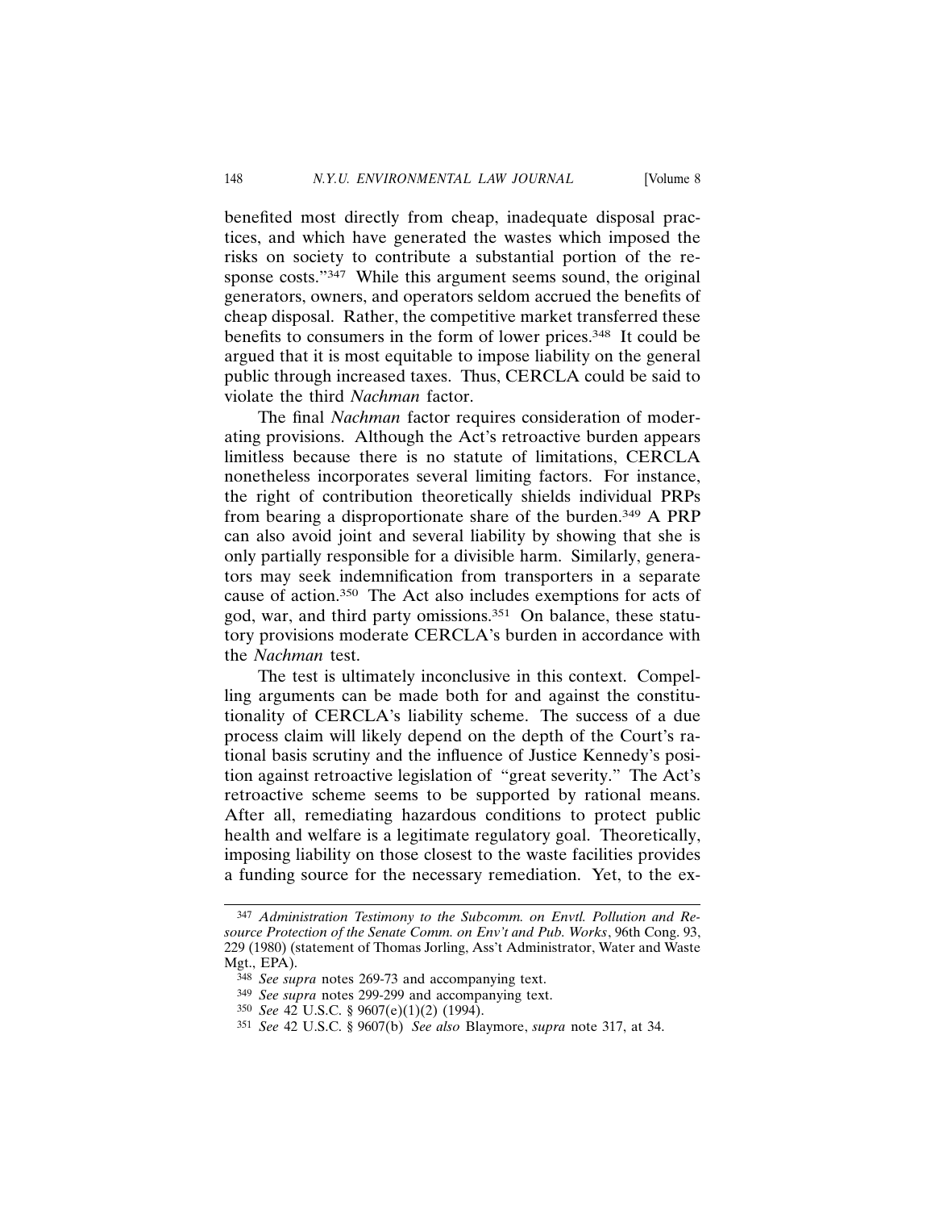benefited most directly from cheap, inadequate disposal practices, and which have generated the wastes which imposed the risks on society to contribute a substantial portion of the response costs."[347] While this argument seems sound, the original generators, owners, and operators seldom accrued the benefits of cheap disposal. Rather, the competitive market transferred these benefits to consumers in the form of lower prices.[348] It could be argued that it is most equitable to impose liability on the general public through increased taxes. Thus, CERCLA could be said to violate the third *Nachman* factor.

The final *Nachman* factor requires consideration of moderating provisions. Although the Act's retroactive burden appears limitless because there is no statute of limitations, CERCLA nonetheless incorporates several limiting factors. For instance, the right of contribution theoretically shields individual PRPs from bearing a disproportionate share of the burden.[349] A PRP can also avoid joint and several liability by showing that she is only partially responsible for a divisible harm. Similarly, generators may seek indemnification from transporters in a separate cause of action.[350] The Act also includes exemptions for acts of god, war, and third party omissions.[351] On balance, these statutory provisions moderate CERCLA's burden in accordance with the *Nachman* test.

The test is ultimately inconclusive in this context. Compelling arguments can be made both for and against the constitutionality of CERCLA's liability scheme. The success of a due process claim will likely depend on the depth of the Court's rational basis scrutiny and the influence of Justice Kennedy's position against retroactive legislation of "great severity." The Act's retroactive scheme seems to be supported by rational means. After all, remediating hazardous conditions to protect public health and welfare is a legitimate regulatory goal. Theoretically, imposing liability on those closest to the waste facilities provides a funding source for the necessary remediation. Yet, to the ex-

---

[347] *Administration Testimony to the Subcomm. on Envtl. Pollution and Resource Protection of the Senate Comm. on Env't and Pub. Works*, 96th Cong. 93, 229 (1980) (statement of Thomas Jorling, Ass't Administrator, Water and Waste Mgt., EPA).

[348] *See supra* notes 269-73 and accompanying text.

[349] *See supra* notes 299-299 and accompanying text.

[350] *See* 42 U.S.C. § 9607(e)(1)(2) (1994).

[351] *See* 42 U.S.C. § 9607(b) *See also* Blaymore, *supra* note 317, at 34.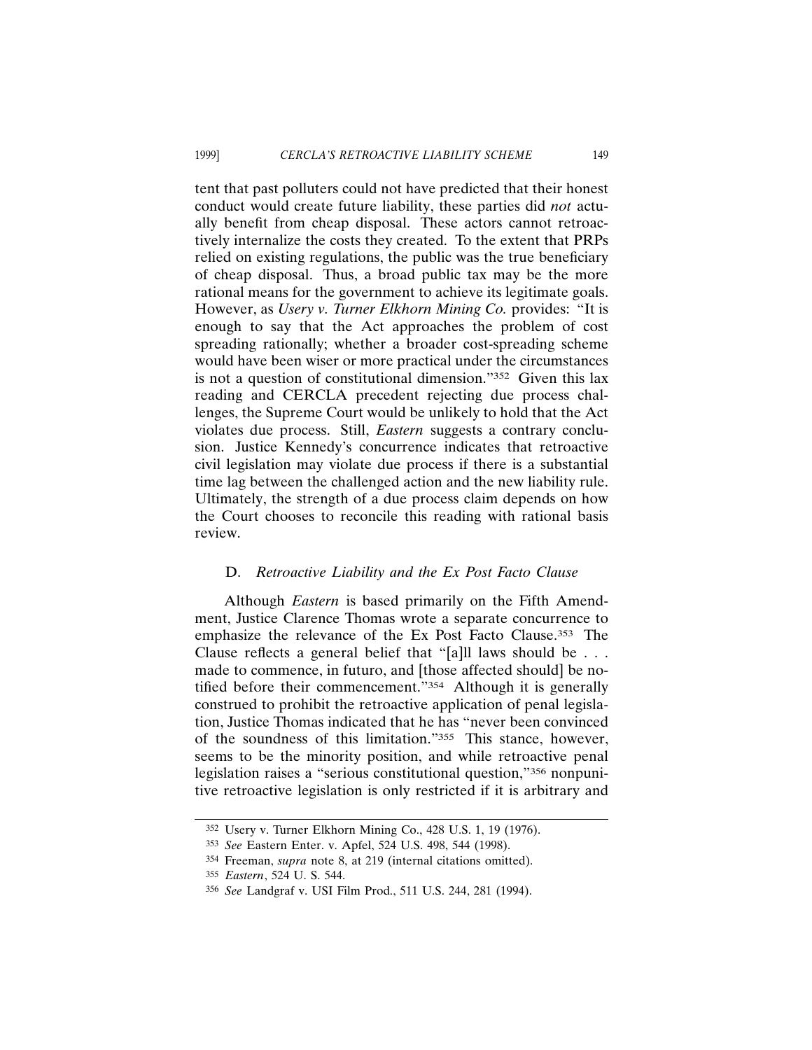tent that past polluters could not have predicted that their honest conduct would create future liability, these parties did *not* actually benefit from cheap disposal. These actors cannot retroactively internalize the costs they created. To the extent that PRPs relied on existing regulations, the public was the true beneficiary of cheap disposal. Thus, a broad public tax may be the more rational means for the government to achieve its legitimate goals. However, as *Usery v. Turner Elkhorn Mining Co.* provides: "It is enough to say that the Act approaches the problem of cost spreading rationally; whether a broader cost-spreading scheme would have been wiser or more practical under the circumstances is not a question of constitutional dimension."[352] Given this lax reading and CERCLA precedent rejecting due process challenges, the Supreme Court would be unlikely to hold that the Act violates due process. Still, *Eastern* suggests a contrary conclusion. Justice Kennedy's concurrence indicates that retroactive civil legislation may violate due process if there is a substantial time lag between the challenged action and the new liability rule. Ultimately, the strength of a due process claim depends on how the Court chooses to reconcile this reading with rational basis review.

### D. *Retroactive Liability and the Ex Post Facto Clause*

Although *Eastern* is based primarily on the Fifth Amendment, Justice Clarence Thomas wrote a separate concurrence to emphasize the relevance of the Ex Post Facto Clause.[353] The Clause reflects a general belief that "[a]ll laws should be . . . made to commence, in futuro, and [those affected should] be notified before their commencement."[354] Although it is generally construed to prohibit the retroactive application of penal legislation, Justice Thomas indicated that he has "never been convinced of the soundness of this limitation."[355] This stance, however, seems to be the minority position, and while retroactive penal legislation raises a "serious constitutional question,"[356] nonpunitive retroactive legislation is only restricted if it is arbitrary and

---

[352] Usery v. Turner Elkhorn Mining Co., 428 U.S. 1, 19 (1976).

[353] *See* Eastern Enter. v. Apfel, 524 U.S. 498, 544 (1998).

[354] Freeman, *supra* note 8, at 219 (internal citations omitted).

[355] *Eastern*, 524 U. S. 544.

[356] *See* Landgraf v. USI Film Prod., 511 U.S. 244, 281 (1994).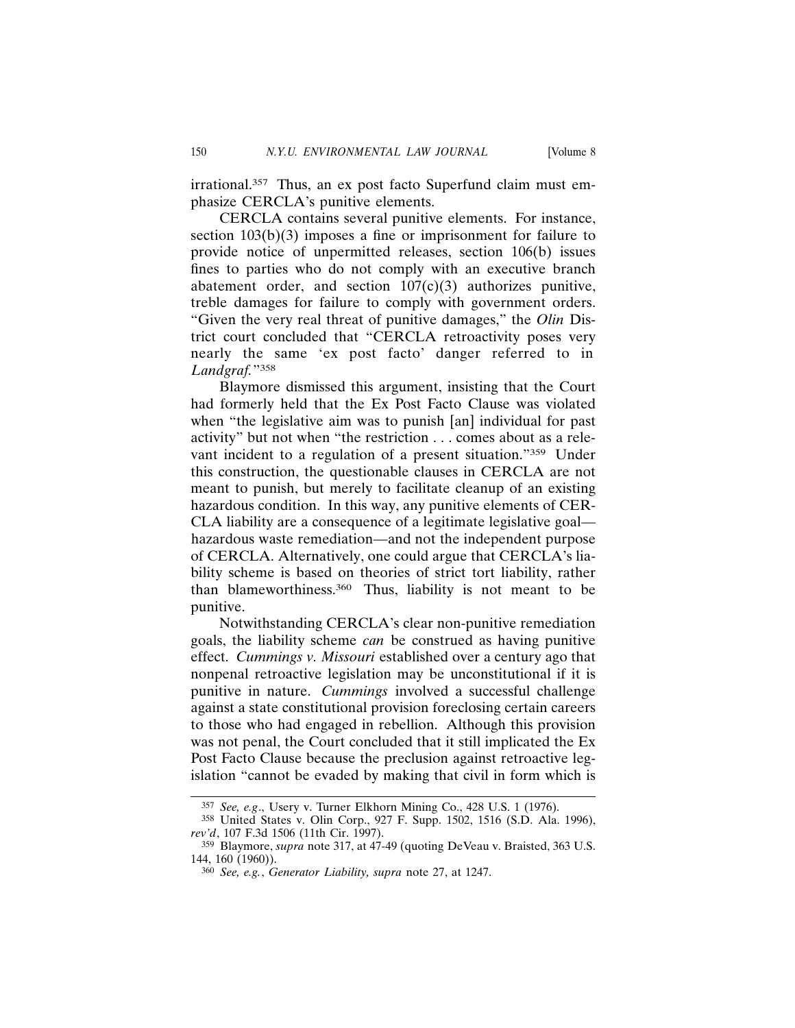irrational.[357] Thus, an ex post facto Superfund claim must emphasize CERCLA's punitive elements.

CERCLA contains several punitive elements. For instance, section 103(b)(3) imposes a fine or imprisonment for failure to provide notice of unpermitted releases, section 106(b) issues fines to parties who do not comply with an executive branch abatement order, and section 107(c)(3) authorizes punitive, treble damages for failure to comply with government orders. "Given the very real threat of punitive damages," the *Olin* District court concluded that "CERCLA retroactivity poses very nearly the same 'ex post facto' danger referred to in *Landgraf.*"[358]

Blaymore dismissed this argument, insisting that the Court had formerly held that the Ex Post Facto Clause was violated when "the legislative aim was to punish [an] individual for past activity" but not when "the restriction . . . comes about as a relevant incident to a regulation of a present situation."[359] Under this construction, the questionable clauses in CERCLA are not meant to punish, but merely to facilitate cleanup of an existing hazardous condition. In this way, any punitive elements of CERCLA liability are a consequence of a legitimate legislative goal—hazardous waste remediation—and not the independent purpose of CERCLA. Alternatively, one could argue that CERCLA's liability scheme is based on theories of strict tort liability, rather than blameworthiness.[360] Thus, liability is not meant to be punitive.

Notwithstanding CERCLA's clear non-punitive remediation goals, the liability scheme *can* be construed as having punitive effect. *Cummings v. Missouri* established over a century ago that nonpenal retroactive legislation may be unconstitutional if it is punitive in nature. *Cummings* involved a successful challenge against a state constitutional provision foreclosing certain careers to those who had engaged in rebellion. Although this provision was not penal, the Court concluded that it still implicated the Ex Post Facto Clause because the preclusion against retroactive legislation "cannot be evaded by making that civil in form which is

---

[357] *See, e.g.*, Usery v. Turner Elkhorn Mining Co., 428 U.S. 1 (1976).

[358] United States v. Olin Corp., 927 F. Supp. 1502, 1516 (S.D. Ala. 1996), *rev'd*, 107 F.3d 1506 (11th Cir. 1997).

[359] Blaymore, *supra* note 317, at 47-49 (quoting DeVeau v. Braisted, 363 U.S. 144, 160 (1960)).

[360] *See, e.g.*, *Generator Liability, supra* note 27, at 1247.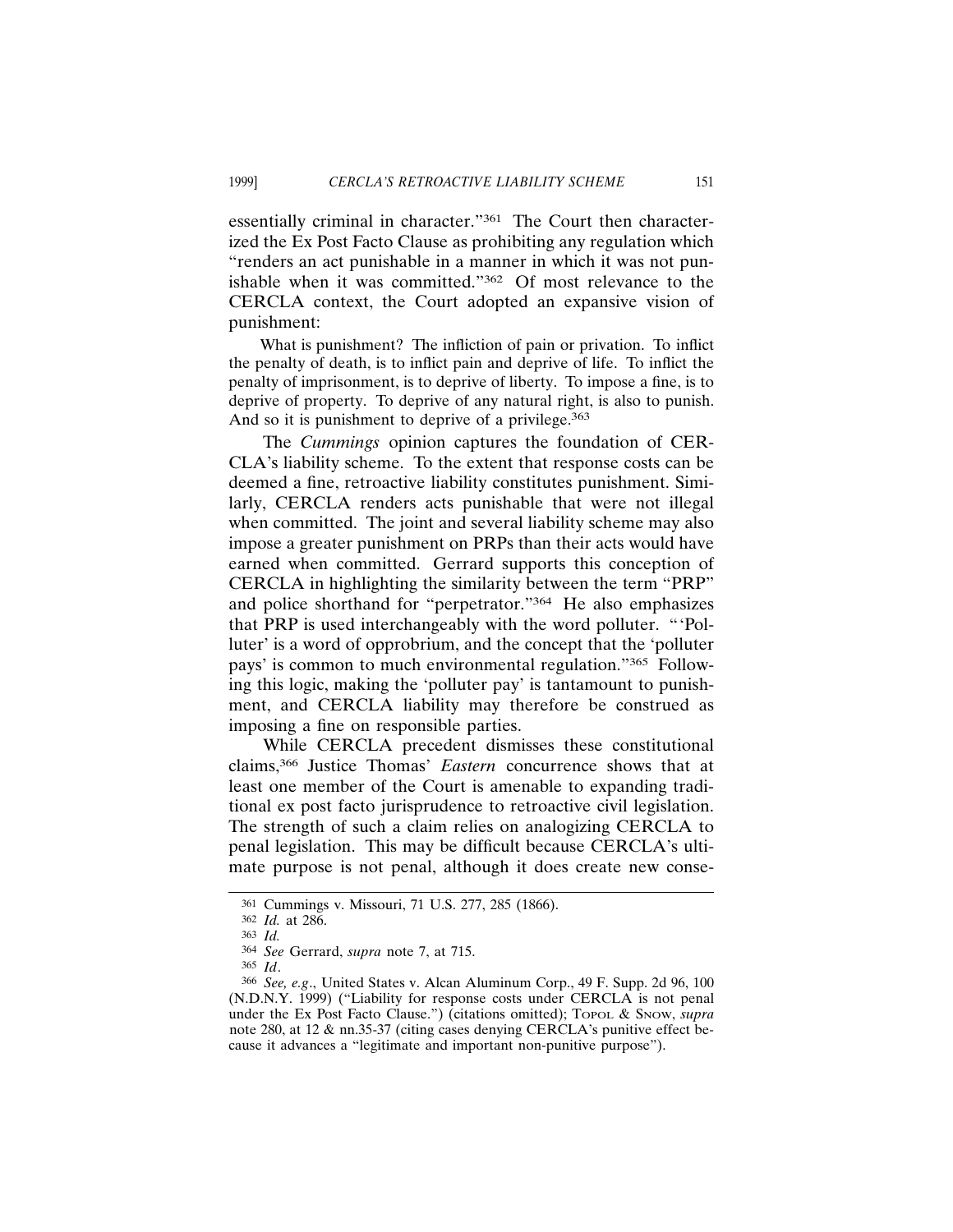essentially criminal in character."[361] The Court then characterized the Ex Post Facto Clause as prohibiting any regulation which "renders an act punishable in a manner in which it was not punishable when it was committed."[362] Of most relevance to the CERCLA context, the Court adopted an expansive vision of punishment:

> What is punishment? The infliction of pain or privation. To inflict the penalty of death, is to inflict pain and deprive of life. To inflict the penalty of imprisonment, is to deprive of liberty. To impose a fine, is to deprive of property. To deprive of any natural right, is also to punish. And so it is punishment to deprive of a privilege.[363]

The *Cummings* opinion captures the foundation of CERCLA's liability scheme. To the extent that response costs can be deemed a fine, retroactive liability constitutes punishment. Similarly, CERCLA renders acts punishable that were not illegal when committed. The joint and several liability scheme may also impose a greater punishment on PRPs than their acts would have earned when committed. Gerrard supports this conception of CERCLA in highlighting the similarity between the term "PRP" and police shorthand for "perpetrator."[364] He also emphasizes that PRP is used interchangeably with the word polluter. "'Polluter' is a word of opprobrium, and the concept that the 'polluter pays' is common to much environmental regulation."[365] Following this logic, making the 'polluter pay' is tantamount to punishment, and CERCLA liability may therefore be construed as imposing a fine on responsible parties.

While CERCLA precedent dismisses these constitutional claims,[366] Justice Thomas' *Eastern* concurrence shows that at least one member of the Court is amenable to expanding traditional ex post facto jurisprudence to retroactive civil legislation. The strength of such a claim relies on analogizing CERCLA to penal legislation. This may be difficult because CERCLA's ultimate purpose is not penal, although it does create new conse-

---

361 Cummings v. Missouri, 71 U.S. 277, 285 (1866).

362 *Id.* at 286.

363 *Id.*

364 *See* Gerrard, *supra* note 7, at 715.

365 *Id*.

366 *See, e.g*., United States v. Alcan Aluminum Corp., 49 F. Supp. 2d 96, 100 (N.D.N.Y. 1999) ("Liability for response costs under CERCLA is not penal under the Ex Post Facto Clause.") (citations omitted); TOPOL & SNOW, *supra* note 280, at 12 & nn.35-37 (citing cases denying CERCLA's punitive effect because it advances a "legitimate and important non-punitive purpose").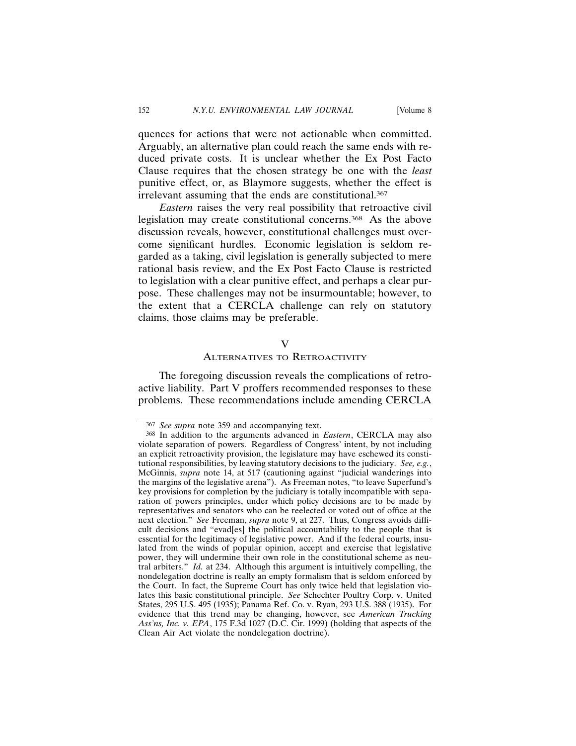quences for actions that were not actionable when committed. Arguably, an alternative plan could reach the same ends with reduced private costs. It is unclear whether the Ex Post Facto Clause requires that the chosen strategy be one with the *least* punitive effect, or, as Blaymore suggests, whether the effect is irrelevant assuming that the ends are constitutional.[367]

*Eastern* raises the very real possibility that retroactive civil legislation may create constitutional concerns.[368] As the above discussion reveals, however, constitutional challenges must overcome significant hurdles. Economic legislation is seldom regarded as a taking, civil legislation is generally subjected to mere rational basis review, and the Ex Post Facto Clause is restricted to legislation with a clear punitive effect, and perhaps a clear purpose. These challenges may not be insurmountable; however, to the extent that a CERCLA challenge can rely on statutory claims, those claims may be preferable.

## V
## ALTERNATIVES TO RETROACTIVITY

The foregoing discussion reveals the complications of retroactive liability. Part V proffers recommended responses to these problems. These recommendations include amending CERCLA

---

[367] *See supra* note 359 and accompanying text.

[368] In addition to the arguments advanced in *Eastern*, CERCLA may also violate separation of powers. Regardless of Congress' intent, by not including an explicit retroactivity provision, the legislature may have eschewed its constitutional responsibilities, by leaving statutory decisions to the judiciary. *See, e.g.*, McGinnis, *supra* note 14, at 517 (cautioning against "judicial wanderings into the margins of the legislative arena"). As Freeman notes, "to leave Superfund's key provisions for completion by the judiciary is totally incompatible with separation of powers principles, under which policy decisions are to be made by representatives and senators who can be reelected or voted out of office at the next election." *See* Freeman, *supra* note 9, at 227. Thus, Congress avoids difficult decisions and "evad[es] the political accountability to the people that is essential for the legitimacy of legislative power. And if the federal courts, insulated from the winds of popular opinion, accept and exercise that legislative power, they will undermine their own role in the constitutional scheme as neutral arbiters." *Id.* at 234. Although this argument is intuitively compelling, the nondelegation doctrine is really an empty formalism that is seldom enforced by the Court. In fact, the Supreme Court has only twice held that legislation violates this basic constitutional principle. *See* Schechter Poultry Corp. v. United States, 295 U.S. 495 (1935); Panama Ref. Co. v. Ryan, 293 U.S. 388 (1935). For evidence that this trend may be changing, however, see *American Trucking Ass'ns, Inc. v. EPA*, 175 F.3d 1027 (D.C. Cir. 1999) (holding that aspects of the Clean Air Act violate the nondelegation doctrine).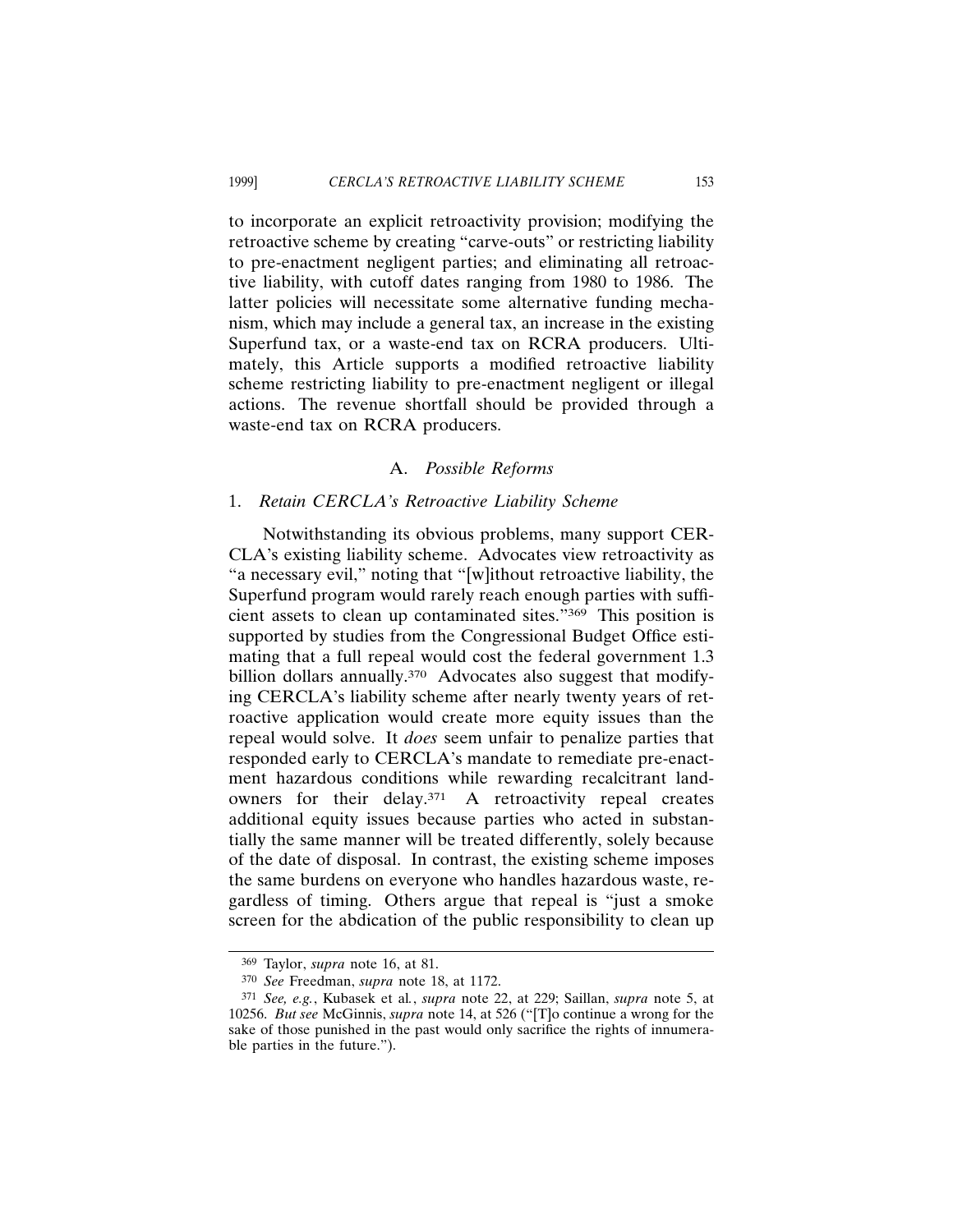to incorporate an explicit retroactivity provision; modifying the retroactive scheme by creating "carve-outs" or restricting liability to pre-enactment negligent parties; and eliminating all retroactive liability, with cutoff dates ranging from 1980 to 1986. The latter policies will necessitate some alternative funding mechanism, which may include a general tax, an increase in the existing Superfund tax, or a waste-end tax on RCRA producers. Ultimately, this Article supports a modified retroactive liability scheme restricting liability to pre-enactment negligent or illegal actions. The revenue shortfall should be provided through a waste-end tax on RCRA producers.

### A. *Possible Reforms*

#### 1. *Retain CERCLA's Retroactive Liability Scheme*

Notwithstanding its obvious problems, many support CERCLA's existing liability scheme. Advocates view retroactivity as "a necessary evil," noting that "[w]ithout retroactive liability, the Superfund program would rarely reach enough parties with sufficient assets to clean up contaminated sites."[369] This position is supported by studies from the Congressional Budget Office estimating that a full repeal would cost the federal government 1.3 billion dollars annually.[370] Advocates also suggest that modifying CERCLA's liability scheme after nearly twenty years of retroactive application would create more equity issues than the repeal would solve. It *does* seem unfair to penalize parties that responded early to CERCLA's mandate to remediate pre-enactment hazardous conditions while rewarding recalcitrant landowners for their delay.[371] A retroactivity repeal creates additional equity issues because parties who acted in substantially the same manner will be treated differently, solely because of the date of disposal. In contrast, the existing scheme imposes the same burdens on everyone who handles hazardous waste, regardless of timing. Others argue that repeal is "just a smoke screen for the abdication of the public responsibility to clean up

---

[369] Taylor, *supra* note 16, at 81.

[370] *See* Freedman, *supra* note 18, at 1172.

[371] *See, e.g.*, Kubasek et al., *supra* note 22, at 229; Saillan, *supra* note 5, at 10256. *But see* McGinnis, *supra* note 14, at 526 ("[T]o continue a wrong for the sake of those punished in the past would only sacrifice the rights of innumerable parties in the future.").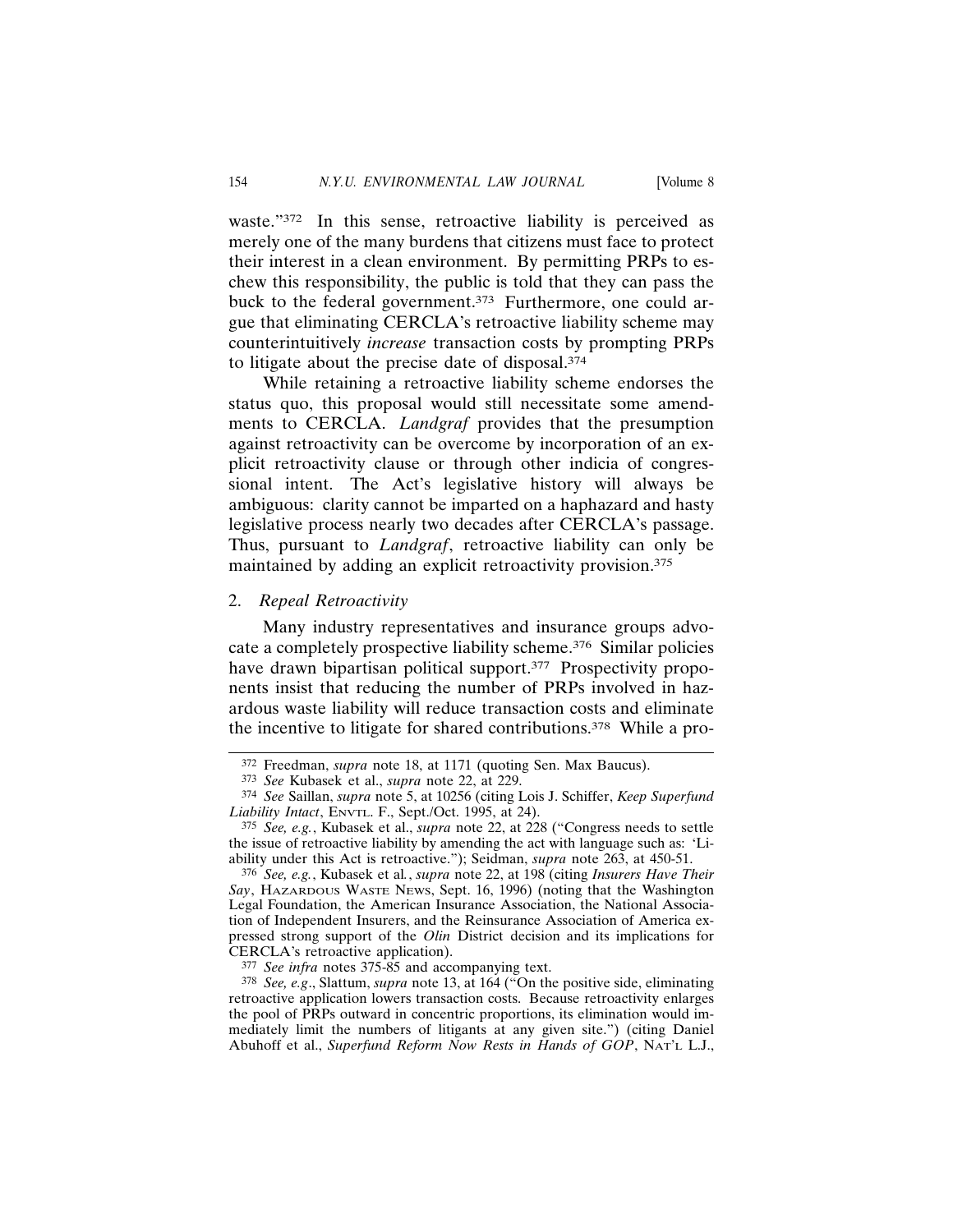waste."[372] In this sense, retroactive liability is perceived as merely one of the many burdens that citizens must face to protect their interest in a clean environment. By permitting PRPs to eschew this responsibility, the public is told that they can pass the buck to the federal government.[373] Furthermore, one could argue that eliminating CERCLA's retroactive liability scheme may counterintuitively *increase* transaction costs by prompting PRPs to litigate about the precise date of disposal.[374]

While retaining a retroactive liability scheme endorses the status quo, this proposal would still necessitate some amendments to CERCLA. *Landgraf* provides that the presumption against retroactivity can be overcome by incorporation of an explicit retroactivity clause or through other indicia of congressional intent. The Act's legislative history will always be ambiguous: clarity cannot be imparted on a haphazard and hasty legislative process nearly two decades after CERCLA's passage. Thus, pursuant to *Landgraf*, retroactive liability can only be maintained by adding an explicit retroactivity provision.[375]

### 2. *Repeal Retroactivity*

Many industry representatives and insurance groups advocate a completely prospective liability scheme.[376] Similar policies have drawn bipartisan political support.[377] Prospectivity proponents insist that reducing the number of PRPs involved in hazardous waste liability will reduce transaction costs and eliminate the incentive to litigate for shared contributions.[378] While a pro-

---

[372] Freedman, *supra* note 18, at 1171 (quoting Sen. Max Baucus).

[373] *See* Kubasek et al., *supra* note 22, at 229.

[374] *See* Saillan, *supra* note 5, at 10256 (citing Lois J. Schiffer, *Keep Superfund Liability Intact*, ENVTL. F., Sept./Oct. 1995, at 24).

[375] *See, e.g.*, Kubasek et al., *supra* note 22, at 228 ("Congress needs to settle the issue of retroactive liability by amending the act with language such as: 'Liability under this Act is retroactive.'"); Seidman, *supra* note 263, at 450-51.

[376] *See, e.g.*, Kubasek et al., *supra* note 22, at 198 (citing *Insurers Have Their Say*, HAZARDOUS WASTE NEWS, Sept. 16, 1996) (noting that the Washington Legal Foundation, the American Insurance Association, the National Association of Independent Insurers, and the Reinsurance Association of America expressed strong support of the *Olin* District decision and its implications for CERCLA's retroactive application).

[377] *See infra* notes 375-85 and accompanying text.

[378] *See, e.g*., Slattum, *supra* note 13, at 164 ("On the positive side, eliminating retroactive application lowers transaction costs. Because retroactivity enlarges the pool of PRPs outward in concentric proportions, its elimination would immediately limit the numbers of litigants at any given site.") (citing Daniel Abuhoff et al., *Superfund Reform Now Rests in Hands of GOP*, NAT'L L.J.,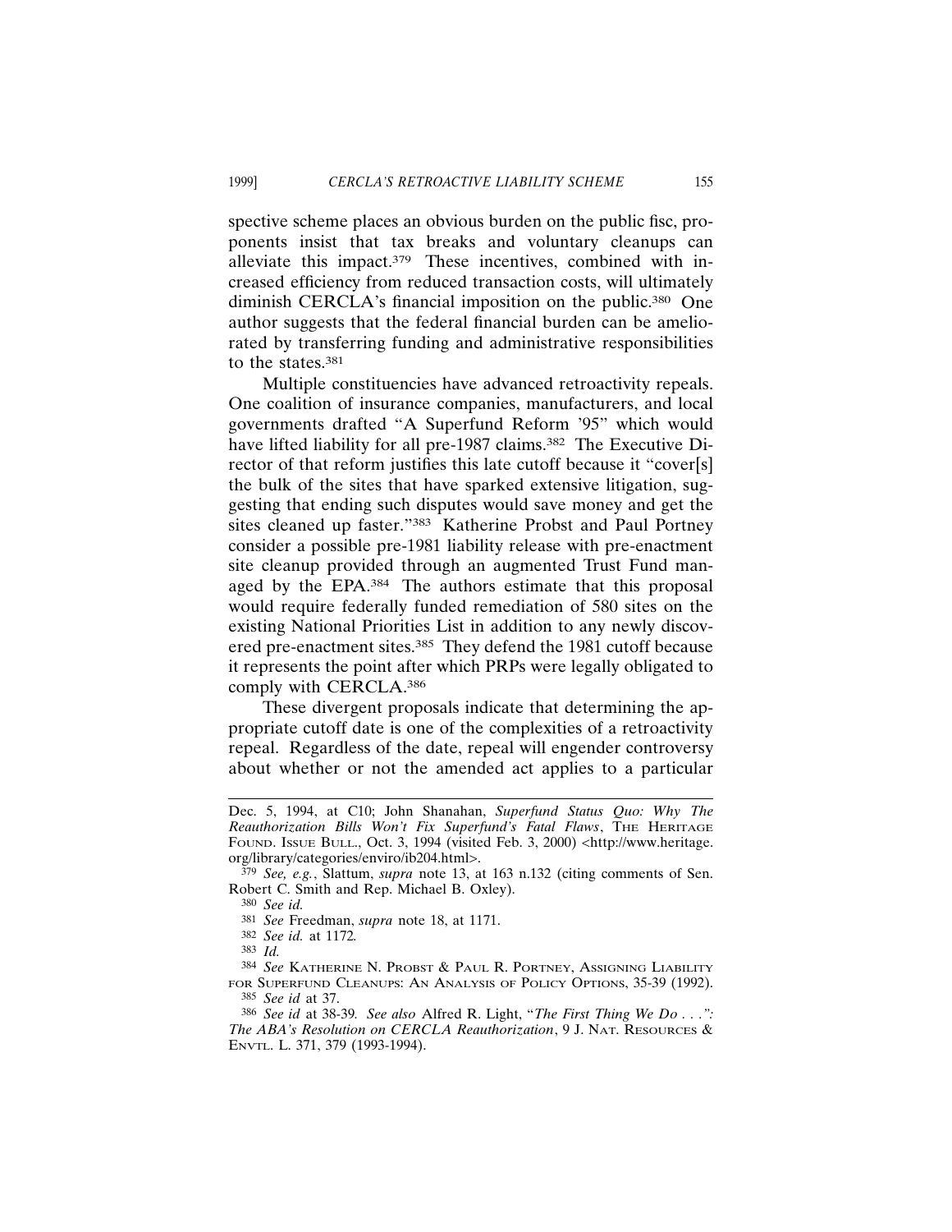spective scheme places an obvious burden on the public fisc, proponents insist that tax breaks and voluntary cleanups can alleviate this impact.[379] These incentives, combined with increased efficiency from reduced transaction costs, will ultimately diminish CERCLA's financial imposition on the public.[380] One author suggests that the federal financial burden can be ameliorated by transferring funding and administrative responsibilities to the states.[381]

Multiple constituencies have advanced retroactivity repeals. One coalition of insurance companies, manufacturers, and local governments drafted "A Superfund Reform '95" which would have lifted liability for all pre-1987 claims.[382] The Executive Director of that reform justifies this late cutoff because it "cover[s] the bulk of the sites that have sparked extensive litigation, suggesting that ending such disputes would save money and get the sites cleaned up faster."[383] Katherine Probst and Paul Portney consider a possible pre-1981 liability release with pre-enactment site cleanup provided through an augmented Trust Fund managed by the EPA.[384] The authors estimate that this proposal would require federally funded remediation of 580 sites on the existing National Priorities List in addition to any newly discovered pre-enactment sites.[385] They defend the 1981 cutoff because it represents the point after which PRPs were legally obligated to comply with CERCLA.[386]

These divergent proposals indicate that determining the appropriate cutoff date is one of the complexities of a retroactivity repeal. Regardless of the date, repeal will engender controversy about whether or not the amended act applies to a particular

---

Dec. 5, 1994, at C10; John Shanahan, *Superfund Status Quo: Why The Reauthorization Bills Won't Fix Superfund's Fatal Flaws*, THE HERITAGE FOUND. ISSUE BULL., Oct. 3, 1994 (visited Feb. 3, 2000) <http://www.heritage.org/library/categories/enviro/ib204.html>.

[379] *See, e.g.*, Slattum, *supra* note 13, at 163 n.132 (citing comments of Sen. Robert C. Smith and Rep. Michael B. Oxley).

[380] *See id.*

[381] *See* Freedman, *supra* note 18, at 1171.

[382] *See id.* at 1172.

[383] *Id.*

[384] *See* KATHERINE N. PROBST & PAUL R. PORTNEY, ASSIGNING LIABILITY FOR SUPERFUND CLEANUPS: AN ANALYSIS OF POLICY OPTIONS, 35-39 (1992).

[385] *See id* at 37.

[386] *See id* at 38-39. *See also* Alfred R. Light, "*The First Thing We Do . . .": The ABA's Resolution on CERCLA Reauthorization*, 9 J. NAT. RESOURCES & ENVTL. L. 371, 379 (1993-1994).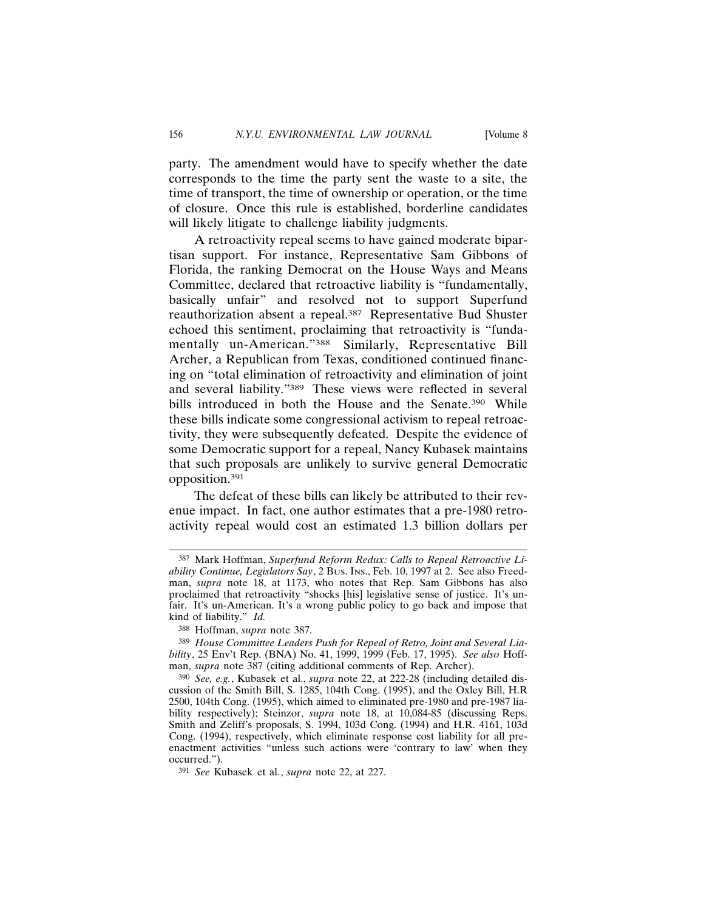party. The amendment would have to specify whether the date corresponds to the time the party sent the waste to a site, the time of transport, the time of ownership or operation, or the time of closure. Once this rule is established, borderline candidates will likely litigate to challenge liability judgments.

A retroactivity repeal seems to have gained moderate bipartisan support. For instance, Representative Sam Gibbons of Florida, the ranking Democrat on the House Ways and Means Committee, declared that retroactive liability is "fundamentally, basically unfair" and resolved not to support Superfund reauthorization absent a repeal.[387] Representative Bud Shuster echoed this sentiment, proclaiming that retroactivity is "fundamentally un-American."[388] Similarly, Representative Bill Archer, a Republican from Texas, conditioned continued financing on "total elimination of retroactivity and elimination of joint and several liability."[389] These views were reflected in several bills introduced in both the House and the Senate.[390] While these bills indicate some congressional activism to repeal retroactivity, they were subsequently defeated. Despite the evidence of some Democratic support for a repeal, Nancy Kubasek maintains that such proposals are unlikely to survive general Democratic opposition.[391]

The defeat of these bills can likely be attributed to their revenue impact. In fact, one author estimates that a pre-1980 retroactivity repeal would cost an estimated 1.3 billion dollars per

---

[387] Mark Hoffman, *Superfund Reform Redux: Calls to Repeal Retroactive Liability Continue, Legislators Say*, 2 Bus. Ins., Feb. 10, 1997 at 2. See also Freedman, *supra* note 18, at 1173, who notes that Rep. Sam Gibbons has also proclaimed that retroactivity "shocks [his] legislative sense of justice. It's unfair. It's un-American. It's a wrong public policy to go back and impose that kind of liability." *Id.*

[388] Hoffman, *supra* note 387.

[389] *House Committee Leaders Push for Repeal of Retro, Joint and Several Liability*, 25 Env't Rep. (BNA) No. 41, 1999, 1999 (Feb. 17, 1995). *See also* Hoffman, *supra* note 387 (citing additional comments of Rep. Archer).

[390] *See, e.g.*, Kubasek et al., *supra* note 22, at 222-28 (including detailed discussion of the Smith Bill, S. 1285, 104th Cong. (1995), and the Oxley Bill, H.R 2500, 104th Cong. (1995), which aimed to eliminated pre-1980 and pre-1987 liability respectively); Steinzor, *supra* note 18, at 10,084-85 (discussing Reps. Smith and Zeliff's proposals, S. 1994, 103d Cong. (1994) and H.R. 4161, 103d Cong. (1994), respectively, which eliminate response cost liability for all pre-enactment activities "unless such actions were 'contrary to law' when they occurred.").

[391] *See* Kubasek et al., *supra* note 22, at 227.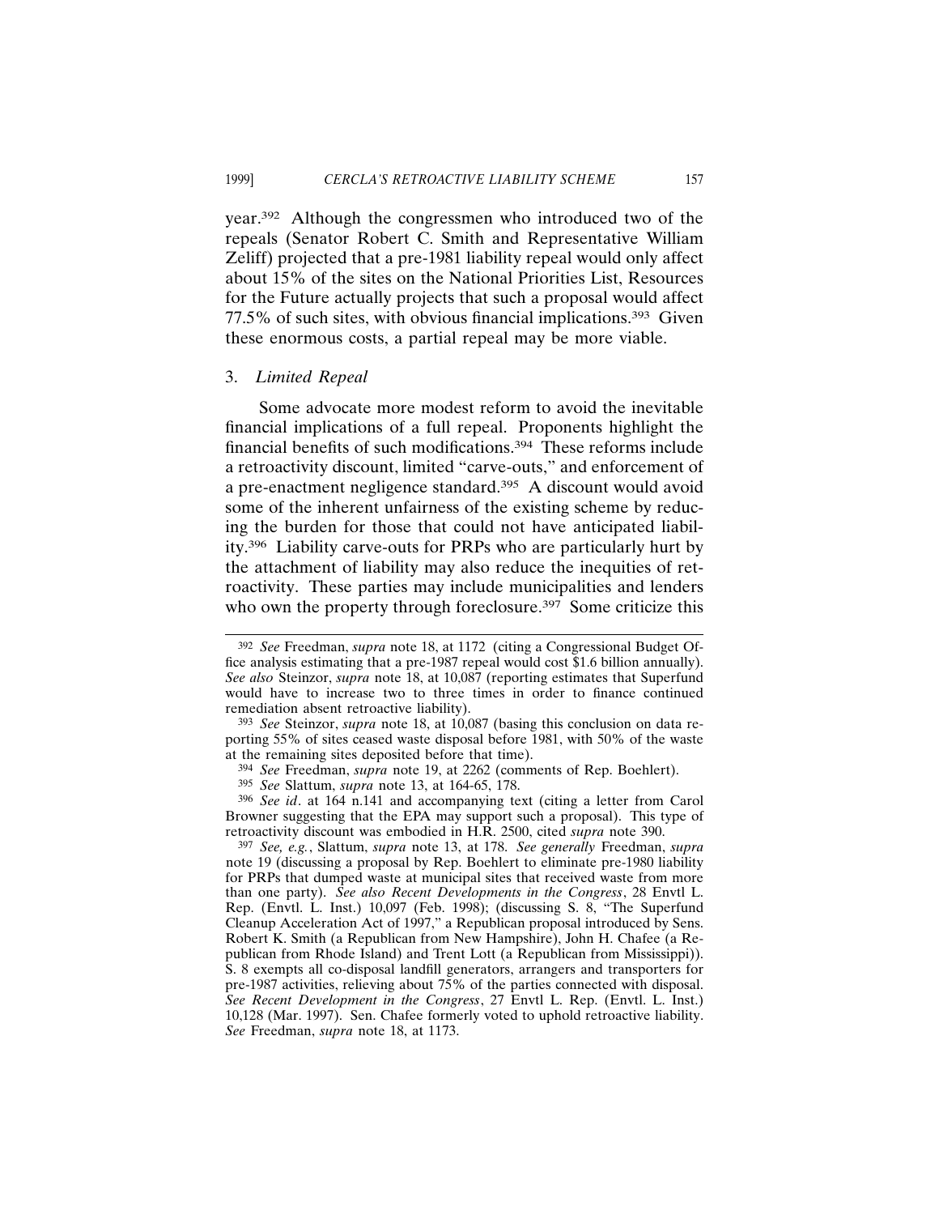year.[392] Although the congressmen who introduced two of the repeals (Senator Robert C. Smith and Representative William Zeliff) projected that a pre-1981 liability repeal would only affect about 15% of the sites on the National Priorities List, Resources for the Future actually projects that such a proposal would affect 77.5% of such sites, with obvious financial implications.[393] Given these enormous costs, a partial repeal may be more viable.

### 3. *Limited Repeal*

Some advocate more modest reform to avoid the inevitable financial implications of a full repeal. Proponents highlight the financial benefits of such modifications.[394] These reforms include a retroactivity discount, limited "carve-outs," and enforcement of a pre-enactment negligence standard.[395] A discount would avoid some of the inherent unfairness of the existing scheme by reducing the burden for those that could not have anticipated liability.[396] Liability carve-outs for PRPs who are particularly hurt by the attachment of liability may also reduce the inequities of retroactivity. These parties may include municipalities and lenders who own the property through foreclosure.[397] Some criticize this

---

[392] *See* Freedman, *supra* note 18, at 1172 (citing a Congressional Budget Office analysis estimating that a pre-1987 repeal would cost $1.6 billion annually). *See also* Steinzor, *supra* note 18, at 10,087 (reporting estimates that Superfund would have to increase two to three times in order to finance continued remediation absent retroactive liability).

[393] *See* Steinzor, *supra* note 18, at 10,087 (basing this conclusion on data reporting 55% of sites ceased waste disposal before 1981, with 50% of the waste at the remaining sites deposited before that time).

[394] *See* Freedman, *supra* note 19, at 2262 (comments of Rep. Boehlert).

[395] *See* Slattum, *supra* note 13, at 164-65, 178.

[396] *See id*. at 164 n.141 and accompanying text (citing a letter from Carol Browner suggesting that the EPA may support such a proposal). This type of retroactivity discount was embodied in H.R. 2500, cited *supra* note 390.

[397] *See, e.g.*, Slattum, *supra* note 13, at 178. *See generally* Freedman, *supra* note 19 (discussing a proposal by Rep. Boehlert to eliminate pre-1980 liability for PRPs that dumped waste at municipal sites that received waste from more than one party). *See also Recent Developments in the Congress*, 28 Envtl L. Rep. (Envtl. L. Inst.) 10,097 (Feb. 1998); (discussing S. 8, "The Superfund Cleanup Acceleration Act of 1997," a Republican proposal introduced by Sens. Robert K. Smith (a Republican from New Hampshire), John H. Chafee (a Republican from Rhode Island) and Trent Lott (a Republican from Mississippi)). S. 8 exempts all co-disposal landfill generators, arrangers and transporters for pre-1987 activities, relieving about 75% of the parties connected with disposal. *See Recent Development in the Congress*, 27 Envtl L. Rep. (Envtl. L. Inst.) 10,128 (Mar. 1997). Sen. Chafee formerly voted to uphold retroactive liability. *See* Freedman, *supra* note 18, at 1173.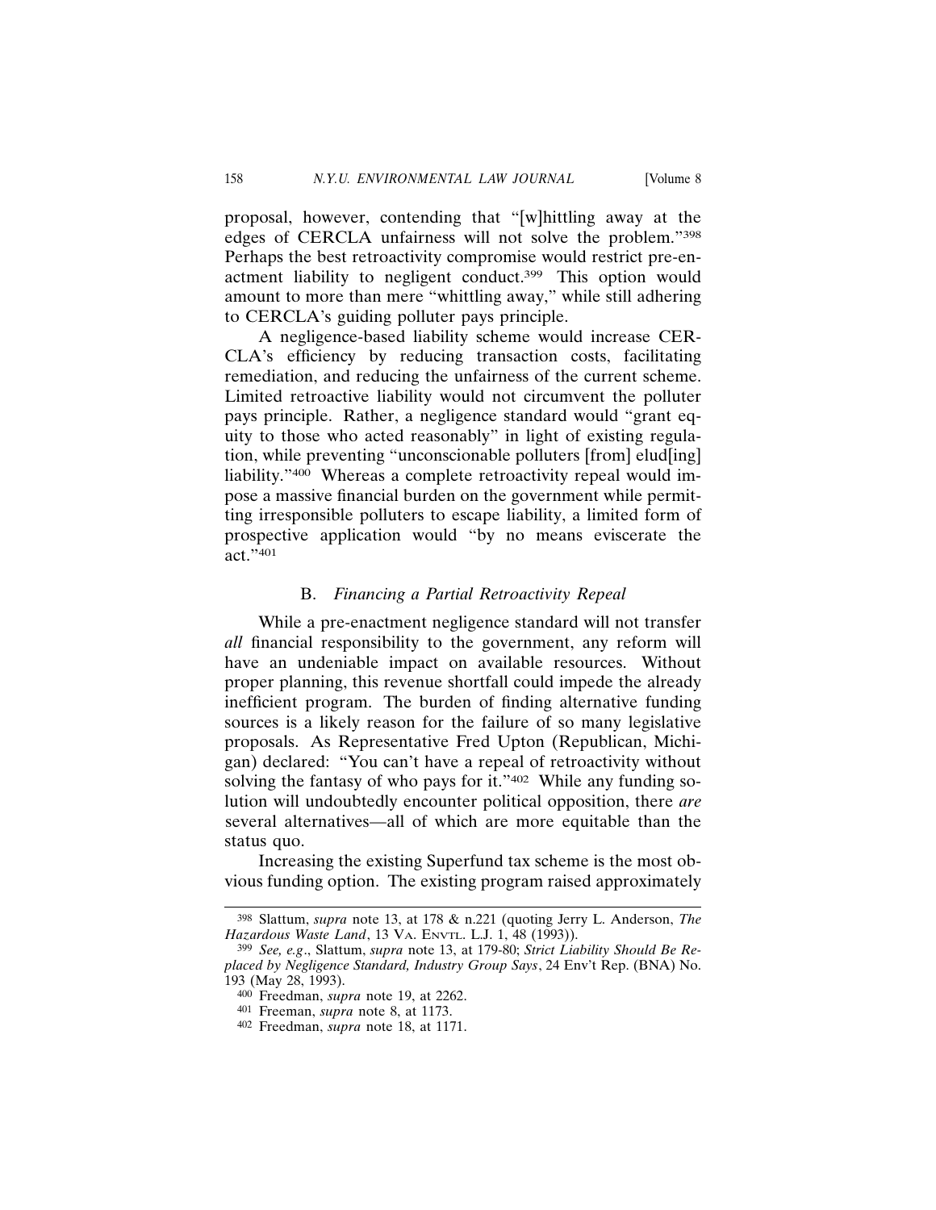proposal, however, contending that "[w]hittling away at the edges of CERCLA unfairness will not solve the problem."[398] Perhaps the best retroactivity compromise would restrict pre-enactment liability to negligent conduct.[399] This option would amount to more than mere "whittling away," while still adhering to CERCLA's guiding polluter pays principle.

A negligence-based liability scheme would increase CERCLA's efficiency by reducing transaction costs, facilitating remediation, and reducing the unfairness of the current scheme. Limited retroactive liability would not circumvent the polluter pays principle. Rather, a negligence standard would "grant equity to those who acted reasonably" in light of existing regulation, while preventing "unconscionable polluters [from] elud[ing] liability."[400] Whereas a complete retroactivity repeal would impose a massive financial burden on the government while permitting irresponsible polluters to escape liability, a limited form of prospective application would "by no means eviscerate the act."[401]

### B. *Financing a Partial Retroactivity Repeal*

While a pre-enactment negligence standard will not transfer *all* financial responsibility to the government, any reform will have an undeniable impact on available resources. Without proper planning, this revenue shortfall could impede the already inefficient program. The burden of finding alternative funding sources is a likely reason for the failure of so many legislative proposals. As Representative Fred Upton (Republican, Michigan) declared: "You can't have a repeal of retroactivity without solving the fantasy of who pays for it."[402] While any funding solution will undoubtedly encounter political opposition, there *are* several alternatives—all of which are more equitable than the status quo.

Increasing the existing Superfund tax scheme is the most obvious funding option. The existing program raised approximately

---

[398] Slattum, *supra* note 13, at 178 & n.221 (quoting Jerry L. Anderson, *The Hazardous Waste Land*, 13 VA. ENVTL. L.J. 1, 48 (1993)).

[399] *See, e.g.*, Slattum, *supra* note 13, at 179-80; *Strict Liability Should Be Replaced by Negligence Standard, Industry Group Says*, 24 Env't Rep. (BNA) No. 193 (May 28, 1993).

[400] Freedman, *supra* note 19, at 2262.

[401] Freeman, *supra* note 8, at 1173.

[402] Freedman, *supra* note 18, at 1171.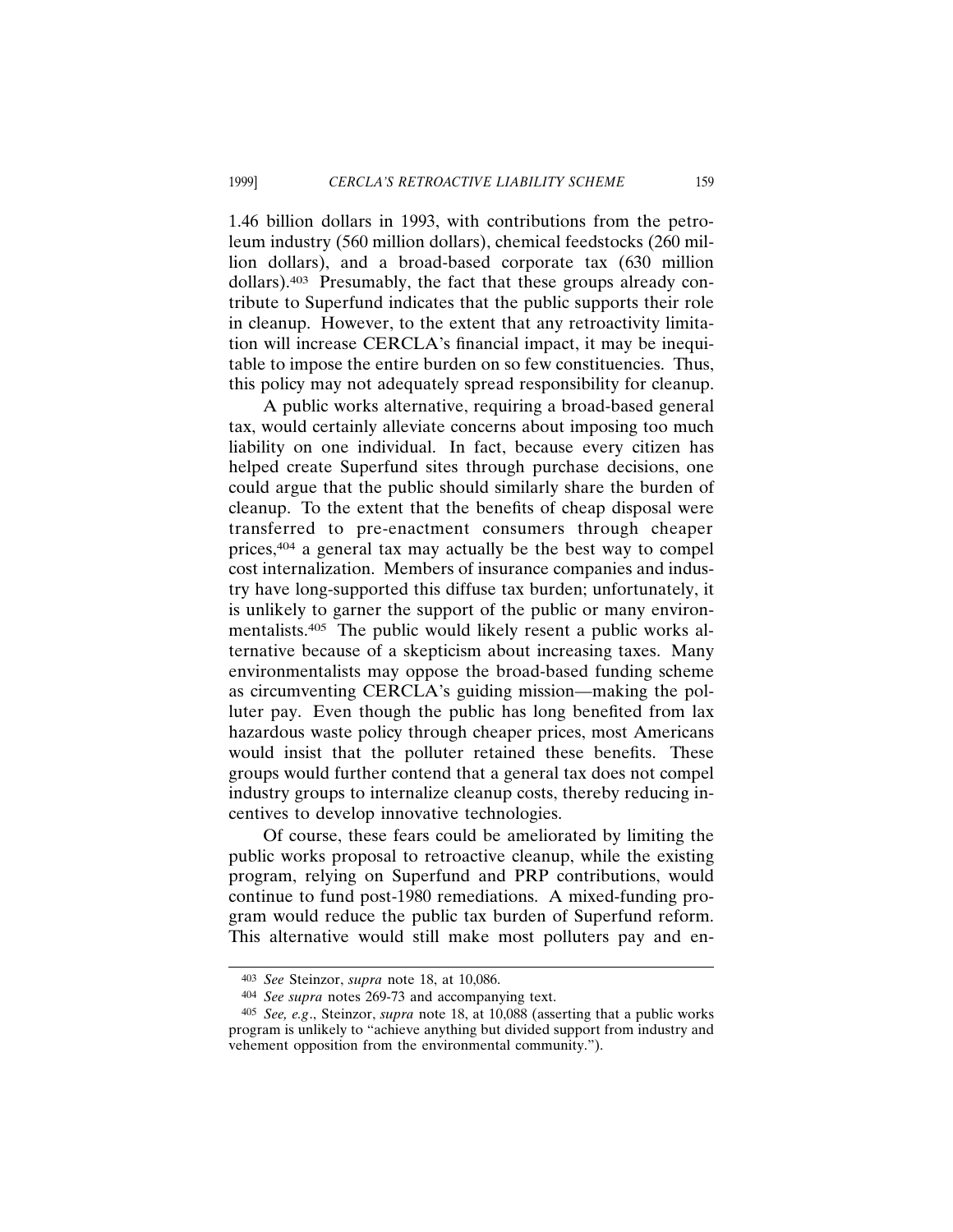1.46 billion dollars in 1993, with contributions from the petroleum industry (560 million dollars), chemical feedstocks (260 million dollars), and a broad-based corporate tax (630 million dollars).[403] Presumably, the fact that these groups already contribute to Superfund indicates that the public supports their role in cleanup. However, to the extent that any retroactivity limitation will increase CERCLA's financial impact, it may be inequitable to impose the entire burden on so few constituencies. Thus, this policy may not adequately spread responsibility for cleanup.

A public works alternative, requiring a broad-based general tax, would certainly alleviate concerns about imposing too much liability on one individual. In fact, because every citizen has helped create Superfund sites through purchase decisions, one could argue that the public should similarly share the burden of cleanup. To the extent that the benefits of cheap disposal were transferred to pre-enactment consumers through cheaper prices,[404] a general tax may actually be the best way to compel cost internalization. Members of insurance companies and industry have long-supported this diffuse tax burden; unfortunately, it is unlikely to garner the support of the public or many environmentalists.[405] The public would likely resent a public works alternative because of a skepticism about increasing taxes. Many environmentalists may oppose the broad-based funding scheme as circumventing CERCLA's guiding mission—making the polluter pay. Even though the public has long benefited from lax hazardous waste policy through cheaper prices, most Americans would insist that the polluter retained these benefits. These groups would further contend that a general tax does not compel industry groups to internalize cleanup costs, thereby reducing incentives to develop innovative technologies.

Of course, these fears could be ameliorated by limiting the public works proposal to retroactive cleanup, while the existing program, relying on Superfund and PRP contributions, would continue to fund post-1980 remediations. A mixed-funding program would reduce the public tax burden of Superfund reform. This alternative would still make most polluters pay and en-

---

[403] *See* Steinzor, *supra* note 18, at 10,086.

[404] *See supra* notes 269-73 and accompanying text.

[405] *See, e.g.*, Steinzor, *supra* note 18, at 10,088 (asserting that a public works program is unlikely to "achieve anything but divided support from industry and vehement opposition from the environmental community.").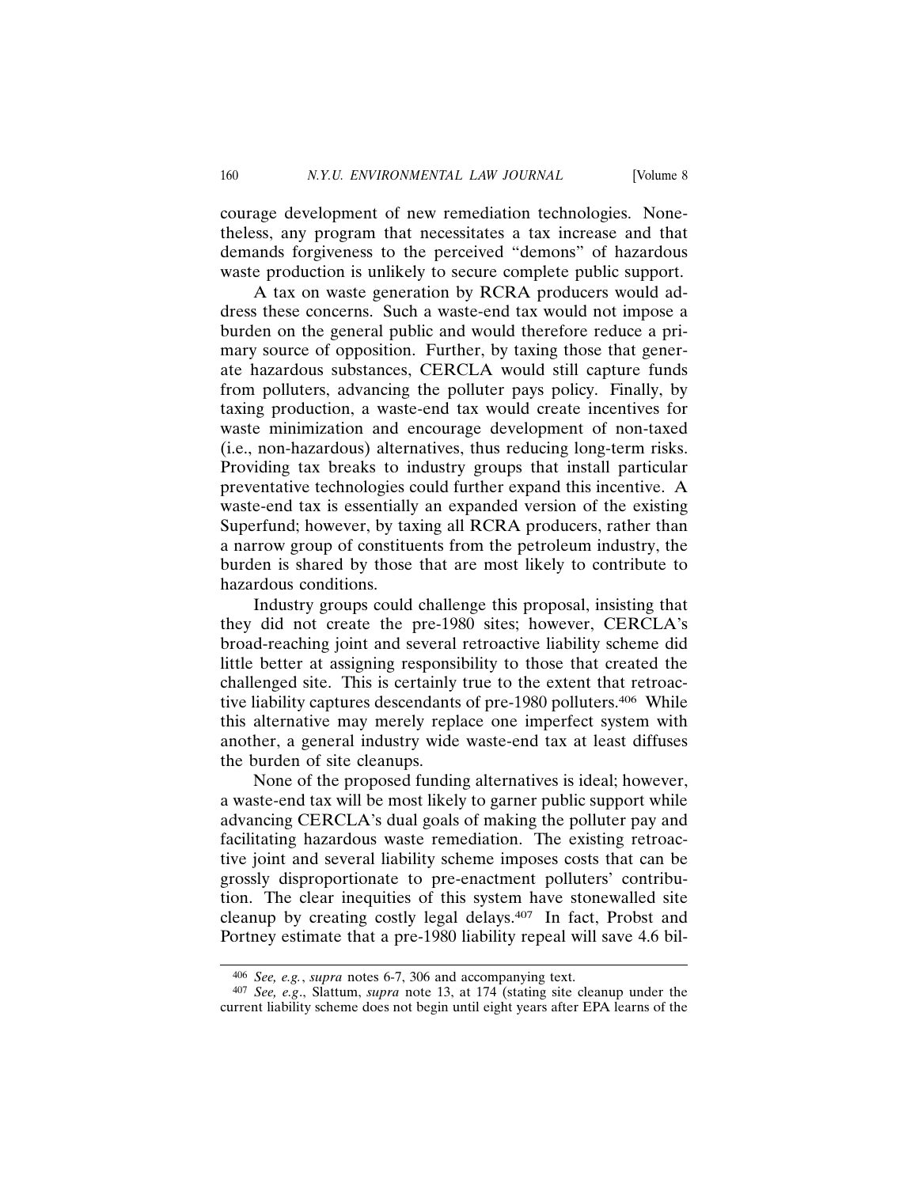courage development of new remediation technologies. Nonetheless, any program that necessitates a tax increase and that demands forgiveness to the perceived "demons" of hazardous waste production is unlikely to secure complete public support.

A tax on waste generation by RCRA producers would address these concerns. Such a waste-end tax would not impose a burden on the general public and would therefore reduce a primary source of opposition. Further, by taxing those that generate hazardous substances, CERCLA would still capture funds from polluters, advancing the polluter pays policy. Finally, by taxing production, a waste-end tax would create incentives for waste minimization and encourage development of non-taxed (i.e., non-hazardous) alternatives, thus reducing long-term risks. Providing tax breaks to industry groups that install particular preventative technologies could further expand this incentive. A waste-end tax is essentially an expanded version of the existing Superfund; however, by taxing all RCRA producers, rather than a narrow group of constituents from the petroleum industry, the burden is shared by those that are most likely to contribute to hazardous conditions.

Industry groups could challenge this proposal, insisting that they did not create the pre-1980 sites; however, CERCLA's broad-reaching joint and several retroactive liability scheme did little better at assigning responsibility to those that created the challenged site. This is certainly true to the extent that retroactive liability captures descendants of pre-1980 polluters.[406] While this alternative may merely replace one imperfect system with another, a general industry wide waste-end tax at least diffuses the burden of site cleanups.

None of the proposed funding alternatives is ideal; however, a waste-end tax will be most likely to garner public support while advancing CERCLA's dual goals of making the polluter pay and facilitating hazardous waste remediation. The existing retroactive joint and several liability scheme imposes costs that can be grossly disproportionate to pre-enactment polluters' contribution. The clear inequities of this system have stonewalled site cleanup by creating costly legal delays.[407] In fact, Probst and Portney estimate that a pre-1980 liability repeal will save 4.6 bil-

---

[406] *See, e.g.*, *supra* notes 6-7, 306 and accompanying text.

[407] *See, e.g*., Slattum, *supra* note 13, at 174 (stating site cleanup under the current liability scheme does not begin until eight years after EPA learns of the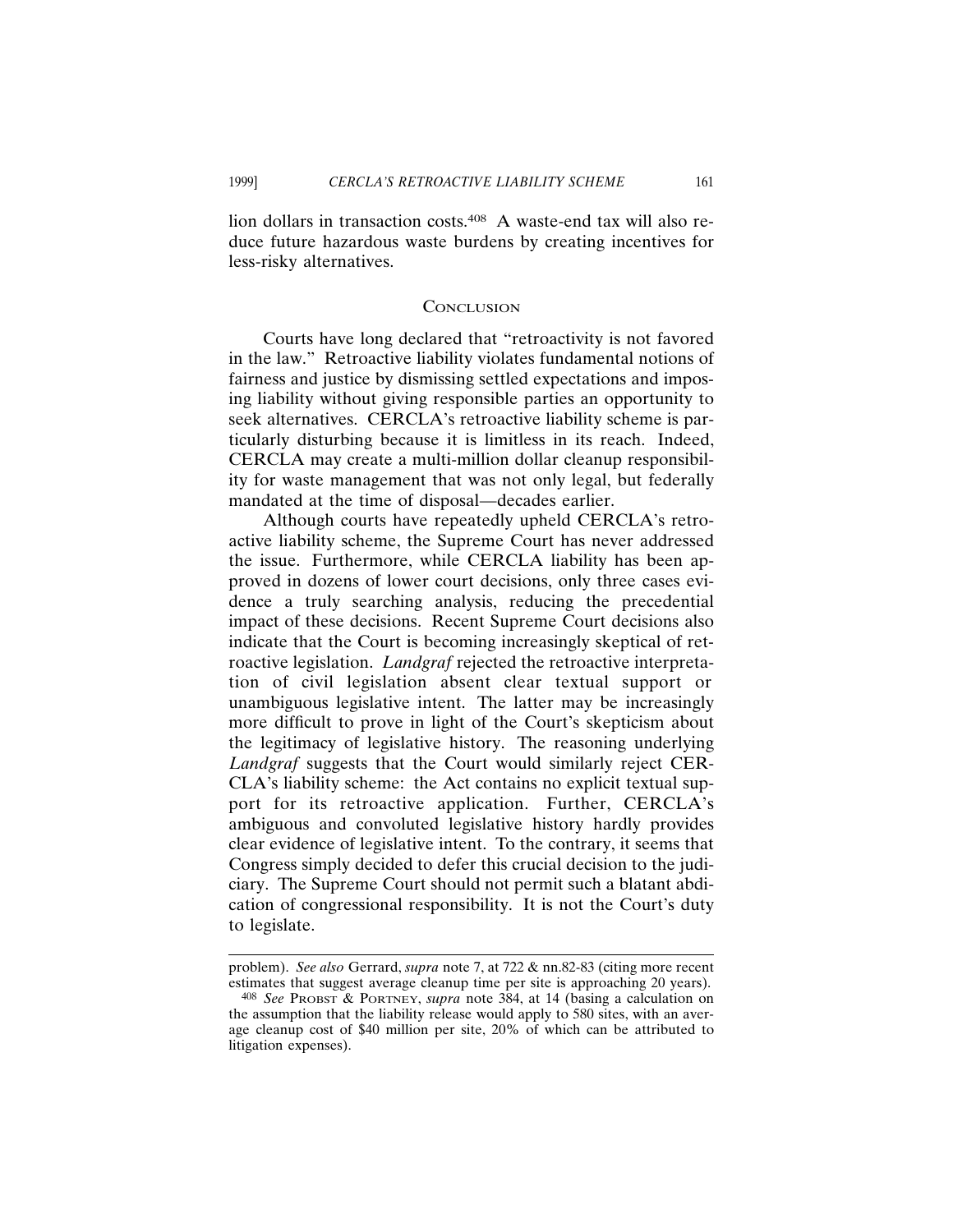lion dollars in transaction costs.[408] A waste-end tax will also reduce future hazardous waste burdens by creating incentives for less-risky alternatives.

## Conclusion

Courts have long declared that "retroactivity is not favored in the law." Retroactive liability violates fundamental notions of fairness and justice by dismissing settled expectations and imposing liability without giving responsible parties an opportunity to seek alternatives. CERCLA's retroactive liability scheme is particularly disturbing because it is limitless in its reach. Indeed, CERCLA may create a multi-million dollar cleanup responsibility for waste management that was not only legal, but federally mandated at the time of disposal—decades earlier.

Although courts have repeatedly upheld CERCLA's retroactive liability scheme, the Supreme Court has never addressed the issue. Furthermore, while CERCLA liability has been approved in dozens of lower court decisions, only three cases evidence a truly searching analysis, reducing the precedential impact of these decisions. Recent Supreme Court decisions also indicate that the Court is becoming increasingly skeptical of retroactive legislation. *Landgraf* rejected the retroactive interpretation of civil legislation absent clear textual support or unambiguous legislative intent. The latter may be increasingly more difficult to prove in light of the Court's skepticism about the legitimacy of legislative history. The reasoning underlying *Landgraf* suggests that the Court would similarly reject CERCLA's liability scheme: the Act contains no explicit textual support for its retroactive application. Further, CERCLA's ambiguous and convoluted legislative history hardly provides clear evidence of legislative intent. To the contrary, it seems that Congress simply decided to defer this crucial decision to the judiciary. The Supreme Court should not permit such a blatant abdication of congressional responsibility. It is not the Court's duty to legislate.

---

problem). *See also* Gerrard, *supra* note 7, at 722 & nn.82-83 (citing more recent estimates that suggest average cleanup time per site is approaching 20 years).

[408] *See* Probst & Portney, *supra* note 384, at 14 (basing a calculation on the assumption that the liability release would apply to 580 sites, with an average cleanup cost of $40 million per site, 20% of which can be attributed to litigation expenses).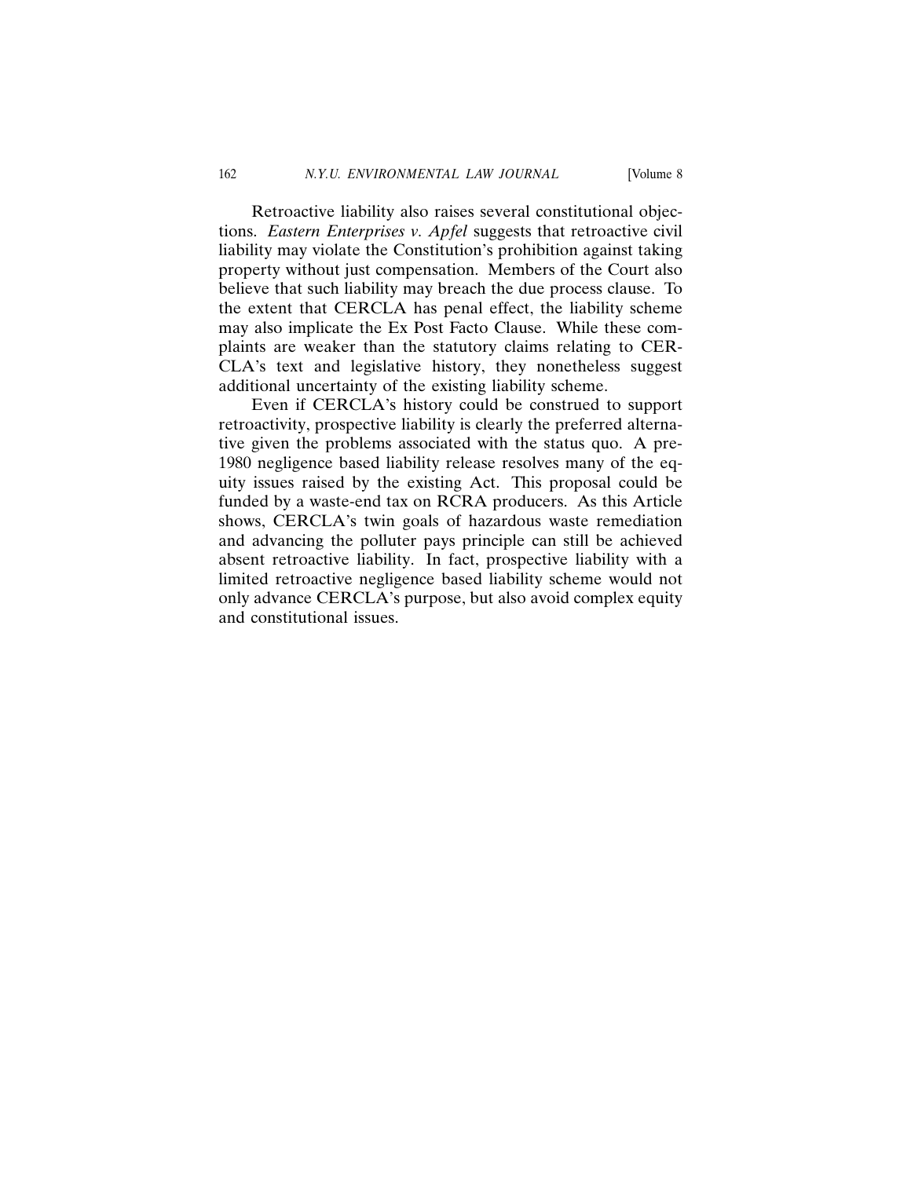Retroactive liability also raises several constitutional objections. *Eastern Enterprises v. Apfel* suggests that retroactive civil liability may violate the Constitution's prohibition against taking property without just compensation. Members of the Court also believe that such liability may breach the due process clause. To the extent that CERCLA has penal effect, the liability scheme may also implicate the Ex Post Facto Clause. While these complaints are weaker than the statutory claims relating to CERCLA's text and legislative history, they nonetheless suggest additional uncertainty of the existing liability scheme.

Even if CERCLA's history could be construed to support retroactivity, prospective liability is clearly the preferred alternative given the problems associated with the status quo. A pre-1980 negligence based liability release resolves many of the equity issues raised by the existing Act. This proposal could be funded by a waste-end tax on RCRA producers. As this Article shows, CERCLA's twin goals of hazardous waste remediation and advancing the polluter pays principle can still be achieved absent retroactive liability. In fact, prospective liability with a limited retroactive negligence based liability scheme would not only advance CERCLA's purpose, but also avoid complex equity and constitutional issues.